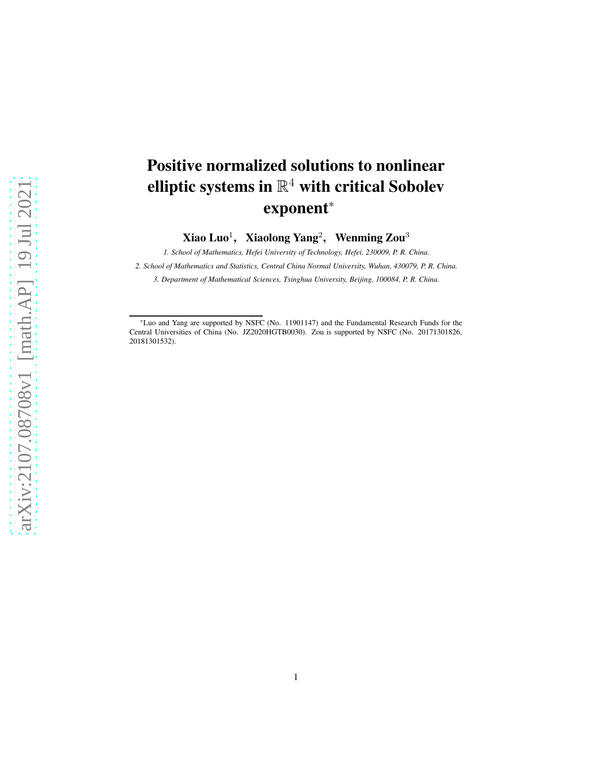# Positive normalized solutions to nonlinear elliptic systems in $\mathbb{R}^4$ with critical Sobolev exponent*

**Xiao Luo[1], Xiaolong Yang[2], Wenming Zou[3]**

*1. School of Mathematics, Hefei University of Technology, Hefei, 230009, P. R. China.*

*2. School of Mathematics and Statistics, Central China Normal University, Wuhan, 430079, P. R. China.*

*3. Department of Mathematical Sciences, Tsinghua University, Beijing, 100084, P. R. China.*

---

*Luo and Yang are supported by NSFC (No. 11901147) and the Fundamental Research Funds for the Central Universities of China (No. JZ2020HGTB0030). Zou is supported by NSFC (No. 20171301826, 20181301532).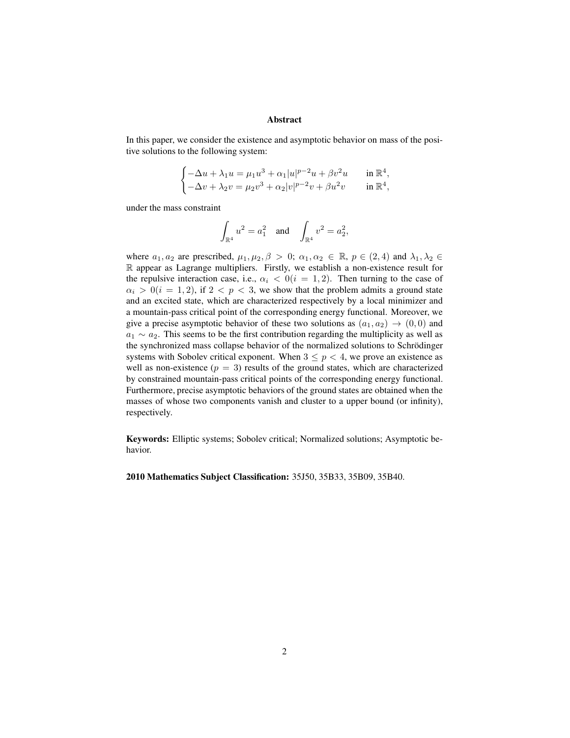## Abstract

In this paper, we consider the existence and asymptotic behavior on mass of the positive solutions to the following system:

$$
\begin{cases}
-\Delta u + \lambda_1 u = \mu_1 u^3 + \alpha_1 |u|^{p-2}u + \beta v^2 u & \text{in } \mathbb{R}^4, \\
-\Delta v + \lambda_2 v = \mu_2 v^3 + \alpha_2 |v|^{p-2}v + \beta u^2 v & \text{in } \mathbb{R}^4,
\end{cases}
$$

under the mass constraint

$$
\int_{\mathbb{R}^4} u^2 = a_1^2 \quad \text{and} \quad \int_{\mathbb{R}^4} v^2 = a_2^2,
$$

where $a_1, a_2$ are prescribed, $\mu_1, \mu_2, \beta > 0$; $\alpha_1, \alpha_2 \in \mathbb{R}$, $p \in (2, 4)$ and $\lambda_1, \lambda_2 \in \mathbb{R}$ appear as Lagrange multipliers. Firstly, we establish a non-existence result for the repulsive interaction case, i.e., $\alpha_i < 0 (i = 1, 2)$. Then turning to the case of $\alpha_i > 0 (i = 1, 2)$, if $2 < p < 3$, we show that the problem admits a ground state and an excited state, which are characterized respectively by a local minimizer and a mountain-pass critical point of the corresponding energy functional. Moreover, we give a precise asymptotic behavior of these two solutions as $(a_1, a_2) \to (0, 0)$ and $a_1 \sim a_2$. This seems to be the first contribution regarding the multiplicity as well as the synchronized mass collapse behavior of the normalized solutions to Schrödinger systems with Sobolev critical exponent. When $3 \leq p < 4$, we prove an existence as well as non-existence ($p = 3$) results of the ground states, which are characterized by constrained mountain-pass critical points of the corresponding energy functional. Furthermore, precise asymptotic behaviors of the ground states are obtained when the masses of whose two components vanish and cluster to a upper bound (or infinity), respectively.

**Keywords:** Elliptic systems; Sobolev critical; Normalized solutions; Asymptotic behavior.

**2010 Mathematics Subject Classification:** 35J50, 35B33, 35B09, 35B40.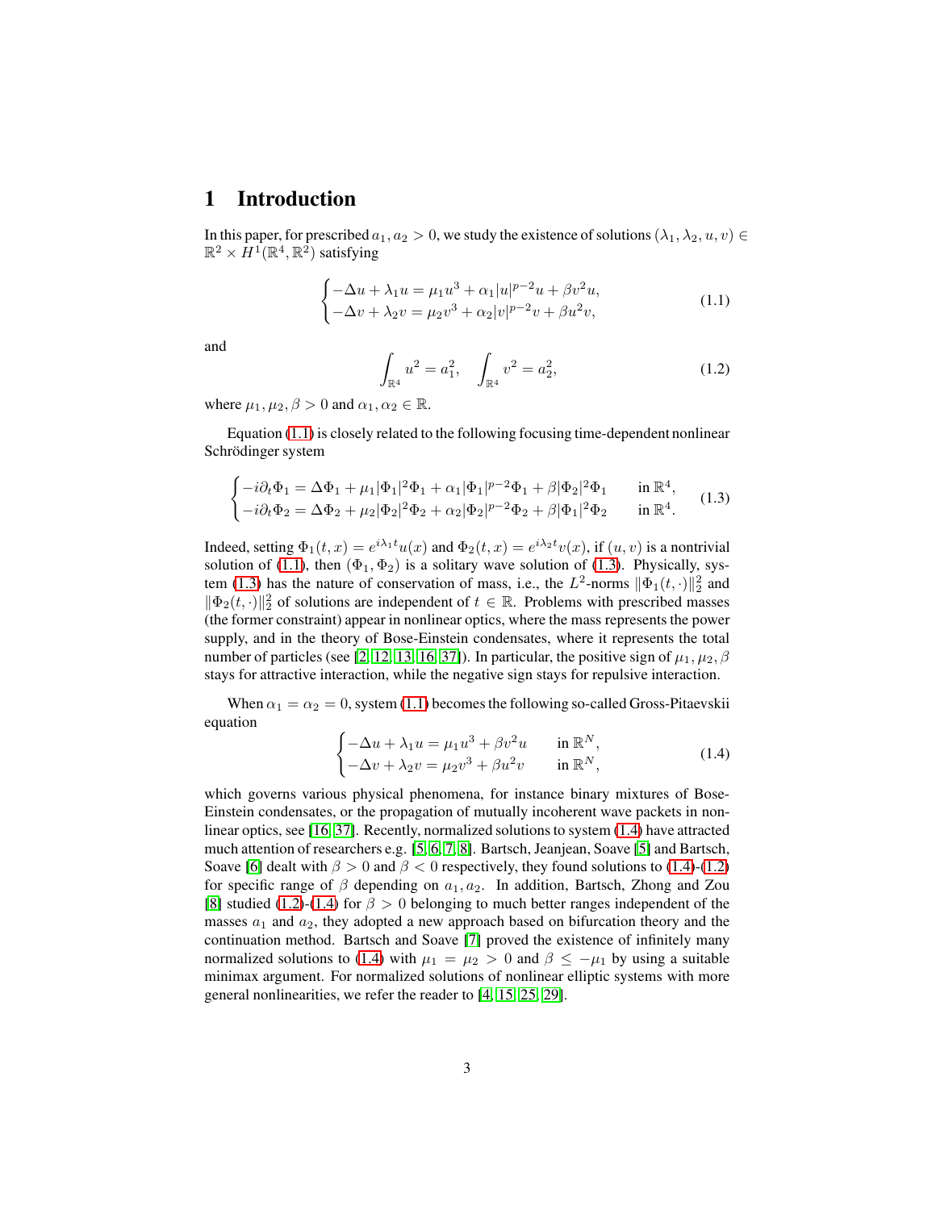# 1 Introduction

In this paper, for prescribed $a_1, a_2 > 0$, we study the existence of solutions $(\lambda_1, \lambda_2, u, v) \in \mathbb{R}^2 \times H^1(\mathbb{R}^4, \mathbb{R}^2)$ satisfying

$$
\begin{cases}
-\Delta u + \lambda_1 u = \mu_1 u^3 + \alpha_1 |u|^{p-2}u + \beta v^2 u, \\
-\Delta v + \lambda_2 v = \mu_2 v^3 + \alpha_2 |v|^{p-2}v + \beta u^2 v,
\end{cases}
\tag{1.1}
$$

and

$$
\int_{\mathbb{R}^4} u^2 = a_1^2, \quad \int_{\mathbb{R}^4} v^2 = a_2^2,
\tag{1.2}
$$

where $\mu_1, \mu_2, \beta > 0$ and $\alpha_1, \alpha_2 \in \mathbb{R}$.

Equation (1.1) is closely related to the following focusing time-dependent nonlinear Schrödinger system

$$
\begin{cases}
-i\partial_t \Phi_1 = \Delta \Phi_1 + \mu_1 |\Phi_1|^2 \Phi_1 + \alpha_1 |\Phi_1|^{p-2}\Phi_1 + \beta |\Phi_2|^2 \Phi_1 & \text{in } \mathbb{R}^4, \\
-i\partial_t \Phi_2 = \Delta \Phi_2 + \mu_2 |\Phi_2|^2 \Phi_2 + \alpha_2 |\Phi_2|^{p-2}\Phi_2 + \beta |\Phi_1|^2 \Phi_2 & \text{in } \mathbb{R}^4.
\end{cases}
\tag{1.3}
$$

Indeed, setting $\Phi_1(t,x) = e^{i\lambda_1 t}u(x)$ and $\Phi_2(t,x) = e^{i\lambda_2 t}v(x)$, if $(u,v)$ is a nontrivial solution of (1.1), then $(\Phi_1, \Phi_2)$ is a solitary wave solution of (1.3). Physically, system (1.3) has the nature of conservation of mass, i.e., the $L^2$-norms $\|\Phi_1(t,\cdot)\|_2^2$ and $\|\Phi_2(t,\cdot)\|_2^2$ of solutions are independent of $t \in \mathbb{R}$. Problems with prescribed masses (the former constraint) appear in nonlinear optics, where the mass represents the power supply, and in the theory of Bose-Einstein condensates, where it represents the total number of particles (see [2, 12, 13, 16, 37]). In particular, the positive sign of $\mu_1, \mu_2, \beta$ stays for attractive interaction, while the negative sign stays for repulsive interaction.

When $\alpha_1 = \alpha_2 = 0$, system (1.1) becomes the following so-called Gross-Pitaevskii equation

$$
\begin{cases}
-\Delta u + \lambda_1 u = \mu_1 u^3 + \beta v^2 u & \text{in } \mathbb{R}^N, \\
-\Delta v + \lambda_2 v = \mu_2 v^3 + \beta u^2 v & \text{in } \mathbb{R}^N,
\end{cases}
\tag{1.4}
$$

which governs various physical phenomena, for instance binary mixtures of Bose-Einstein condensates, or the propagation of mutually incoherent wave packets in nonlinear optics, see [16, 37]. Recently, normalized solutions to system (1.4) have attracted much attention of researchers e.g. [5, 6, 7, 8]. Bartsch, Jeanjean, Soave [5] and Bartsch, Soave [6] dealt with $\beta > 0$ and $\beta < 0$ respectively, they found solutions to (1.4)-(1.2) for specific range of $\beta$ depending on $a_1, a_2$. In addition, Bartsch, Zhong and Zou [8] studied (1.2)-(1.4) for $\beta > 0$ belonging to much better ranges independent of the masses $a_1$ and $a_2$, they adopted a new approach based on bifurcation theory and the continuation method. Bartsch and Soave [7] proved the existence of infinitely many normalized solutions to (1.4) with $\mu_1 = \mu_2 > 0$ and $\beta \leq -\mu_1$ by using a suitable minimax argument. For normalized solutions of nonlinear elliptic systems with more general nonlinearities, we refer the reader to [4, 15, 25, 29].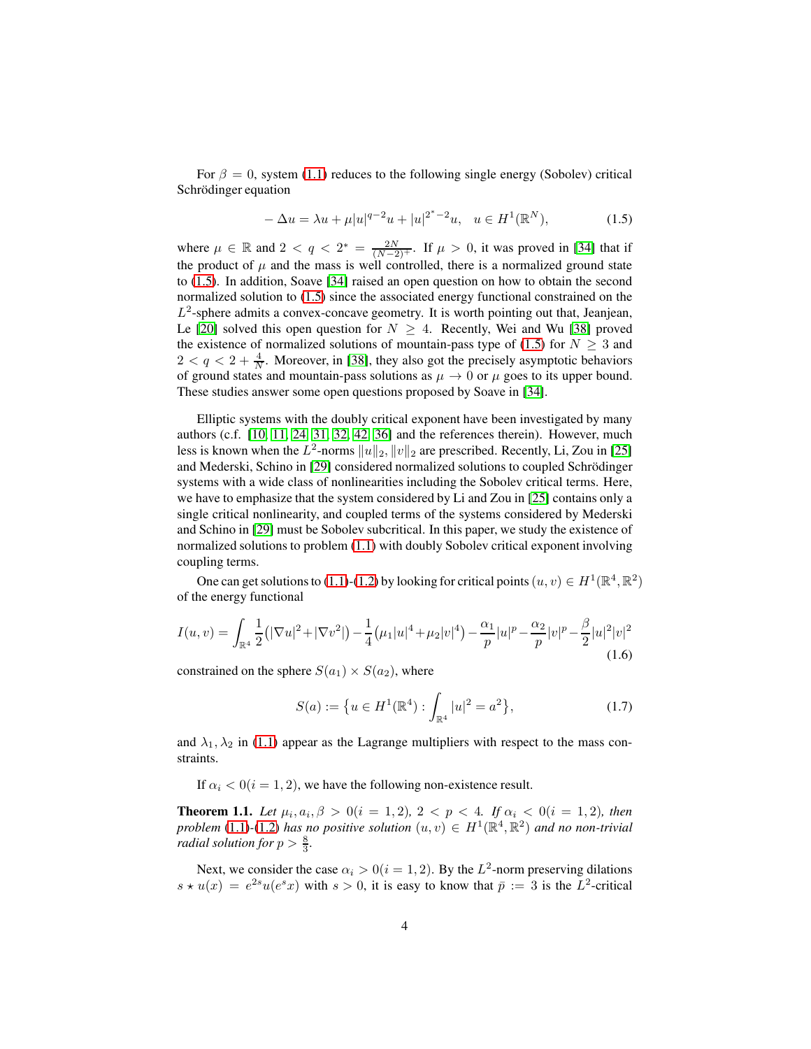For $\beta = 0$, system (1.1) reduces to the following single energy (Sobolev) critical Schrödinger equation

$$- \Delta u = \lambda u + \mu |u|^{q-2}u + |u|^{2^*-2}u, \quad u \in H^1(\mathbb{R}^N), \tag{1.5}$$

where $\mu \in \mathbb{R}$ and $2 < q < 2^* = \frac{2N}{(N-2)^+}$. If $\mu > 0$, it was proved in [34] that if the product of $\mu$ and the mass is well controlled, there is a normalized ground state to (1.5). In addition, Soave [34] raised an open question on how to obtain the second normalized solution to (1.5) since the associated energy functional constrained on the $L^2$-sphere admits a convex-concave geometry. It is worth pointing out that, Jeanjean, Le [20] solved this open question for $N \geq 4$. Recently, Wei and Wu [38] proved the existence of normalized solutions of mountain-pass type of (1.5) for $N \geq 3$ and $2 < q < 2 + \frac{4}{N}$. Moreover, in [38], they also got the precisely asymptotic behaviors of ground states and mountain-pass solutions as $\mu \to 0$ or $\mu$ goes to its upper bound. These studies answer some open questions proposed by Soave in [34].

Elliptic systems with the doubly critical exponent have been investigated by many authors (c.f. [10, 11, 24, 31, 32, 42, 36] and the references therein). However, much less is known when the $L^2$-norms $\|u\|_2, \|v\|_2$ are prescribed. Recently, Li, Zou in [25] and Mederski, Schino in [29] considered normalized solutions to coupled Schrödinger systems with a wide class of nonlinearities including the Sobolev critical terms. Here, we have to emphasize that the system considered by Li and Zou in [25] contains only a single critical nonlinearity, and coupled terms of the systems considered by Mederski and Schino in [29] must be Sobolev subcritical. In this paper, we study the existence of normalized solutions to problem (1.1) with doubly Sobolev critical exponent involving coupling terms.

One can get solutions to (1.1)-(1.2) by looking for critical points $(u, v) \in H^1(\mathbb{R}^4, \mathbb{R}^2)$ of the energy functional

$$I(u,v) = \int_{\mathbb{R}^4} \frac{1}{2}\big(|\nabla u|^2 + |\nabla v^2|\big) - \frac{1}{4}\big(\mu_1|u|^4 + \mu_2|v|^4\big) - \frac{\alpha_1}{p}|u|^p - \frac{\alpha_2}{p}|v|^p - \frac{\beta}{2}|u|^2|v|^2 \tag{1.6}$$

constrained on the sphere $S(a_1) \times S(a_2)$, where

$$S(a) := \big\{u \in H^1(\mathbb{R}^4) : \int_{\mathbb{R}^4} |u|^2 = a^2\big\}, \tag{1.7}$$

and $\lambda_1, \lambda_2$ in (1.1) appear as the Lagrange multipliers with respect to the mass constraints.

If $\alpha_i < 0 (i = 1, 2)$, we have the following non-existence result.

**Theorem 1.1.** *Let $\mu_i, a_i, \beta > 0 (i = 1, 2)$, $2 < p < 4$. If $\alpha_i < 0 (i = 1, 2)$, then problem (1.1)-(1.2) has no positive solution $(u, v) \in H^1(\mathbb{R}^4, \mathbb{R}^2)$ and no non-trivial radial solution for $p > \frac{8}{3}$.*

Next, we consider the case $\alpha_i > 0 (i = 1, 2)$. By the $L^2$-norm preserving dilations $s \star u(x) = e^{2s}u(e^s x)$ with $s > 0$, it is easy to know that $\bar{p} := 3$ is the $L^2$-critical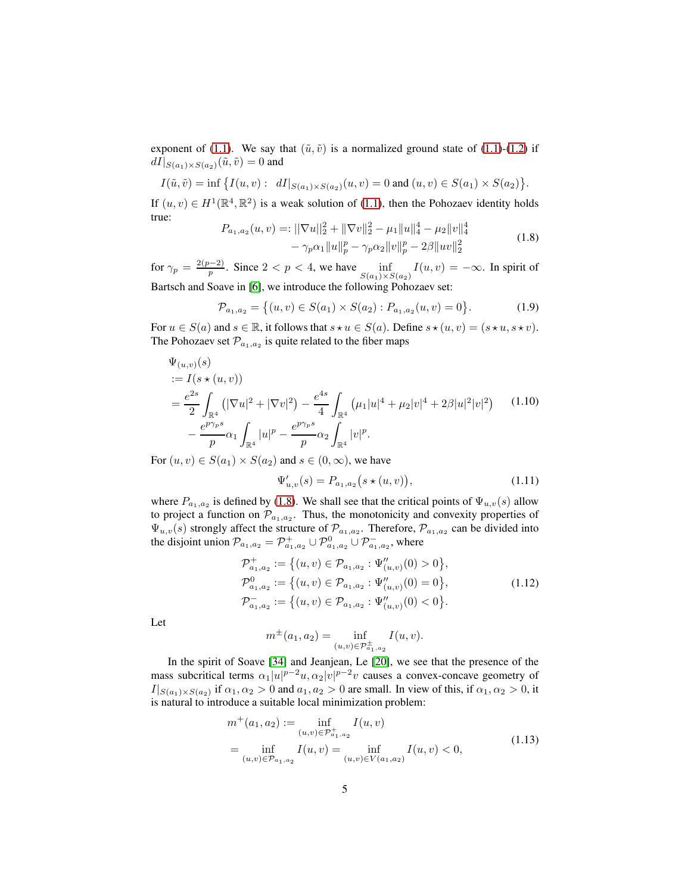exponent of (1.1). We say that $(\tilde{u}, \tilde{v})$ is a normalized ground state of (1.1)-(1.2) if $dI|_{S(a_1)\times S(a_2)}(\tilde{u}, \tilde{v}) = 0$ and

$$I(\tilde{u}, \tilde{v}) = \inf \big\{ I(u,v) : \ dI|_{S(a_1)\times S(a_2)}(u,v) = 0 \text{ and } (u,v) \in S(a_1)\times S(a_2) \big\}.$$

If $(u,v) \in H^1(\mathbb{R}^4, \mathbb{R}^2)$ is a weak solution of (1.1), then the Pohozaev identity holds true:

$$\begin{aligned} P_{a_1,a_2}(u,v) =: &\|\nabla u\|_2^2 + \|\nabla v\|_2^2 - \mu_1 \|u\|_4^4 - \mu_2 \|v\|_4^4 \\ &- \gamma_p \alpha_1 \|u\|_p^p - \gamma_p \alpha_2 \|v\|_p^p - 2\beta \|uv\|_2^2 \end{aligned} \tag{1.8}$$

for $\gamma_p = \frac{2(p-2)}{p}$. Since $2 < p < 4$, we have $\inf\limits_{S(a_1)\times S(a_2)} I(u,v) = -\infty$. In spirit of Bartsch and Soave in [6], we introduce the following Pohozaev set:

$$\mathcal{P}_{a_1,a_2} = \big\{ (u,v) \in S(a_1)\times S(a_2) : P_{a_1,a_2}(u,v) = 0 \big\}. \tag{1.9}$$

For $u \in S(a)$ and $s \in \mathbb{R}$, it follows that $s \star u \in S(a)$. Define $s \star (u,v) = (s\star u, s \star v)$. The Pohozaev set $\mathcal{P}_{a_1,a_2}$ is quite related to the fiber maps

$$\begin{aligned} &\Psi_{(u,v)}(s) \\ &:= I(s \star (u,v)) \\ &= \frac{e^{2s}}{2} \int_{\mathbb{R}^4} \big( |\nabla u|^2 + |\nabla v|^2 \big) - \frac{e^{4s}}{4} \int_{\mathbb{R}^4} \big( \mu_1 |u|^4 + \mu_2 |v|^4 + 2\beta |u|^2 |v|^2 \big) \\ &\quad - \frac{e^{p\gamma_p s}}{p} \alpha_1 \int_{\mathbb{R}^4} |u|^p - \frac{e^{p\gamma_p s}}{p} \alpha_2 \int_{\mathbb{R}^4} |v|^p. \end{aligned} \tag{1.10}$$

For $(u,v) \in S(a_1)\times S(a_2)$ and $s \in (0,\infty)$, we have

$$\Psi'_{u,v}(s) = P_{a_1,a_2}\big( s \star (u,v) \big), \tag{1.11}$$

where $P_{a_1,a_2}$ is defined by (1.8). We shall see that the critical points of $\Psi_{u,v}(s)$ allow to project a function on $\mathcal{P}_{a_1,a_2}$. Thus, the monotonicity and convexity properties of $\Psi_{u,v}(s)$ strongly affect the structure of $\mathcal{P}_{a_1,a_2}$. Therefore, $\mathcal{P}_{a_1,a_2}$ can be divided into the disjoint union $\mathcal{P}_{a_1,a_2} = \mathcal{P}^+_{a_1,a_2} \cup \mathcal{P}^0_{a_1,a_2} \cup \mathcal{P}^-_{a_1,a_2}$, where

$$\begin{aligned} \mathcal{P}^+_{a_1,a_2} &:= \big\{ (u,v) \in \mathcal{P}_{a_1,a_2} : \Psi''_{(u,v)}(0) > 0 \big\}, \\ \mathcal{P}^0_{a_1,a_2} &:= \big\{ (u,v) \in \mathcal{P}_{a_1,a_2} : \Psi''_{(u,v)}(0) = 0 \big\}, \\ \mathcal{P}^-_{a_1,a_2} &:= \big\{ (u,v) \in \mathcal{P}_{a_1,a_2} : \Psi''_{(u,v)}(0) < 0 \big\}. \end{aligned} \tag{1.12}$$

Let

$$m^{\pm}(a_1,a_2) = \inf_{(u,v)\in \mathcal{P}^{\pm}_{a_1,a_2}} I(u,v).$$

In the spirit of Soave [34] and Jeanjean, Le [20], we see that the presence of the mass subcritical terms $\alpha_1 |u|^{p-2}u, \alpha_2 |v|^{p-2} v$ causes a convex-concave geometry of $I|_{S(a_1)\times S(a_2)}$ if $\alpha_1, \alpha_2 > 0$ and $a_1, a_2 > 0$ are small. In view of this, if $\alpha_1, \alpha_2 > 0$, it is natural to introduce a suitable local minimization problem:

$$\begin{aligned} m^+(a_1,a_2) &:= \inf_{(u,v)\in \mathcal{P}^+_{a_1,a_2}} I(u,v) \\ &= \inf_{(u,v)\in \mathcal{P}_{a_1,a_2}} I(u,v) = \inf_{(u,v)\in V(a_1,a_2)} I(u,v) < 0, \end{aligned} \tag{1.13}$$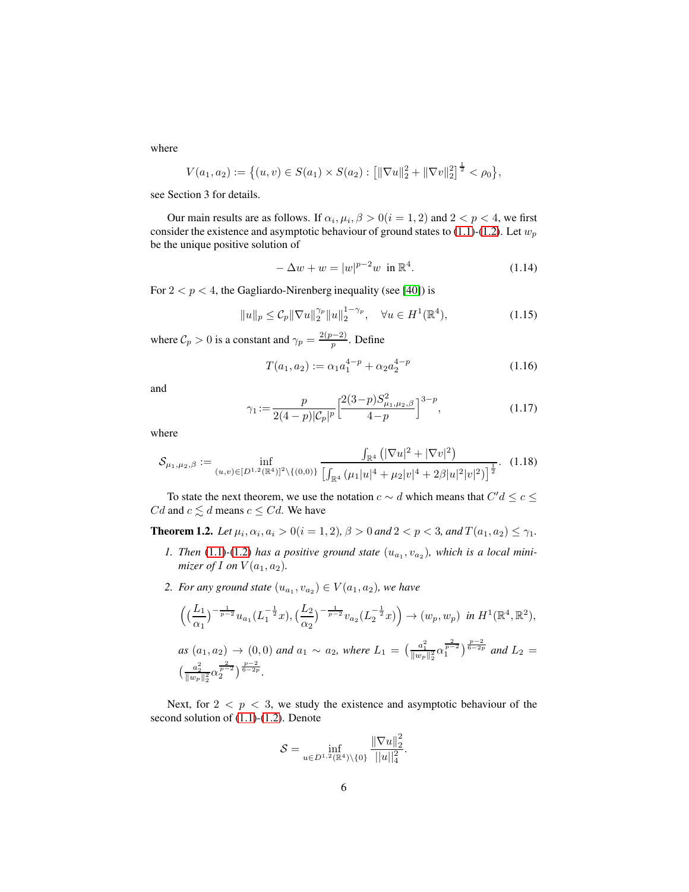where

$$V(a_1,a_2):=\big\{(u,v)\in S(a_1)\times S(a_2):\big[\|\nabla u\|_2^2+\|\nabla v\|_2^2\big]^{\frac{1}{2}}<\rho_0\big\},$$

see Section 3 for details.

Our main results are as follows. If $\alpha_i,\mu_i,\beta>0 (i=1,2)$ and $2<p<4$, we first consider the existence and asymptotic behaviour of ground states to (1.1)-(1.2). Let $w_p$ be the unique positive solution of

$$-\Delta w+w=|w|^{p-2}w \ \text{ in } \mathbb{R}^4. \tag{1.14}$$

For $2<p<4$, the Gagliardo-Nirenberg inequality (see [40]) is

$$\|u\|_p\le \mathcal{C}_p\|\nabla u\|_2^{\gamma_p}\|u\|_2^{1-\gamma_p},\quad \forall u\in H^1(\mathbb{R}^4), \tag{1.15}$$

where $\mathcal{C}_p>0$ is a constant and $\gamma_p=\frac{2(p-2)}{p}$. Define

$$T(a_1,a_2):=\alpha_1 a_1^{4-p}+\alpha_2 a_2^{4-p} \tag{1.16}$$

and

$$\gamma_1:=\frac{p}{2(4-p)|\mathcal{C}_p|^p}\Big[\frac{2(3-p)S^2_{\mu_1,\mu_2,\beta}}{4-p}\Big]^{3-p}, \tag{1.17}$$

where

$$\mathcal{S}_{\mu_1,\mu_2,\beta}:=\inf_{(u,v)\in[D^{1,2}(\mathbb{R}^4)]^2\setminus\{(0,0)\}}\frac{\int_{\mathbb{R}^4}\big(|\nabla u|^2+|\nabla v|^2\big)}{\big[\int_{\mathbb{R}^4}\big(\mu_1|u|^4+\mu_2|v|^4+2\beta|u|^2|v|^2\big)\big]^{\frac{1}{2}}}. \tag{1.18}$$

To state the next theorem, we use the notation $c\sim d$ which means that $C'd\le c\le Cd$ and $c\lesssim d$ means $c\le Cd$. We have

**Theorem 1.2.** *Let $\mu_i,\alpha_i,a_i>0 (i=1,2)$, $\beta>0$ and $2<p<3$, and $T(a_1,a_2)\le\gamma_1$.*

1. *Then (1.1)-(1.2) has a positive ground state $(u_{a_1},v_{a_2})$, which is a local minimizer of $I$ on $V(a_1,a_2)$.*
2. *For any ground state $(u_{a_1},v_{a_2})\in V(a_1,a_2)$, we have*

$$\Big(\big(\frac{L_1}{\alpha_1}\big)^{-\frac{1}{p-2}}u_{a_1}(L_1^{-\frac{1}{2}}x),\big(\frac{L_2}{\alpha_2}\big)^{-\frac{1}{p-2}}v_{a_2}(L_2^{-\frac{1}{2}}x)\Big)\to(w_p,w_p)\ \text{ in } H^1(\mathbb{R}^4,\mathbb{R}^2),$$

*as $(a_1,a_2)\to(0,0)$ and $a_1\sim a_2$, where $L_1=\big(\frac{a_1^2}{\|w_p\|_2^2}\alpha_1^{\frac{2}{p-2}}\big)^{\frac{p-2}{6-2p}}$ and $L_2=\big(\frac{a_2^2}{\|w_p\|_2^2}\alpha_2^{\frac{2}{p-2}}\big)^{\frac{p-2}{6-2p}}$.*

Next, for $2<p<3$, we study the existence and asymptotic behaviour of the second solution of (1.1)-(1.2). Denote

$$\mathcal{S}=\inf_{u\in D^{1,2}(\mathbb{R}^4)\setminus\{0\}}\frac{\|\nabla u\|_2^2}{||u||_4^2}.$$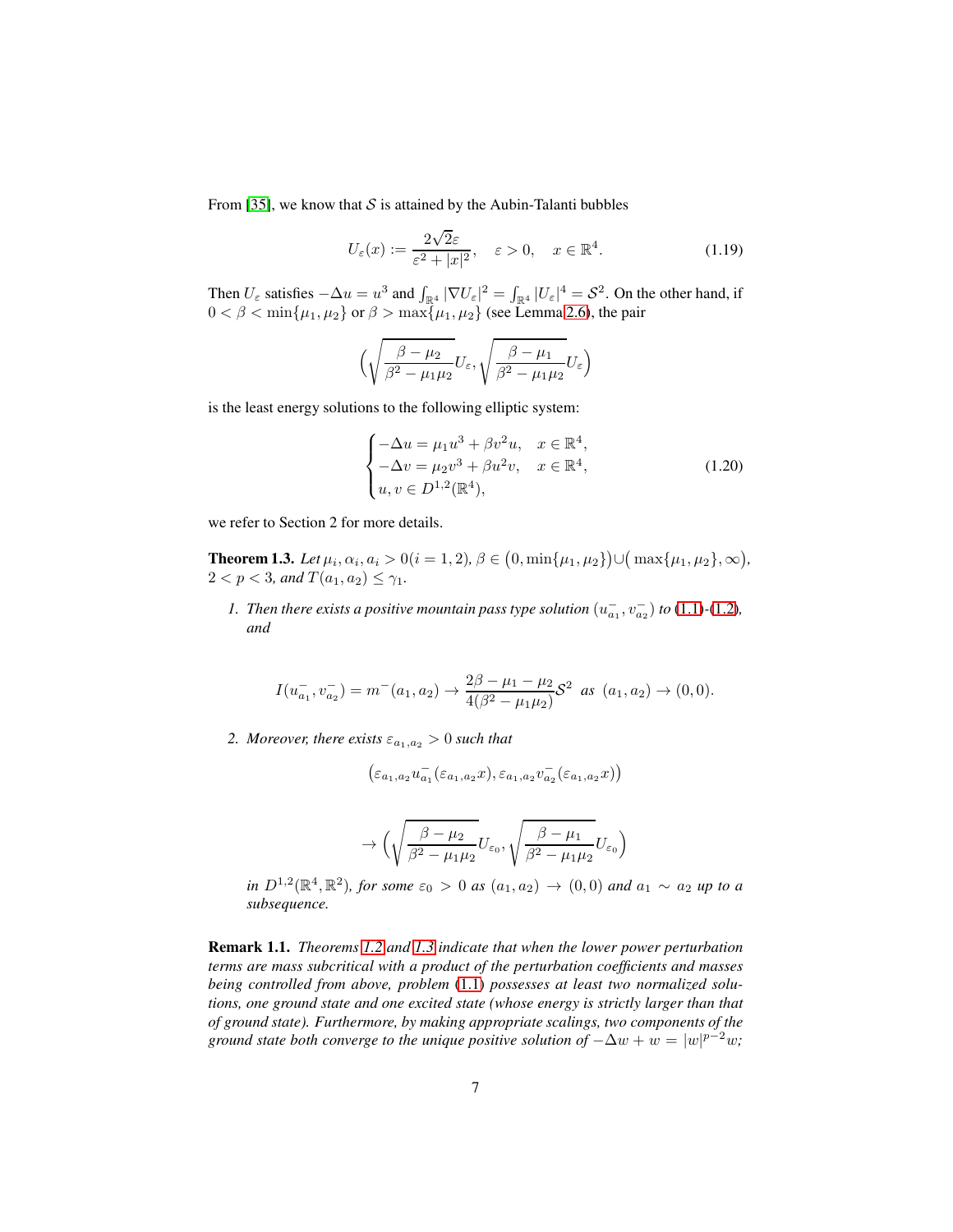From [35], we know that $\mathcal{S}$ is attained by the Aubin-Talanti bubbles

$$U_\varepsilon(x) := \frac{2\sqrt{2}\varepsilon}{\varepsilon^2 + |x|^2}, \quad \varepsilon > 0, \quad x \in \mathbb{R}^4. \tag{1.19}$$

Then $U_\varepsilon$ satisfies $-\Delta u = u^3$ and $\int_{\mathbb{R}^4} |\nabla U_\varepsilon|^2 = \int_{\mathbb{R}^4} |U_\varepsilon|^4 = \mathcal{S}^2$. On the other hand, if $0 < \beta < \min\{\mu_1, \mu_2\}$ or $\beta > \max\{\mu_1, \mu_2\}$ (see Lemma 2.6), the pair

$$\Big( \sqrt{\frac{\beta - \mu_2}{\beta^2 - \mu_1\mu_2}} U_\varepsilon, \sqrt{\frac{\beta - \mu_1}{\beta^2 - \mu_1\mu_2}} U_\varepsilon \Big)$$

is the least energy solutions to the following elliptic system:

$$\begin{cases} -\Delta u = \mu_1 u^3 + \beta v^2 u, & x \in \mathbb{R}^4, \\ -\Delta v = \mu_2 v^3 + \beta u^2 v, & x \in \mathbb{R}^4, \\ u, v \in D^{1,2}(\mathbb{R}^4), \end{cases} \tag{1.20}$$

we refer to Section 2 for more details.

**Theorem 1.3.** *Let $\mu_i, \alpha_i, a_i > 0 (i = 1, 2)$, $\beta \in \big(0, \min\{\mu_1, \mu_2\}\big) \cup \big(\max\{\mu_1, \mu_2\}, \infty\big)$, $2 < p < 3$, and $T(a_1, a_2) \leq \gamma_1$.*

1. *Then there exists a positive mountain pass type solution $(u^-_{a_1}, v^-_{a_2})$ to (1.1)-(1.2), and*

$$I(u^-_{a_1}, v^-_{a_2}) = m^-(a_1, a_2) \to \frac{2\beta - \mu_1 - \mu_2}{4(\beta^2 - \mu_1\mu_2)} \mathcal{S}^2 \ \text{ as } (a_1, a_2) \to (0, 0).$$

2. *Moreover, there exists $\varepsilon_{a_1, a_2} > 0$ such that*

$$\big(\varepsilon_{a_1,a_2} u^-_{a_1}(\varepsilon_{a_1,a_2} x), \varepsilon_{a_1,a_2} v^-_{a_2}(\varepsilon_{a_1,a_2} x)\big)$$

$$\to \Big( \sqrt{\frac{\beta - \mu_2}{\beta^2 - \mu_1\mu_2}} U_{\varepsilon_0}, \sqrt{\frac{\beta - \mu_1}{\beta^2 - \mu_1\mu_2}} U_{\varepsilon_0} \Big)$$

*in $D^{1,2}(\mathbb{R}^4, \mathbb{R}^2)$, for some $\varepsilon_0 > 0$ as $(a_1, a_2) \to (0, 0)$ and $a_1 \sim a_2$ up to a subsequence.*

**Remark 1.1.** *Theorems 1.2 and 1.3 indicate that when the lower power perturbation terms are mass subcritical with a product of the perturbation coefficients and masses being controlled from above, problem (1.1) possesses at least two normalized solutions, one ground state and one excited state (whose energy is strictly larger than that of ground state). Furthermore, by making appropriate scalings, two components of the ground state both converge to the unique positive solution of $-\Delta w + w = |w|^{p-2}w$;*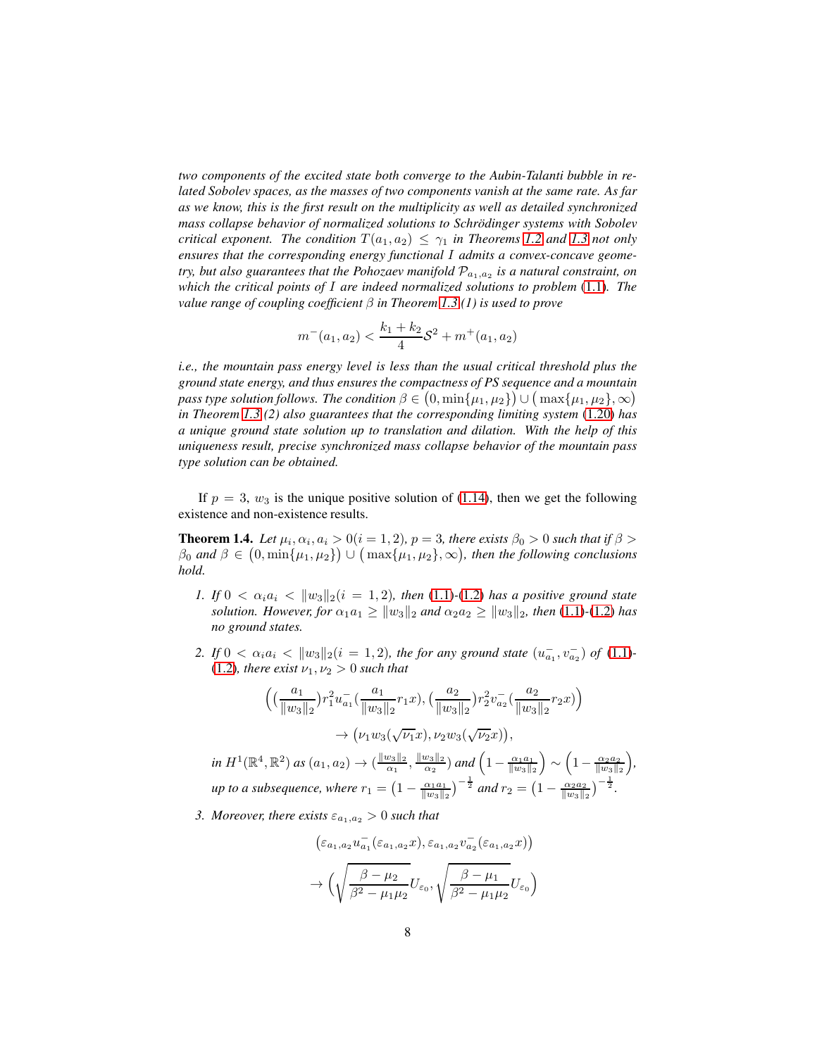*two components of the excited state both converge to the Aubin-Talanti bubble in related Sobolev spaces, as the masses of two components vanish at the same rate. As far as we know, this is the first result on the multiplicity as well as detailed synchronized mass collapse behavior of normalized solutions to Schrödinger systems with Sobolev critical exponent. The condition $T(a_1, a_2) \leq \gamma_1$ in Theorems 1.2 and 1.3 not only ensures that the corresponding energy functional $I$ admits a convex-concave geometry, but also guarantees that the Pohozaev manifold $\mathcal{P}_{a_1,a_2}$ is a natural constraint, on which the critical points of $I$ are indeed normalized solutions to problem (1.1). The value range of coupling coefficient $\beta$ in Theorem 1.3 (1) is used to prove*

$$m^-(a_1, a_2) < \frac{k_1 + k_2}{4}\mathcal{S}^2 + m^+(a_1, a_2)$$

*i.e., the mountain pass energy level is less than the usual critical threshold plus the ground state energy, and thus ensures the compactness of PS sequence and a mountain pass type solution follows. The condition $\beta \in \big(0, \min\{\mu_1, \mu_2\}\big) \cup \big(\max\{\mu_1, \mu_2\}, \infty\big)$ in Theorem 1.3 (2) also guarantees that the corresponding limiting system (1.20) has a unique ground state solution up to translation and dilation. With the help of this uniqueness result, precise synchronized mass collapse behavior of the mountain pass type solution can be obtained.*

If $p = 3$, $w_3$ is the unique positive solution of (1.14), then we get the following existence and non-existence results.

**Theorem 1.4.** *Let $\mu_i, \alpha_i, a_i > 0 (i = 1, 2)$, $p = 3$, there exists $\beta_0 > 0$ such that if $\beta > \beta_0$ and $\beta \in \big(0, \min\{\mu_1, \mu_2\}\big) \cup \big(\max\{\mu_1, \mu_2\}, \infty\big)$, then the following conclusions hold.*

1. *If $0 < \alpha_i a_i < \|w_3\|_2 (i = 1, 2)$, then (1.1)-(1.2) has a positive ground state solution. However, for $\alpha_1 a_1 \geq \|w_3\|_2$ and $\alpha_2 a_2 \geq \|w_3\|_2$, then (1.1)-(1.2) has no ground states.*

2. *If $0 < \alpha_i a_i < \|w_3\|_2 (i = 1, 2)$, the for any ground state $(u^-_{a_1}, v^-_{a_2})$ of (1.1)-(1.2), there exist $\nu_1, \nu_2 > 0$ such that*

$$\Big(\big(\frac{a_1}{\|w_3\|_2}\big) r_1^2 u^-_{a_1}\big(\frac{a_1}{\|w_3\|_2} r_1 x\big), \big(\frac{a_2}{\|w_3\|_2}\big) r_2^2 v^-_{a_2}\big(\frac{a_2}{\|w_3\|_2} r_2 x\big)\Big)$$
$$\to \big(\nu_1 w_3(\sqrt{\nu_1} x), \nu_2 w_3(\sqrt{\nu_2} x)\big),$$

*in $H^1(\mathbb{R}^4, \mathbb{R}^2)$ as $(a_1, a_2) \to (\frac{\|w_3\|_2}{\alpha_1}, \frac{\|w_3\|_2}{\alpha_2})$ and $\Big(1 - \frac{\alpha_1 a_1}{\|w_3\|_2}\Big) \sim \Big(1 - \frac{\alpha_2 a_2}{\|w_3\|_2}\Big)$, up to a subsequence, where $r_1 = \big(1 - \frac{\alpha_1 a_1}{\|w_3\|_2}\big)^{-\frac{1}{2}}$ and $r_2 = \big(1 - \frac{\alpha_2 a_2}{\|w_3\|_2}\big)^{-\frac{1}{2}}$.*

3. *Moreover, there exists $\varepsilon_{a_1,a_2} > 0$ such that*

$$\big(\varepsilon_{a_1,a_2} u^-_{a_1}(\varepsilon_{a_1,a_2} x), \varepsilon_{a_1,a_2} v^-_{a_2}(\varepsilon_{a_1,a_2} x)\big)$$
$$\to \Big(\sqrt{\frac{\beta - \mu_2}{\beta^2 - \mu_1\mu_2}} U_{\varepsilon_0}, \sqrt{\frac{\beta - \mu_1}{\beta^2 - \mu_1\mu_2}} U_{\varepsilon_0}\Big)$$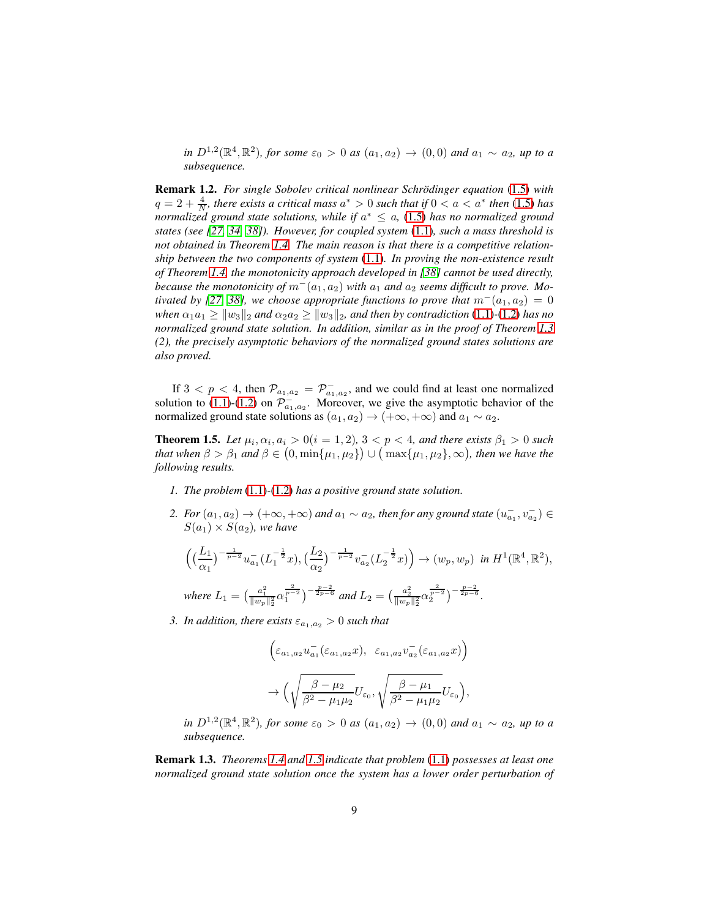*in $D^{1,2}(\mathbb{R}^4,\mathbb{R}^2)$, for some $\varepsilon_0 > 0$ as $(a_1,a_2) \to (0,0)$ and $a_1 \sim a_2$, up to a subsequence.*

**Remark 1.2.** *For single Sobolev critical nonlinear Schrödinger equation (1.5) with $q = 2 + \frac{4}{N}$, there exists a critical mass $a^* > 0$ such that if $0 < a < a^*$ then (1.5) has normalized ground state solutions, while if $a^* \leq a$, (1.5) has no normalized ground states (see [27, 34, 38]). However, for coupled system (1.1), such a mass threshold is not obtained in Theorem 1.4. The main reason is that there is a competitive relationship between the two components of system (1.1). In proving the non-existence result of Theorem 1.4, the monotonicity approach developed in [38] cannot be used directly, because the monotonicity of $m^-(a_1,a_2)$ with $a_1$ and $a_2$ seems difficult to prove. Motivated by [27, 38], we choose appropriate functions to prove that $m^-(a_1,a_2) = 0$ when $\alpha_1 a_1 \geq \|w_3\|_2$ and $\alpha_2 a_2 \geq \|w_3\|_2$, and then by contradiction (1.1)-(1.2) has no normalized ground state solution. In addition, similar as in the proof of Theorem 1.3 (2), the precisely asymptotic behaviors of the normalized ground states solutions are also proved.*

If $3 < p < 4$, then $\mathcal{P}_{a_1,a_2} = \mathcal{P}^-_{a_1,a_2}$, and we could find at least one normalized solution to (1.1)-(1.2) on $\mathcal{P}^-_{a_1,a_2}$. Moreover, we give the asymptotic behavior of the normalized ground state solutions as $(a_1,a_2) \to (+\infty,+\infty)$ and $a_1 \sim a_2$.

**Theorem 1.5.** *Let $\mu_i, \alpha_i, a_i > 0 (i = 1,2)$, $3 < p < 4$, and there exists $\beta_1 > 0$ such that when $\beta > \beta_1$ and $\beta \in \big(0, \min\{\mu_1,\mu_2\}\big) \cup \big(\max\{\mu_1,\mu_2\},\infty\big)$, then we have the following results.*

1. *The problem (1.1)-(1.2) has a positive ground state solution.*
2. *For $(a_1,a_2) \to (+\infty,+\infty)$ and $a_1 \sim a_2$, then for any ground state $(u^-_{a_1}, v^-_{a_2}) \in S(a_1) \times S(a_2)$, we have*

$$\Big(\big(\frac{L_1}{\alpha_1}\big)^{-\frac{1}{p-2}} u^-_{a_1}(L_1^{-\frac{1}{2}}x), \big(\frac{L_2}{\alpha_2}\big)^{-\frac{1}{p-2}} v^-_{a_2}(L_2^{-\frac{1}{2}}x)\Big) \to (w_p, w_p) \ \text{ in } H^1(\mathbb{R}^4,\mathbb{R}^2),$$

   *where $L_1 = \big(\frac{a_1^2}{\|w_p\|_2^2}\alpha_1^{\frac{2}{p-2}}\big)^{-\frac{p-2}{2p-6}}$ and $L_2 = \big(\frac{a_2^2}{\|w_p\|_2^2}\alpha_2^{\frac{2}{p-2}}\big)^{-\frac{p-2}{2p-6}}$.*

3. *In addition, there exists $\varepsilon_{a_1,a_2} > 0$ such that*

$$\Big(\varepsilon_{a_1,a_2} u^-_{a_1}(\varepsilon_{a_1,a_2}x), \ \ \varepsilon_{a_1,a_2} v^-_{a_2}(\varepsilon_{a_1,a_2}x)\Big)$$
$$\to \Big(\sqrt{\frac{\beta-\mu_2}{\beta^2-\mu_1\mu_2}}U_{\varepsilon_0}, \sqrt{\frac{\beta-\mu_1}{\beta^2-\mu_1\mu_2}}U_{\varepsilon_0}\Big),$$

   *in $D^{1,2}(\mathbb{R}^4,\mathbb{R}^2)$, for some $\varepsilon_0 > 0$ as $(a_1,a_2) \to (0,0)$ and $a_1 \sim a_2$, up to a subsequence.*

**Remark 1.3.** *Theorems 1.4 and 1.5 indicate that problem (1.1) possesses at least one normalized ground state solution once the system has a lower order perturbation of*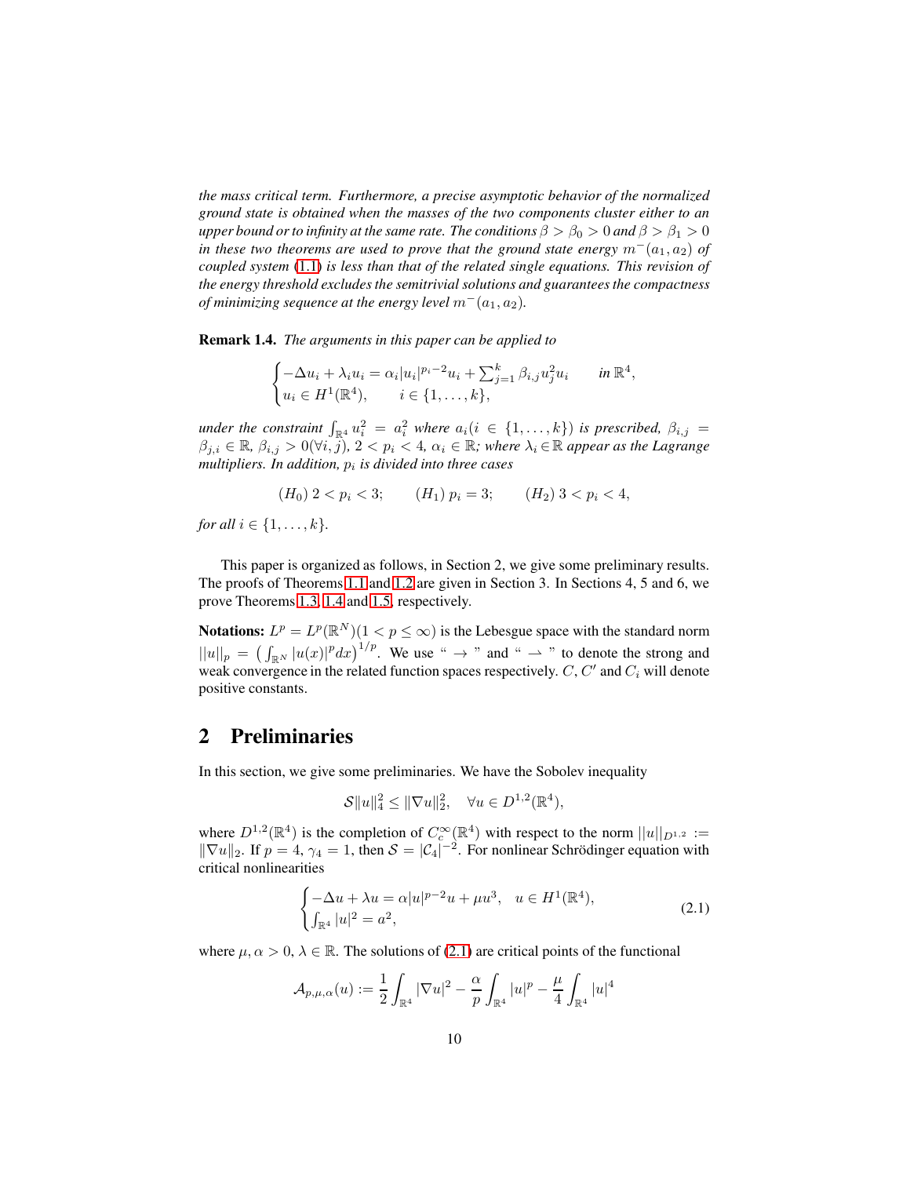*the mass critical term. Furthermore, a precise asymptotic behavior of the normalized ground state is obtained when the masses of the two components cluster either to an upper bound or to infinity at the same rate. The conditions $\beta > \beta_0 > 0$ and $\beta > \beta_1 > 0$ in these two theorems are used to prove that the ground state energy $m^-(a_1, a_2)$ of coupled system (1.1) is less than that of the related single equations. This revision of the energy threshold excludes the semitrivial solutions and guarantees the compactness of minimizing sequence at the energy level $m^-(a_1, a_2)$.*

**Remark 1.4.** *The arguments in this paper can be applied to*

$$
\begin{cases}
-\Delta u_i + \lambda_i u_i = \alpha_i |u_i|^{p_i-2}u_i + \sum_{j=1}^{k} \beta_{i,j} u_j^2 u_i \qquad \text{in } \mathbb{R}^4, \\
u_i \in H^1(\mathbb{R}^4), \qquad i \in \{1, \dots, k\},
\end{cases}
$$

*under the constraint $\int_{\mathbb{R}^4} u_i^2 = a_i^2$ where $a_i (i \in \{1, \dots, k\})$ is prescribed, $\beta_{i,j} = \beta_{j,i} \in \mathbb{R}$, $\beta_{i,j} > 0 (\forall i, j)$, $2 < p_i < 4$, $\alpha_i \in \mathbb{R}$; where $\lambda_i \in \mathbb{R}$ appear as the Lagrange multipliers. In addition, $p_i$ is divided into three cases*

$$
(H_0)\ 2 < p_i < 3; \qquad (H_1)\ p_i = 3; \qquad (H_2)\ 3 < p_i < 4,
$$

*for all $i \in \{1, \dots, k\}$.*

This paper is organized as follows, in Section 2, we give some preliminary results. The proofs of Theorems 1.1 and 1.2 are given in Section 3. In Sections 4, 5 and 6, we prove Theorems 1.3, 1.4 and 1.5, respectively.

**Notations:** $L^p = L^p(\mathbb{R}^N) (1 < p \leq \infty)$ is the Lebesgue space with the standard norm $||u||_p = \left(\int_{\mathbb{R}^N} |u(x)|^p dx\right)^{1/p}$. We use " $\to$ " and " $\rightharpoonup$ " to denote the strong and weak convergence in the related function spaces respectively. $C$, $C'$ and $C_i$ will denote positive constants.

## 2 Preliminaries

In this section, we give some preliminaries. We have the Sobolev inequality

$$
\mathcal{S} \|u\|_4^2 \leq \|\nabla u\|_2^2, \quad \forall u \in D^{1,2}(\mathbb{R}^4),
$$

where $D^{1,2}(\mathbb{R}^4)$ is the completion of $C_c^\infty(\mathbb{R}^4)$ with respect to the norm $||u||_{D^{1,2}} := \|\nabla u\|_2$. If $p = 4$, $\gamma_4 = 1$, then $\mathcal{S} = |\mathcal{C}_4|^{-2}$. For nonlinear Schrödinger equation with critical nonlinearities

$$
\begin{cases}
-\Delta u + \lambda u = \alpha |u|^{p-2}u + \mu u^3, \quad u \in H^1(\mathbb{R}^4), \\
\int_{\mathbb{R}^4} |u|^2 = a^2,
\end{cases}
\tag{2.1}
$$

where $\mu, \alpha > 0$, $\lambda \in \mathbb{R}$. The solutions of (2.1) are critical points of the functional

$$
\mathcal{A}_{p,\mu,\alpha}(u) := \frac{1}{2} \int_{\mathbb{R}^4} |\nabla u|^2 - \frac{\alpha}{p} \int_{\mathbb{R}^4} |u|^p - \frac{\mu}{4} \int_{\mathbb{R}^4} |u|^4
$$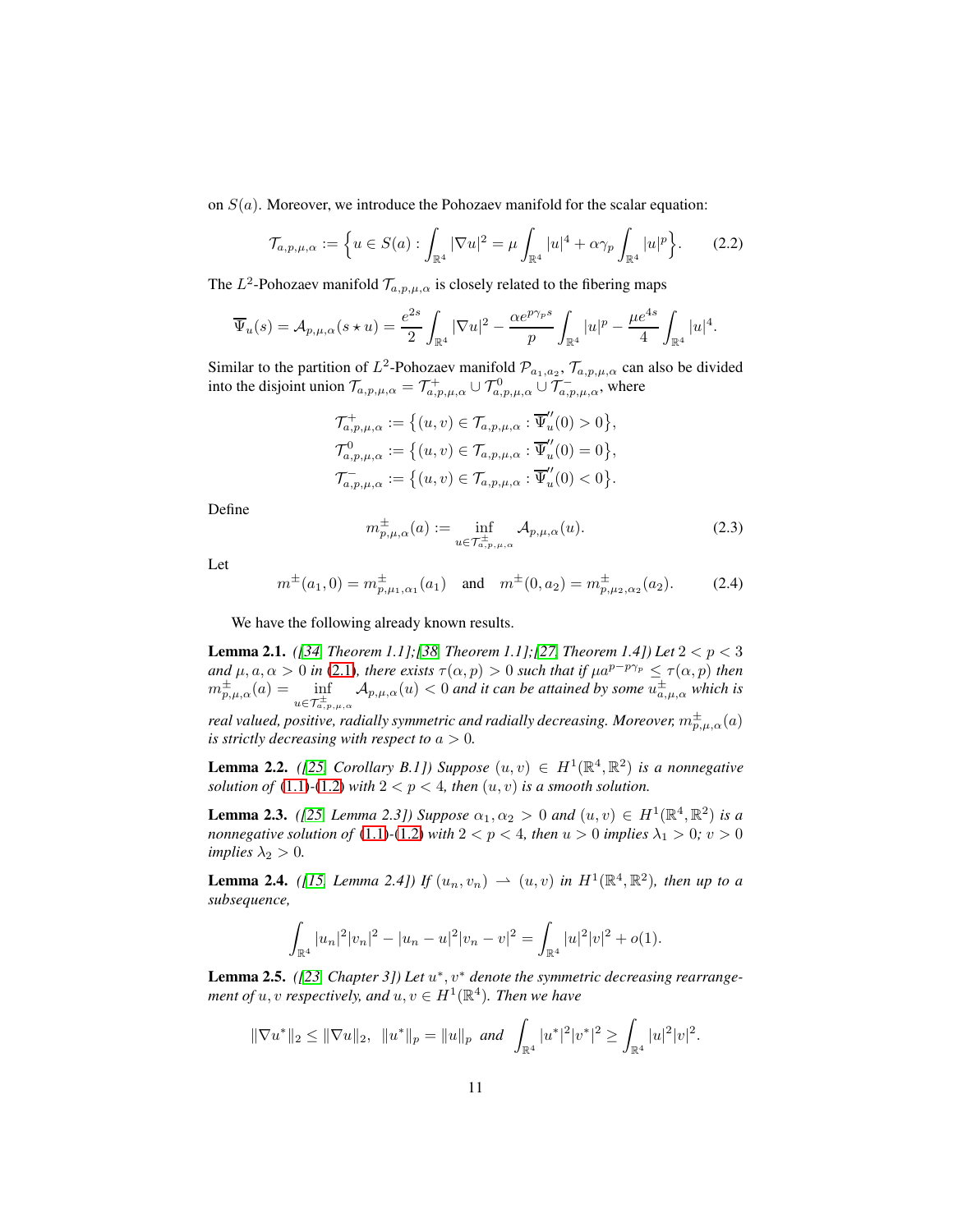on $S(a)$. Moreover, we introduce the Pohozaev manifold for the scalar equation:

$$\mathcal{T}_{a,p,\mu,\alpha} := \Big\{ u \in S(a) : \int_{\mathbb{R}^4} |\nabla u|^2 = \mu \int_{\mathbb{R}^4} |u|^4 + \alpha\gamma_p \int_{\mathbb{R}^4} |u|^p \Big\}. \tag{2.2}$$

The $L^2$-Pohozaev manifold $\mathcal{T}_{a,p,\mu,\alpha}$ is closely related to the fibering maps

$$\overline{\Psi}_u(s) = \mathcal{A}_{p,\mu,\alpha}(s \star u) = \frac{e^{2s}}{2} \int_{\mathbb{R}^4} |\nabla u|^2 - \frac{\alpha e^{p\gamma_p s}}{p} \int_{\mathbb{R}^4} |u|^p - \frac{\mu e^{4s}}{4} \int_{\mathbb{R}^4} |u|^4.$$

Similar to the partition of $L^2$-Pohozaev manifold $\mathcal{P}_{a_1,a_2}$, $\mathcal{T}_{a,p,\mu,\alpha}$ can also be divided into the disjoint union $\mathcal{T}_{a,p,\mu,\alpha} = \mathcal{T}^+_{a,p,\mu,\alpha} \cup \mathcal{T}^0_{a,p,\mu,\alpha} \cup \mathcal{T}^-_{a,p,\mu,\alpha}$, where

$$\mathcal{T}^+_{a,p,\mu,\alpha} := \big\{ (u,v) \in \mathcal{T}_{a,p,\mu,\alpha} : \overline{\Psi}''_u(0) > 0 \big\},$$
$$\mathcal{T}^0_{a,p,\mu,\alpha} := \big\{ (u,v) \in \mathcal{T}_{a,p,\mu,\alpha} : \overline{\Psi}''_u(0) = 0 \big\},$$
$$\mathcal{T}^-_{a,p,\mu,\alpha} := \big\{ (u,v) \in \mathcal{T}_{a,p,\mu,\alpha} : \overline{\Psi}''_u(0) < 0 \big\}.$$

Define

$$m^{\pm}_{p,\mu,\alpha}(a) := \inf_{u \in \mathcal{T}^{\pm}_{a,p,\mu,\alpha}} \mathcal{A}_{p,\mu,\alpha}(u). \tag{2.3}$$

Let

$$m^{\pm}(a_1, 0) = m^{\pm}_{p,\mu_1,\alpha_1}(a_1) \quad \text{and} \quad m^{\pm}(0, a_2) = m^{\pm}_{p,\mu_2,\alpha_2}(a_2). \tag{2.4}$$

We have the following already known results.

**Lemma 2.1.** *([34, Theorem 1.1];[38, Theorem 1.1];[27, Theorem 1.4]) Let $2 < p < 3$ and $\mu, a, \alpha > 0$ in (2.1), there exists $\tau(\alpha, p) > 0$ such that if $\mu a^{p - p\gamma_p} \le \tau(\alpha, p)$ then $m^{\pm}_{p,\mu,\alpha}(a) = \inf_{u \in \mathcal{T}^{\pm}_{a,p,\mu,\alpha}} \mathcal{A}_{p,\mu,\alpha}(u) < 0$ and it can be attained by some $u^{\pm}_{a,\mu,\alpha}$ which is real valued, positive, radially symmetric and radially decreasing. Moreover, $m^{\pm}_{p,\mu,\alpha}(a)$ is strictly decreasing with respect to $a > 0$.*

**Lemma 2.2.** *([25, Corollary B.1]) Suppose $(u, v) \in H^1(\mathbb{R}^4, \mathbb{R}^2)$ is a nonnegative solution of (1.1)-(1.2) with $2 < p < 4$, then $(u, v)$ is a smooth solution.*

**Lemma 2.3.** *([25, Lemma 2.3]) Suppose $\alpha_1, \alpha_2 > 0$ and $(u, v) \in H^1(\mathbb{R}^4, \mathbb{R}^2)$ is a nonnegative solution of (1.1)-(1.2) with $2 < p < 4$, then $u > 0$ implies $\lambda_1 > 0$; $v > 0$ implies $\lambda_2 > 0$.*

**Lemma 2.4.** *([15, Lemma 2.4]) If $(u_n, v_n) \rightharpoonup (u, v)$ in $H^1(\mathbb{R}^4, \mathbb{R}^2)$, then up to a subsequence,*

$$\int_{\mathbb{R}^4} |u_n|^2 |v_n|^2 - |u_n - u|^2 |v_n - v|^2 = \int_{\mathbb{R}^4} |u|^2 |v|^2 + o(1).$$

**Lemma 2.5.** *([23, Chapter 3]) Let $u^*, v^*$ denote the symmetric decreasing rearrangement of $u, v$ respectively, and $u, v \in H^1(\mathbb{R}^4)$. Then we have*

$$\|\nabla u^*\|_2 \le \|\nabla u\|_2, \ \ \|u^*\|_p = \|u\|_p \ \text{ and } \ \int_{\mathbb{R}^4} |u^*|^2 |v^*|^2 \ge \int_{\mathbb{R}^4} |u|^2 |v|^2.$$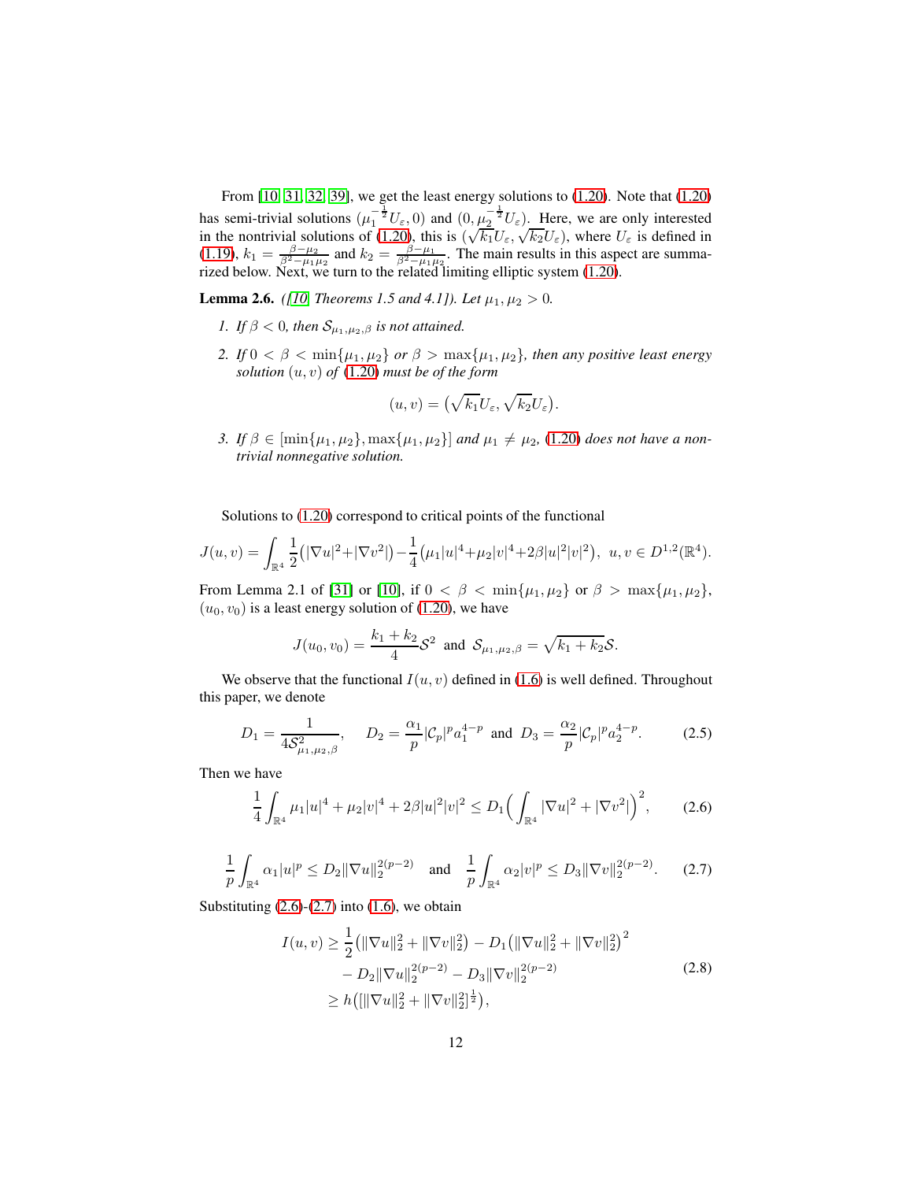From [10, 31, 32, 39], we get the least energy solutions to (1.20). Note that (1.20) has semi-trivial solutions $(\mu_1^{-\frac{1}{2}}U_\varepsilon, 0)$ and $(0, \mu_2^{-\frac{1}{2}}U_\varepsilon)$. Here, we are only interested in the nontrivial solutions of (1.20), this is $(\sqrt{k_1}U_\varepsilon, \sqrt{k_2}U_\varepsilon)$, where $U_\varepsilon$ is defined in (1.19), $k_1 = \frac{\beta-\mu_2}{\beta^2-\mu_1\mu_2}$ and $k_2 = \frac{\beta-\mu_1}{\beta^2-\mu_1\mu_2}$. The main results in this aspect are summarized below. Next, we turn to the related limiting elliptic system (1.20).

**Lemma 2.6.** *([10, Theorems 1.5 and 4.1]). Let $\mu_1, \mu_2 > 0$.*

1. *If $\beta < 0$, then $\mathcal{S}_{\mu_1,\mu_2,\beta}$ is not attained.*
2. *If $0 < \beta < \min\{\mu_1, \mu_2\}$ or $\beta > \max\{\mu_1, \mu_2\}$, then any positive least energy solution $(u, v)$ of (1.20) must be of the form*
$$(u, v) = \big(\sqrt{k_1}U_\varepsilon, \sqrt{k_2}U_\varepsilon\big).$$
3. *If $\beta \in [\min\{\mu_1, \mu_2\}, \max\{\mu_1, \mu_2\}]$ and $\mu_1 \neq \mu_2$, (1.20) does not have a nontrivial nonnegative solution.*

Solutions to (1.20) correspond to critical points of the functional

$$J(u, v) = \int_{\mathbb{R}^4} \frac{1}{2}\big(|\nabla u|^2 + |\nabla v^2|\big) - \frac{1}{4}\big(\mu_1|u|^4 + \mu_2|v|^4 + 2\beta|u|^2|v|^2\big), \ \ u, v \in D^{1,2}(\mathbb{R}^4).$$

From Lemma 2.1 of [31] or [10], if $0 < \beta < \min\{\mu_1, \mu_2\}$ or $\beta > \max\{\mu_1, \mu_2\}$, $(u_0, v_0)$ is a least energy solution of (1.20), we have

$$J(u_0, v_0) = \frac{k_1 + k_2}{4}\mathcal{S}^2 \ \text{ and } \ \mathcal{S}_{\mu_1,\mu_2,\beta} = \sqrt{k_1 + k_2}\mathcal{S}.$$

We observe that the functional $I(u, v)$ defined in (1.6) is well defined. Throughout this paper, we denote

$$D_1 = \frac{1}{4\mathcal{S}^2_{\mu_1,\mu_2,\beta}}, \quad D_2 = \frac{\alpha_1}{p}|\mathcal{C}_p|^p a_1^{4-p} \ \text{ and } \ D_3 = \frac{\alpha_2}{p}|\mathcal{C}_p|^p a_2^{4-p}. \tag{2.5}$$

Then we have

$$\frac{1}{4}\int_{\mathbb{R}^4} \mu_1|u|^4 + \mu_2|v|^4 + 2\beta|u|^2|v|^2 \le D_1\Big(\int_{\mathbb{R}^4} |\nabla u|^2 + |\nabla v^2|\Big)^2, \tag{2.6}$$

$$\frac{1}{p}\int_{\mathbb{R}^4} \alpha_1|u|^p \le D_2\|\nabla u\|_2^{2(p-2)} \quad \text{and} \quad \frac{1}{p}\int_{\mathbb{R}^4} \alpha_2|v|^p \le D_3\|\nabla v\|_2^{2(p-2)}. \tag{2.7}$$

Substituting (2.6)-(2.7) into (1.6), we obtain

$$\begin{aligned} I(u, v) &\ge \frac{1}{2}\big(\|\nabla u\|_2^2 + \|\nabla v\|_2^2\big) - D_1\big(\|\nabla u\|_2^2 + \|\nabla v\|_2^2\big)^2 \\ &\quad - D_2\|\nabla u\|_2^{2(p-2)} - D_3\|\nabla v\|_2^{2(p-2)} \\ &\ge h\big([\|\nabla u\|_2^2 + \|\nabla v\|_2^2]^{\frac{1}{2}}\big), \end{aligned} \tag{2.8}$$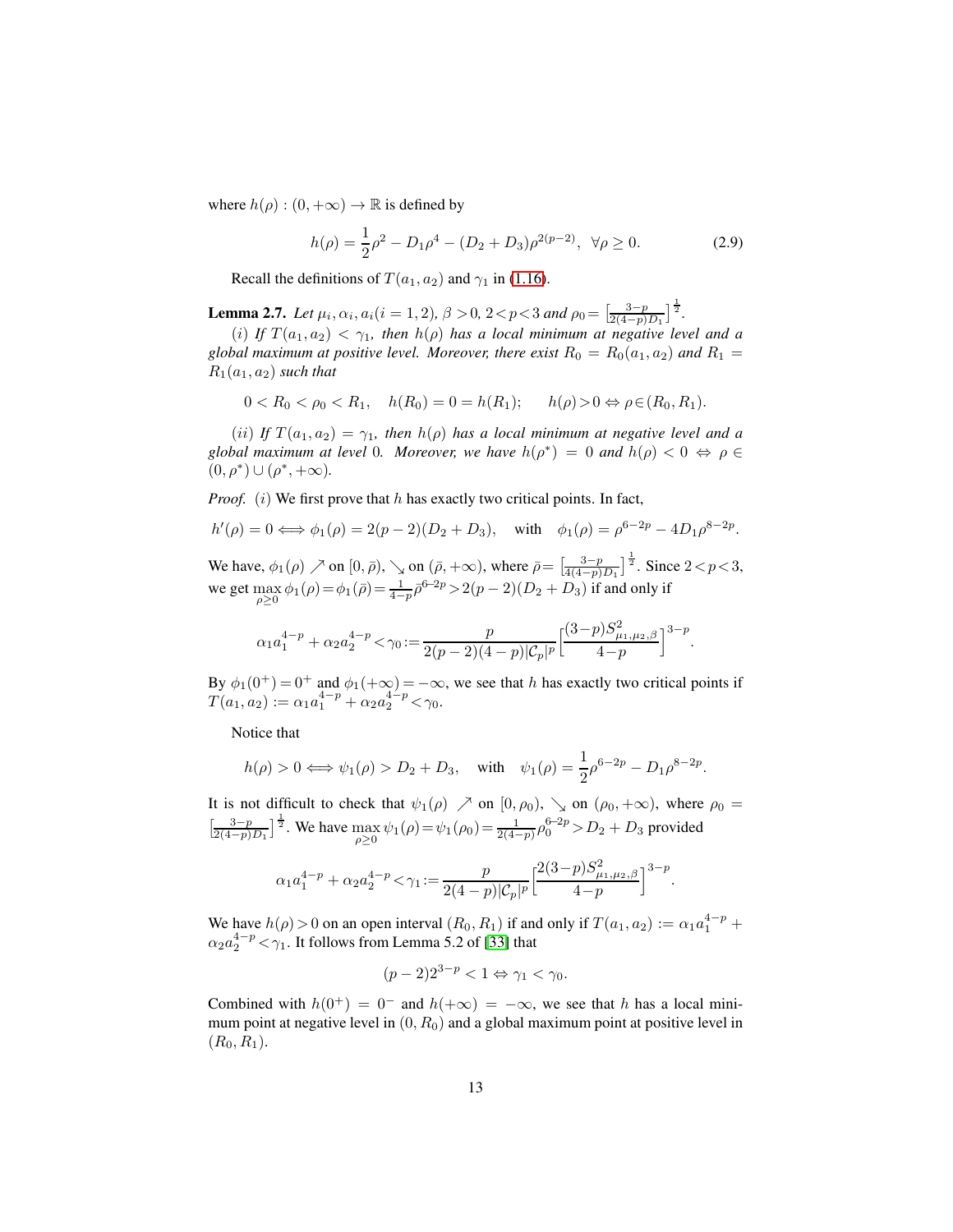where $h(\rho) : (0, +\infty) \to \mathbb{R}$ is defined by

$$h(\rho) = \frac{1}{2}\rho^2 - D_1\rho^4 - (D_2 + D_3)\rho^{2(p-2)}, \ \ \forall \rho \geq 0. \tag{2.9}$$

Recall the definitions of $T(a_1, a_2)$ and $\gamma_1$ in (1.16).

**Lemma 2.7.** *Let $\mu_i, \alpha_i, a_i (i = 1, 2)$, $\beta > 0$, $2 < p < 3$ and $\rho_0 = \left[\frac{3-p}{2(4-p)D_1}\right]^{\frac{1}{2}}$.*

*$(i)$ If $T(a_1, a_2) < \gamma_1$, then $h(\rho)$ has a local minimum at negative level and a global maximum at positive level. Moreover, there exist $R_0 = R_0(a_1, a_2)$ and $R_1 = R_1(a_1, a_2)$ such that*

$$0 < R_0 < \rho_0 < R_1, \quad h(R_0) = 0 = h(R_1); \qquad h(\rho) > 0 \Leftrightarrow \rho \in (R_0, R_1).$$

*$(ii)$ If $T(a_1, a_2) = \gamma_1$, then $h(\rho)$ has a local minimum at negative level and a global maximum at level $0$. Moreover, we have $h(\rho^*) = 0$ and $h(\rho) < 0 \Leftrightarrow \rho \in (0, \rho^*) \cup (\rho^*, +\infty)$.*

*Proof.* $(i)$ We first prove that $h$ has exactly two critical points. In fact,

$$h'(\rho) = 0 \Longleftrightarrow \phi_1(\rho) = 2(p-2)(D_2 + D_3), \quad \text{with} \quad \phi_1(\rho) = \rho^{6-2p} - 4D_1\rho^{8-2p}.$$

We have, $\phi_1(\rho) \nearrow$ on $[0, \bar{\rho})$, $\searrow$ on $(\bar{\rho}, +\infty)$, where $\bar{\rho} = \left[\frac{3-p}{4(4-p)D_1}\right]^{\frac{1}{2}}$. Since $2 < p < 3$, we get $\max\limits_{\rho \geq 0} \phi_1(\rho) = \phi_1(\bar{\rho}) = \frac{1}{4-p}\bar{\rho}^{6-2p} > 2(p-2)(D_2 + D_3)$ if and only if

$$\alpha_1 a_1^{4-p} + \alpha_2 a_2^{4-p} < \gamma_0 := \frac{p}{2(p-2)(4-p)|\mathcal{C}_p|^p}\left[\frac{(3-p)S^2_{\mu_1,\mu_2,\beta}}{4-p}\right]^{3-p}.$$

By $\phi_1(0^+) = 0^+$ and $\phi_1(+\infty) = -\infty$, we see that $h$ has exactly two critical points if $T(a_1, a_2) := \alpha_1 a_1^{4-p} + \alpha_2 a_2^{4-p} < \gamma_0$.

Notice that

$$h(\rho) > 0 \Longleftrightarrow \psi_1(\rho) > D_2 + D_3, \quad \text{with} \quad \psi_1(\rho) = \frac{1}{2}\rho^{6-2p} - D_1\rho^{8-2p}.$$

It is not difficult to check that $\psi_1(\rho) \nearrow$ on $[0, \rho_0)$, $\searrow$ on $(\rho_0, +\infty)$, where $\rho_0 = \left[\frac{3-p}{2(4-p)D_1}\right]^{\frac{1}{2}}$. We have $\max\limits_{\rho \geq 0} \psi_1(\rho) = \psi_1(\rho_0) = \frac{1}{2(4-p)}\rho_0^{6-2p} > D_2 + D_3$ provided

$$\alpha_1 a_1^{4-p} + \alpha_2 a_2^{4-p} < \gamma_1 := \frac{p}{2(4-p)|\mathcal{C}_p|^p}\left[\frac{2(3-p)S^2_{\mu_1,\mu_2,\beta}}{4-p}\right]^{3-p}.$$

We have $h(\rho) > 0$ on an open interval $(R_0, R_1)$ if and only if $T(a_1, a_2) := \alpha_1 a_1^{4-p} + \alpha_2 a_2^{4-p} < \gamma_1$. It follows from Lemma 5.2 of [33] that

$$(p-2)2^{3-p} < 1 \Leftrightarrow \gamma_1 < \gamma_0.$$

Combined with $h(0^+) = 0^-$ and $h(+\infty) = -\infty$, we see that $h$ has a local minimum point at negative level in $(0, R_0)$ and a global maximum point at positive level in $(R_0, R_1)$.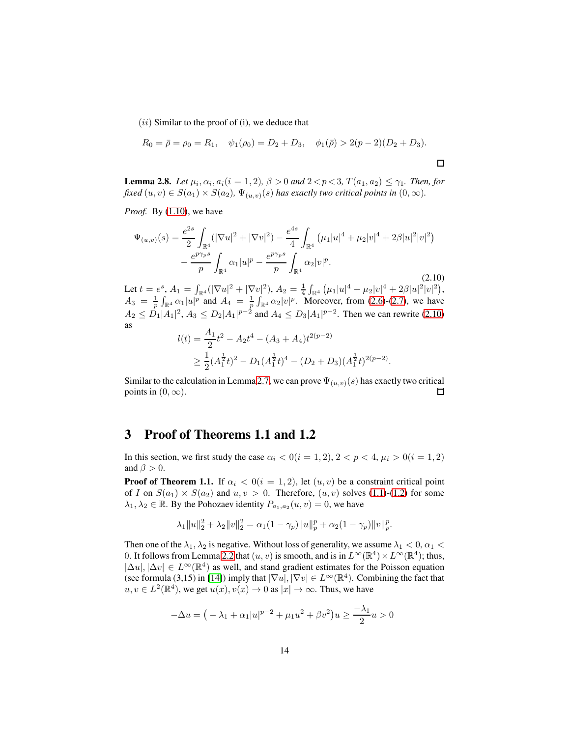$(ii)$ Similar to the proof of (i), we deduce that

$$R_0 = \bar{\rho} = \rho_0 = R_1, \quad \psi_1(\rho_0) = D_2 + D_3, \quad \phi_1(\bar{\rho}) > 2(p-2)(D_2 + D_3).$$

□

**Lemma 2.8.** *Let $\mu_i, \alpha_i, a_i (i = 1, 2)$, $\beta > 0$ and $2 < p < 3$, $T(a_1, a_2) \leq \gamma_1$. Then, for fixed $(u, v) \in S(a_1) \times S(a_2)$, $\Psi_{(u,v)}(s)$ has exactly two critical points in $(0, \infty)$.*

*Proof.* By (1.10), we have

$$\begin{aligned}\Psi_{(u,v)}(s) = &\frac{e^{2s}}{2}\int_{\mathbb{R}^4}(|\nabla u|^2 + |\nabla v|^2) - \frac{e^{4s}}{4}\int_{\mathbb{R}^4}\left(\mu_1|u|^4 + \mu_2|v|^4 + 2\beta|u|^2|v|^2\right) \\ &- \frac{e^{p\gamma_p s}}{p}\int_{\mathbb{R}^4}\alpha_1|u|^p - \frac{e^{p\gamma_p s}}{p}\int_{\mathbb{R}^4}\alpha_2|v|^p.\end{aligned} \tag{2.10}$$

Let $t = e^s$, $A_1 = \int_{\mathbb{R}^4}(|\nabla u|^2 + |\nabla v|^2)$, $A_2 = \frac{1}{4}\int_{\mathbb{R}^4}\left(\mu_1|u|^4 + \mu_2|v|^4 + 2\beta|u|^2|v|^2\right)$, $A_3 = \frac{1}{p}\int_{\mathbb{R}^4}\alpha_1|u|^p$ and $A_4 = \frac{1}{p}\int_{\mathbb{R}^4}\alpha_2|v|^p$. Moreover, from (2.6)-(2.7), we have $A_2 \leq D_1|A_1|^2$, $A_3 \leq D_2|A_1|^{p-2}$ and $A_4 \leq D_3|A_1|^{p-2}$. Then we can rewrite (2.10) as

$$\begin{aligned}l(t) &= \frac{A_1}{2}t^2 - A_2t^4 - (A_3 + A_4)t^{2(p-2)} \\ &\geq \frac{1}{2}(A_1^{\frac{1}{2}}t)^2 - D_1(A_1^{\frac{1}{2}}t)^4 - (D_2 + D_3)(A_1^{\frac{1}{2}}t)^{2(p-2)}.\end{aligned}$$

Similar to the calculation in Lemma 2.7, we can prove $\Psi_{(u,v)}(s)$ has exactly two critical points in $(0, \infty)$. □

# 3 Proof of Theorems 1.1 and 1.2

In this section, we first study the case $\alpha_i < 0 (i = 1, 2)$, $2 < p < 4$, $\mu_i > 0 (i = 1, 2)$ and $\beta > 0$.

**Proof of Theorem 1.1.** If $\alpha_i < 0 (i = 1, 2)$, let $(u, v)$ be a constraint critical point of $I$ on $S(a_1) \times S(a_2)$ and $u, v > 0$. Therefore, $(u, v)$ solves (1.1)-(1.2) for some $\lambda_1, \lambda_2 \in \mathbb{R}$. By the Pohozaev identity $P_{a_1,a_2}(u, v) = 0$, we have

$$\lambda_1\|u\|_2^2 + \lambda_2\|v\|_2^2 = \alpha_1(1 - \gamma_p)\|u\|_p^p + \alpha_2(1 - \gamma_p)\|v\|_p^p.$$

Then one of the $\lambda_1, \lambda_2$ is negative. Without loss of generality, we assume $\lambda_1 < 0, \alpha_1 < 0$. It follows from Lemma 2.2 that $(u, v)$ is smooth, and is in $L^\infty(\mathbb{R}^4) \times L^\infty(\mathbb{R}^4)$; thus, $|\Delta u|, |\Delta v| \in L^\infty(\mathbb{R}^4)$ as well, and stand gradient estimates for the Poisson equation (see formula (3,15) in [14]) imply that $|\nabla u|, |\nabla v| \in L^\infty(\mathbb{R}^4)$. Combining the fact that $u, v \in L^2(\mathbb{R}^4)$, we get $u(x), v(x) \to 0$ as $|x| \to \infty$. Thus, we have

$$-\Delta u = \left(-\lambda_1 + \alpha_1|u|^{p-2} + \mu_1 u^2 + \beta v^2\right)u \geq \frac{-\lambda_1}{2}u > 0$$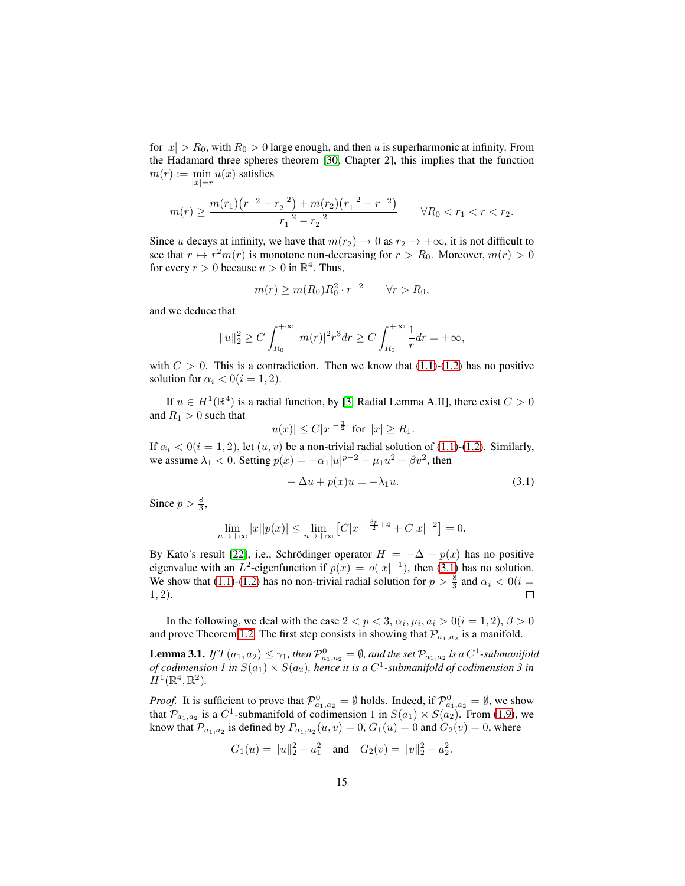for $|x| > R_0$, with $R_0 > 0$ large enough, and then $u$ is superharmonic at infinity. From the Hadamard three spheres theorem [30, Chapter 2], this implies that the function $m(r) := \min_{|x|=r} u(x)$ satisfies

$$m(r) \geq \frac{m(r_1)\big(r^{-2} - r_2^{-2}\big) + m(r_2)\big(r_1^{-2} - r^{-2}\big)}{r_1^{-2} - r_2^{-2}} \qquad \forall R_0 < r_1 < r < r_2.$$

Since $u$ decays at infinity, we have that $m(r_2) \to 0$ as $r_2 \to +\infty$, it is not difficult to see that $r \mapsto r^2 m(r)$ is monotone non-decreasing for $r > R_0$. Moreover, $m(r) > 0$ for every $r > 0$ because $u > 0$ in $\mathbb{R}^4$. Thus,

$$m(r) \geq m(R_0)R_0^2 \cdot r^{-2} \qquad \forall r > R_0,$$

and we deduce that

$$\|u\|_2^2 \geq C \int_{R_0}^{+\infty} |m(r)|^2 r^3 dr \geq C \int_{R_0}^{+\infty} \frac{1}{r} dr = +\infty,$$

with $C > 0$. This is a contradiction. Then we know that (1.1)-(1.2) has no positive solution for $\alpha_i < 0 (i = 1, 2)$.

If $u \in H^1(\mathbb{R}^4)$ is a radial function, by [3, Radial Lemma A.II], there exist $C > 0$ and $R_1 > 0$ such that

$$|u(x)| \leq C|x|^{-\frac{3}{2}} \text{ for } |x| \geq R_1.$$

If $\alpha_i < 0 (i = 1, 2)$, let $(u, v)$ be a non-trivial radial solution of (1.1)-(1.2). Similarly, we assume $\lambda_1 < 0$. Setting $p(x) = -\alpha_1 |u|^{p-2} - \mu_1 u^2 - \beta v^2$, then

$$-\Delta u + p(x)u = -\lambda_1 u. \tag{3.1}$$

Since $p > \frac{8}{3}$,

$$\lim_{n \to +\infty} |x||p(x)| \leq \lim_{n \to +\infty} \left[ C|x|^{-\frac{3p}{2}+4} + C|x|^{-2} \right] = 0.$$

By Kato's result [22], i.e., Schrödinger operator $H = -\Delta + p(x)$ has no positive eigenvalue with an $L^2$-eigenfunction if $p(x) = o(|x|^{-1})$, then (3.1) has no solution. We show that (1.1)-(1.2) has no non-trivial radial solution for $p > \frac{8}{3}$ and $\alpha_i < 0 (i = 1, 2)$. $\square$

In the following, we deal with the case $2 < p < 3$, $\alpha_i, \mu_i, a_i > 0 (i = 1, 2)$, $\beta > 0$ and prove Theorem 1.2. The first step consists in showing that $\mathcal{P}_{a_1,a_2}$ is a manifold.

**Lemma 3.1.** *If $T(a_1, a_2) \leq \gamma_1$, then $\mathcal{P}^0_{a_1,a_2} = \emptyset$, and the set $\mathcal{P}_{a_1,a_2}$ is a $C^1$-submanifold of codimension 1 in $S(a_1) \times S(a_2)$, hence it is a $C^1$-submanifold of codimension 3 in $H^1(\mathbb{R}^4, \mathbb{R}^2)$.*

*Proof.* It is sufficient to prove that $\mathcal{P}^0_{a_1,a_2} = \emptyset$ holds. Indeed, if $\mathcal{P}^0_{a_1,a_2} = \emptyset$, we show that $\mathcal{P}_{a_1,a_2}$ is a $C^1$-submanifold of codimension 1 in $S(a_1) \times S(a_2)$. From (1.9), we know that $\mathcal{P}_{a_1,a_2}$ is defined by $P_{a_1,a_2}(u, v) = 0$, $G_1(u) = 0$ and $G_2(v) = 0$, where

$$G_1(u) = \|u\|_2^2 - a_1^2 \quad \text{and} \quad G_2(v) = \|v\|_2^2 - a_2^2.$$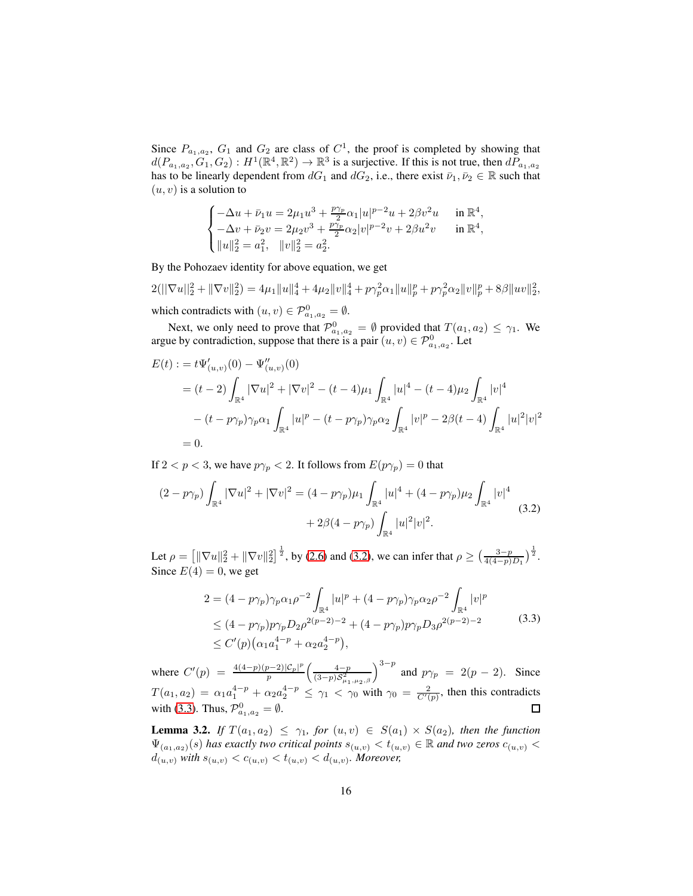Since $P_{a_1,a_2}$, $G_1$ and $G_2$ are class of $C^1$, the proof is completed by showing that $d(P_{a_1,a_2}, G_1, G_2) : H^1(\mathbb{R}^4, \mathbb{R}^2) \to \mathbb{R}^3$ is a surjective. If this is not true, then $dP_{a_1,a_2}$ has to be linearly dependent from $dG_1$ and $dG_2$, i.e., there exist $\bar{\nu}_1, \bar{\nu}_2 \in \mathbb{R}$ such that $(u, v)$ is a solution to

$$
\begin{cases}
-\Delta u + \bar{\nu}_1 u = 2\mu_1 u^3 + \frac{p\gamma_p}{2}\alpha_1 |u|^{p-2}u + 2\beta v^2 u & \text{in } \mathbb{R}^4, \\
-\Delta v + \bar{\nu}_2 v = 2\mu_2 v^3 + \frac{p\gamma_p}{2}\alpha_2 |v|^{p-2}v + 2\beta u^2 v & \text{in } \mathbb{R}^4, \\
\|u\|_2^2 = a_1^2, \quad \|v\|_2^2 = a_2^2.
\end{cases}
$$

By the Pohozaev identity for above equation, we get

$$
2(\|\nabla u\|_2^2 + \|\nabla v\|_2^2) = 4\mu_1\|u\|_4^4 + 4\mu_2\|v\|_4^4 + p\gamma_p^2\alpha_1\|u\|_p^p + p\gamma_p^2\alpha_2\|v\|_p^p + 8\beta\|uv\|_2^2,
$$

which contradicts with $(u, v) \in \mathcal{P}^0_{a_1,a_2} = \emptyset$.

Next, we only need to prove that $\mathcal{P}^0_{a_1,a_2} = \emptyset$ provided that $T(a_1, a_2) \le \gamma_1$. We argue by contradiction, suppose that there is a pair $(u, v) \in \mathcal{P}^0_{a_1,a_2}$. Let

$$
\begin{aligned}
E(t) :&= t\Psi'_{(u,v)}(0) - \Psi''_{(u,v)}(0) \\
&= (t-2)\int_{\mathbb{R}^4} |\nabla u|^2 + |\nabla v|^2 - (t-4)\mu_1 \int_{\mathbb{R}^4} |u|^4 - (t-4)\mu_2 \int_{\mathbb{R}^4} |v|^4 \\
&\quad - (t - p\gamma_p)\gamma_p\alpha_1 \int_{\mathbb{R}^4} |u|^p - (t - p\gamma_p)\gamma_p\alpha_2 \int_{\mathbb{R}^4} |v|^p - 2\beta(t-4)\int_{\mathbb{R}^4} |u|^2|v|^2 \\
&= 0.
\end{aligned}
$$

If $2 < p < 3$, we have $p\gamma_p < 2$. It follows from $E(p\gamma_p) = 0$ that

$$
\begin{aligned}
(2 - p\gamma_p)\int_{\mathbb{R}^4} |\nabla u|^2 + |\nabla v|^2 = (4 - p\gamma_p)\mu_1 \int_{\mathbb{R}^4} |u|^4 + (4 - p\gamma_p)\mu_2 \int_{\mathbb{R}^4} |v|^4 \\
+ 2\beta(4 - p\gamma_p)\int_{\mathbb{R}^4} |u|^2|v|^2.
\end{aligned}
\tag{3.2}
$$

Let $\rho = \left[\|\nabla u\|_2^2 + \|\nabla v\|_2^2\right]^{\frac{1}{2}}$, by (2.6) and (3.2), we can infer that $\rho \ge \left(\frac{3-p}{4(4-p)D_1}\right)^{\frac{1}{2}}$. Since $E(4) = 0$, we get

$$
\begin{aligned}
2 &= (4 - p\gamma_p)\gamma_p\alpha_1\rho^{-2}\int_{\mathbb{R}^4} |u|^p + (4 - p\gamma_p)\gamma_p\alpha_2\rho^{-2}\int_{\mathbb{R}^4} |v|^p \\
&\le (4 - p\gamma_p)p\gamma_p D_2\rho^{2(p-2)-2} + (4 - p\gamma_p)p\gamma_p D_3\rho^{2(p-2)-2} \\
&\le C'(p)\left(\alpha_1 a_1^{4-p} + \alpha_2 a_2^{4-p}\right),
\end{aligned}
\tag{3.3}
$$

where $C'(p) = \frac{4(4-p)(p-2)|\mathcal{C}_p|^p}{p}\left(\frac{4-p}{(3-p)\mathcal{S}^2_{\mu_1,\mu_2,\beta}}\right)^{3-p}$ and $p\gamma_p = 2(p-2)$. Since $T(a_1, a_2) = \alpha_1 a_1^{4-p} + \alpha_2 a_2^{4-p} \le \gamma_1 < \gamma_0$ with $\gamma_0 = \frac{2}{C'(p)}$, then this contradicts with (3.3). Thus, $\mathcal{P}^0_{a_1,a_2} = \emptyset$. □

**Lemma 3.2.** *If $T(a_1, a_2) \le \gamma_1$, for $(u, v) \in S(a_1) \times S(a_2)$, then the function $\Psi_{(a_1,a_2)}(s)$ has exactly two critical points $s_{(u,v)} < t_{(u,v)} \in \mathbb{R}$ and two zeros $c_{(u,v)} < d_{(u,v)}$ with $s_{(u,v)} < c_{(u,v)} < t_{(u,v)} < d_{(u,v)}$. Moreover,*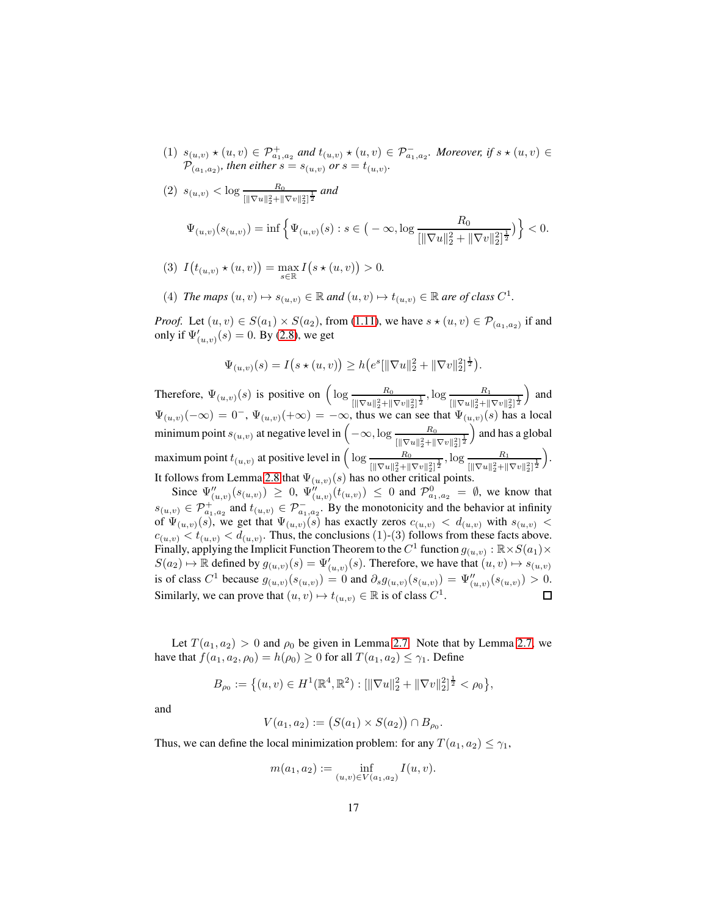(1) $s_{(u,v)} \star (u,v) \in \mathcal{P}^{+}_{a_1,a_2}$ *and* $t_{(u,v)} \star (u,v) \in \mathcal{P}^{-}_{a_1,a_2}$. *Moreover, if* $s \star (u,v) \in \mathcal{P}_{(a_1,a_2)}$, *then either* $s = s_{(u,v)}$ *or* $s = t_{(u,v)}$.

(2) $s_{(u,v)} < \log \frac{R_0}{[\|\nabla u\|_2^2 + \|\nabla v\|_2^2]^{\frac{1}{2}}}$ *and*

$$\Psi_{(u,v)}(s_{(u,v)}) = \inf\Big\{ \Psi_{(u,v)}(s) : s \in \Big( -\infty, \log \frac{R_0}{[\|\nabla u\|_2^2 + \|\nabla v\|_2^2]^{\frac{1}{2}}} \Big) \Big\} < 0.$$

(3) $I\big(t_{(u,v)} \star (u,v)\big) = \max\limits_{s\in\mathbb{R}} I\big(s \star (u,v)\big) > 0.$

(4) *The maps* $(u,v) \mapsto s_{(u,v)} \in \mathbb{R}$ *and* $(u,v) \mapsto t_{(u,v)} \in \mathbb{R}$ *are of class* $C^1$.

*Proof.* Let $(u,v) \in S(a_1) \times S(a_2)$, from (1.11), we have $s \star (u,v) \in \mathcal{P}_{(a_1,a_2)}$ if and only if $\Psi'_{(u,v)}(s) = 0$. By (2.8), we get

$$\Psi_{(u,v)}(s) = I\big(s \star (u,v)\big) \geq h\big(e^s [\|\nabla u\|_2^2 + \|\nabla v\|_2^2]^{\frac{1}{2}}\big).$$

Therefore, $\Psi_{(u,v)}(s)$ is positive on $\Big( \log \frac{R_0}{[\|\nabla u\|_2^2 + \|\nabla v\|_2^2]^{\frac{1}{2}}}, \log \frac{R_1}{[\|\nabla u\|_2^2 + \|\nabla v\|_2^2]^{\frac{1}{2}}} \Big)$ and $\Psi_{(u,v)}(-\infty) = 0^-$, $\Psi_{(u,v)}(+\infty) = -\infty$, thus we can see that $\Psi_{(u,v)}(s)$ has a local minimum point $s_{(u,v)}$ at negative level in $\Big( -\infty, \log \frac{R_0}{[\|\nabla u\|_2^2 + \|\nabla v\|_2^2]^{\frac{1}{2}}} \Big)$ and has a global maximum point $t_{(u,v)}$ at positive level in $\Big( \log \frac{R_0}{[\|\nabla u\|_2^2 + \|\nabla v\|_2^2]^{\frac{1}{2}}}, \log \frac{R_1}{[\|\nabla u\|_2^2 + \|\nabla v\|_2^2]^{\frac{1}{2}}} \Big)$. It follows from Lemma 2.8 that $\Psi_{(u,v)}(s)$ has no other critical points.

Since $\Psi''_{(u,v)}(s_{(u,v)}) \geq 0$, $\Psi''_{(u,v)}(t_{(u,v)}) \leq 0$ and $\mathcal{P}^0_{a_1,a_2} = \emptyset$, we know that $s_{(u,v)} \in \mathcal{P}^{+}_{a_1,a_2}$ and $t_{(u,v)} \in \mathcal{P}^{-}_{a_1,a_2}$. By the monotonicity and the behavior at infinity of $\Psi_{(u,v)}(s)$, we get that $\Psi_{(u,v)}(s)$ has exactly zeros $c_{(u,v)} < d_{(u,v)}$ with $s_{(u,v)} < c_{(u,v)} < t_{(u,v)} < d_{(u,v)}$. Thus, the conclusions (1)-(3) follows from these facts above. Finally, applying the Implicit Function Theorem to the $C^1$ function $g_{(u,v)} : \mathbb{R} \times S(a_1) \times S(a_2) \mapsto \mathbb{R}$ defined by $g_{(u,v)}(s) = \Psi'_{(u,v)}(s)$. Therefore, we have that $(u,v) \mapsto s_{(u,v)}$ is of class $C^1$ because $g_{(u,v)}(s_{(u,v)}) = 0$ and $\partial_s g_{(u,v)}(s_{(u,v)}) = \Psi''_{(u,v)}(s_{(u,v)}) > 0$. Similarly, we can prove that $(u,v) \mapsto t_{(u,v)} \in \mathbb{R}$ is of class $C^1$. □

Let $T(a_1,a_2) > 0$ and $\rho_0$ be given in Lemma 2.7. Note that by Lemma 2.7, we have that $f(a_1,a_2,\rho_0) = h(\rho_0) \geq 0$ for all $T(a_1,a_2) \leq \gamma_1$. Define

$$B_{\rho_0} := \big\{ (u,v) \in H^1(\mathbb{R}^4, \mathbb{R}^2) : [\|\nabla u\|_2^2 + \|\nabla v\|_2^2]^{\frac{1}{2}} < \rho_0 \big\},$$

and

$$V(a_1,a_2) := \big(S(a_1) \times S(a_2)\big) \cap B_{\rho_0}.$$

Thus, we can define the local minimization problem: for any $T(a_1,a_2) \leq \gamma_1$,

$$m(a_1,a_2) := \inf_{(u,v) \in V(a_1,a_2)} I(u,v).$$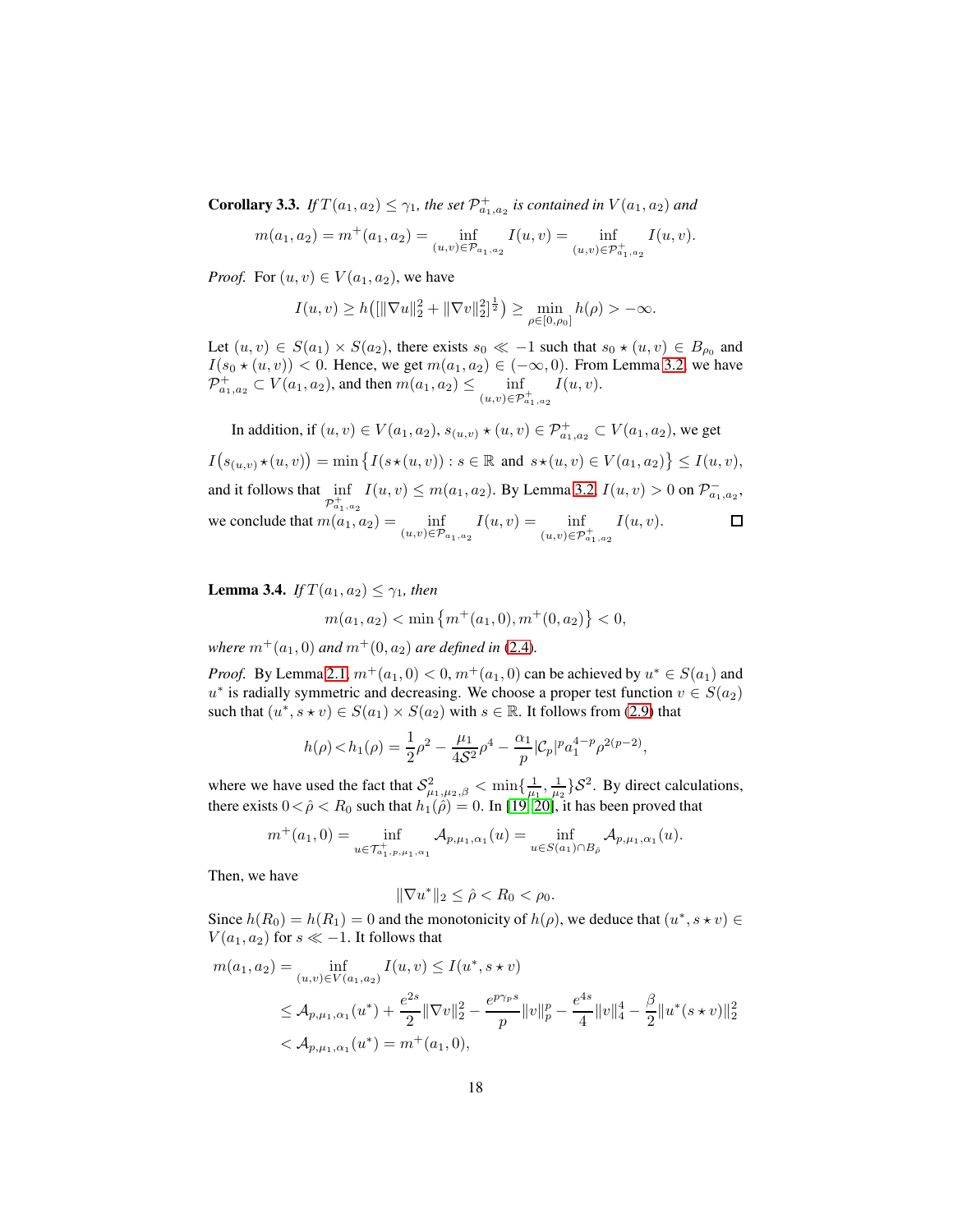**Corollary 3.3.** *If $T(a_1,a_2) \le \gamma_1$, the set $\mathcal{P}^+_{a_1,a_2}$ is contained in $V(a_1,a_2)$ and*

$$m(a_1,a_2) = m^+(a_1,a_2) = \inf_{(u,v)\in\mathcal{P}_{a_1,a_2}} I(u,v) = \inf_{(u,v)\in\mathcal{P}^+_{a_1,a_2}} I(u,v).$$

*Proof.* For $(u,v) \in V(a_1,a_2)$, we have

$$I(u,v) \ge h\big([\|\nabla u\|_2^2 + \|\nabla v\|_2^2]^{\frac{1}{2}}\big) \ge \min_{\rho\in[0,\rho_0]} h(\rho) > -\infty.$$

Let $(u,v) \in S(a_1)\times S(a_2)$, there exists $s_0 \ll -1$ such that $s_0 \star (u,v) \in B_{\rho_0}$ and $I(s_0 \star (u,v)) < 0$. Hence, we get $m(a_1,a_2) \in (-\infty, 0)$. From Lemma 3.2, we have $\mathcal{P}^+_{a_1,a_2} \subset V(a_1,a_2)$, and then $m(a_1,a_2) \le \inf\limits_{(u,v)\in\mathcal{P}^+_{a_1,a_2}} I(u,v)$.

In addition, if $(u,v) \in V(a_1,a_2)$, $s_{(u,v)} \star (u,v) \in \mathcal{P}^+_{a_1,a_2} \subset V(a_1,a_2)$, we get

$I\big(s_{(u,v)}\star(u,v)\big) = \min\big\{I(s\star(u,v)) : s\in\mathbb{R} \text{ and } s\star(u,v)\in V(a_1,a_2)\big\} \le I(u,v)$,

and it follows that $\inf\limits_{\mathcal{P}^+_{a_1,a_2}} I(u,v) \le m(a_1,a_2)$. By Lemma 3.2, $I(u,v) > 0$ on $\mathcal{P}^-_{a_1,a_2}$, we conclude that $m(a_1,a_2) = \inf\limits_{(u,v)\in\mathcal{P}_{a_1,a_2}} I(u,v) = \inf\limits_{(u,v)\in\mathcal{P}^+_{a_1,a_2}} I(u,v)$. □

**Lemma 3.4.** *If $T(a_1,a_2) \le \gamma_1$, then*

$$m(a_1,a_2) < \min\big\{m^+(a_1,0), m^+(0,a_2)\big\} < 0,$$

*where $m^+(a_1,0)$ and $m^+(0,a_2)$ are defined in (2.4).*

*Proof.* By Lemma 2.1, $m^+(a_1,0) < 0$, $m^+(a_1,0)$ can be achieved by $u^* \in S(a_1)$ and $u^*$ is radially symmetric and decreasing. We choose a proper test function $v \in S(a_2)$ such that $(u^*, s\star v) \in S(a_1)\times S(a_2)$ with $s\in\mathbb{R}$. It follows from (2.9) that

$$h(\rho) < h_1(\rho) = \frac{1}{2}\rho^2 - \frac{\mu_1}{4\mathcal{S}^2}\rho^4 - \frac{\alpha_1}{p}|\mathcal{C}_p|^p a_1^{4-p}\rho^{2(p-2)},$$

where we have used the fact that $\mathcal{S}^2_{\mu_1,\mu_2,\beta} < \min\{\frac{1}{\mu_1},\frac{1}{\mu_2}\}\mathcal{S}^2$. By direct calculations, there exists $0 < \hat\rho < R_0$ such that $h_1(\hat\rho) = 0$. In [19, 20], it has been proved that

$$m^+(a_1,0) = \inf_{u\in\mathcal{T}^+_{a_1,p,\mu_1,\alpha_1}} \mathcal{A}_{p,\mu_1,\alpha_1}(u) = \inf_{u\in S(a_1)\cap B_{\hat\rho}} \mathcal{A}_{p,\mu_1,\alpha_1}(u).$$

Then, we have

$$\|\nabla u^*\|_2 \le \hat\rho < R_0 < \rho_0.$$

Since $h(R_0) = h(R_1) = 0$ and the monotonicity of $h(\rho)$, we deduce that $(u^*, s\star v) \in V(a_1,a_2)$ for $s \ll -1$. It follows that

$$\begin{aligned}
m(a_1,a_2) &= \inf_{(u,v)\in V(a_1,a_2)} I(u,v) \le I(u^*, s\star v)\\
&\le \mathcal{A}_{p,\mu_1,\alpha_1}(u^*) + \frac{e^{2s}}{2}\|\nabla v\|_2^2 - \frac{e^{p\gamma_p s}}{p}\|v\|_p^p - \frac{e^{4s}}{4}\|v\|_4^4 - \frac{\beta}{2}\|u^*(s\star v)\|_2^2\\
&< \mathcal{A}_{p,\mu_1,\alpha_1}(u^*) = m^+(a_1,0),
\end{aligned}$$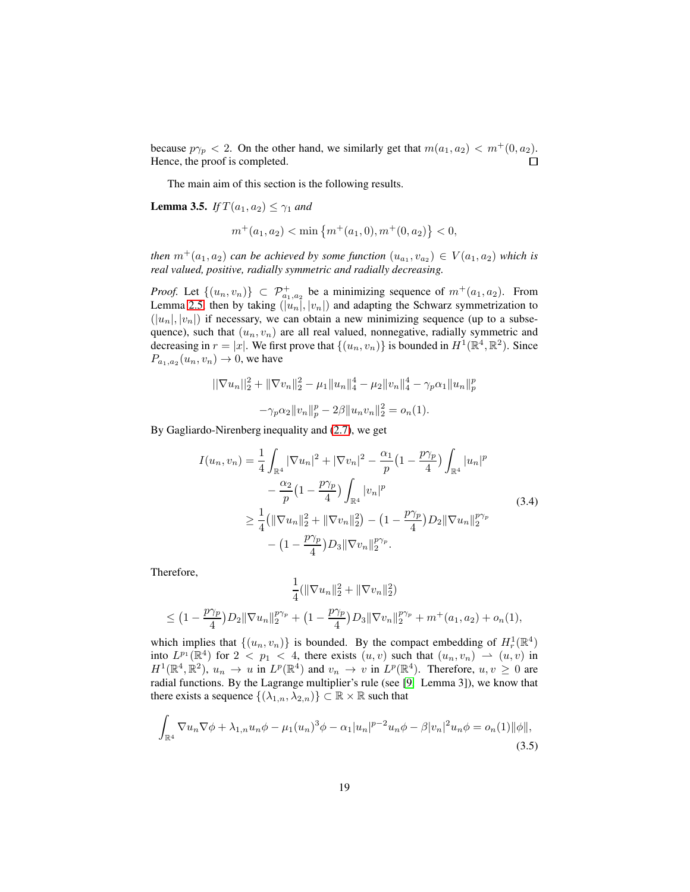because $p\gamma_p < 2$. On the other hand, we similarly get that $m(a_1, a_2) < m^+(0, a_2)$. Hence, the proof is completed. □

The main aim of this section is the following results.

**Lemma 3.5.** *If $T(a_1, a_2) \leq \gamma_1$ and*

$$m^+(a_1, a_2) < \min\left\{m^+(a_1, 0), m^+(0, a_2)\right\} < 0,$$

*then $m^+(a_1, a_2)$ can be achieved by some function $(u_{a_1}, v_{a_2}) \in V(a_1, a_2)$ which is real valued, positive, radially symmetric and radially decreasing.*

*Proof.* Let $\{(u_n, v_n)\} \subset \mathcal{P}^+_{a_1,a_2}$ be a minimizing sequence of $m^+(a_1, a_2)$. From Lemma 2.5, then by taking $(|u_n|, |v_n|)$ and adapting the Schwarz symmetrization to $(|u_n|, |v_n|)$ if necessary, we can obtain a new minimizing sequence (up to a subsequence), such that $(u_n, v_n)$ are all real valued, nonnegative, radially symmetric and decreasing in $r = |x|$. We first prove that $\{(u_n, v_n)\}$ is bounded in $H^1(\mathbb{R}^4, \mathbb{R}^2)$. Since $P_{a_1,a_2}(u_n, v_n) \to 0$, we have

$$||\nabla u_n||_2^2 + \|\nabla v_n\|_2^2 - \mu_1\|u_n\|_4^4 - \mu_2\|v_n\|_4^4 - \gamma_p\alpha_1\|u_n\|_p^p$$
$$-\gamma_p\alpha_2\|v_n\|_p^p - 2\beta\|u_n v_n\|_2^2 = o_n(1).$$

By Gagliardo-Nirenberg inequality and (2.7), we get

$$\begin{aligned}
I(u_n, v_n) &= \frac{1}{4}\int_{\mathbb{R}^4}|\nabla u_n|^2 + |\nabla v_n|^2 - \frac{\alpha_1}{p}\big(1 - \frac{p\gamma_p}{4}\big)\int_{\mathbb{R}^4}|u_n|^p \\
&\quad - \frac{\alpha_2}{p}\big(1 - \frac{p\gamma_p}{4}\big)\int_{\mathbb{R}^4}|v_n|^p \\
&\geq \frac{1}{4}\big(\|\nabla u_n\|_2^2 + \|\nabla v_n\|_2^2\big) - \big(1 - \frac{p\gamma_p}{4}\big)D_2\|\nabla u_n\|_2^{p\gamma_p} \\
&\quad - \big(1 - \frac{p\gamma_p}{4}\big)D_3\|\nabla v_n\|_2^{p\gamma_p}.
\end{aligned} \tag{3.4}$$

Therefore,

$$\frac{1}{4}(\|\nabla u_n\|_2^2 + \|\nabla v_n\|_2^2)$$
$$\leq \big(1 - \frac{p\gamma_p}{4}\big)D_2\|\nabla u_n\|_2^{p\gamma_p} + \big(1 - \frac{p\gamma_p}{4}\big)D_3\|\nabla v_n\|_2^{p\gamma_p} + m^+(a_1, a_2) + o_n(1),$$

which implies that $\{(u_n, v_n)\}$ is bounded. By the compact embedding of $H^1_r(\mathbb{R}^4)$ into $L^{p_1}(\mathbb{R}^4)$ for $2 < p_1 < 4$, there exists $(u, v)$ such that $(u_n, v_n) \rightharpoonup (u, v)$ in $H^1(\mathbb{R}^4, \mathbb{R}^2)$, $u_n \to u$ in $L^p(\mathbb{R}^4)$ and $v_n \to v$ in $L^p(\mathbb{R}^4)$. Therefore, $u, v \geq 0$ are radial functions. By the Lagrange multiplier's rule (see [9, Lemma 3]), we know that there exists a sequence $\{(\lambda_{1,n}, \lambda_{2,n})\} \subset \mathbb{R} \times \mathbb{R}$ such that

$$\int_{\mathbb{R}^4}\nabla u_n \nabla\phi + \lambda_{1,n}u_n\phi - \mu_1(u_n)^3\phi - \alpha_1|u_n|^{p-2}u_n\phi - \beta|v_n|^2u_n\phi = o_n(1)\|\phi\|, \tag{3.5}$$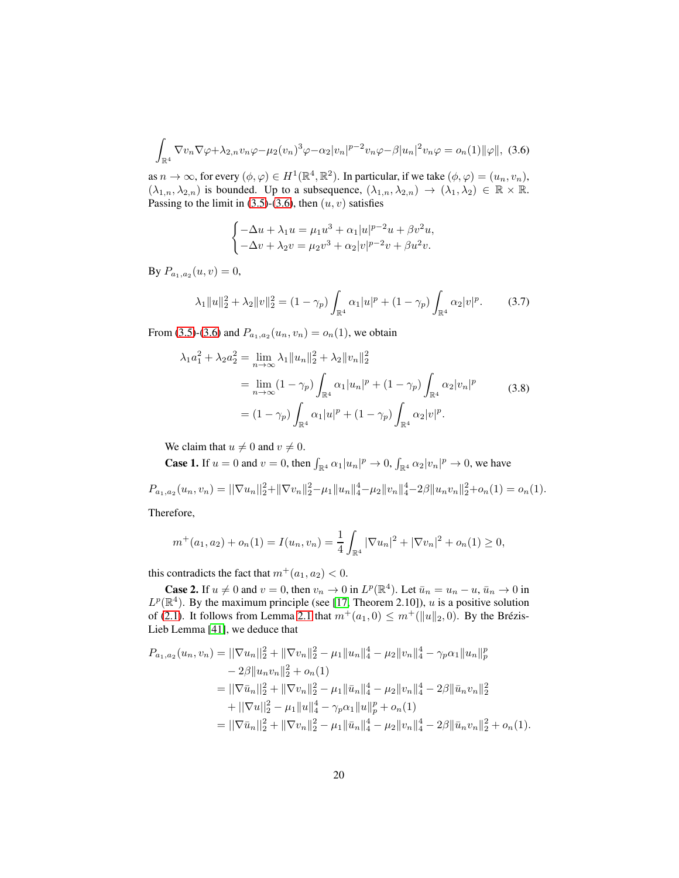$$\int_{\mathbb{R}^4} \nabla v_n \nabla \varphi + \lambda_{2,n} v_n \varphi - \mu_2 (v_n)^3 \varphi - \alpha_2 |v_n|^{p-2} v_n \varphi - \beta |u_n|^2 v_n \varphi = o_n(1)\|\varphi\|, \tag{3.6}$$

as $n \to \infty$, for every $(\phi, \varphi) \in H^1(\mathbb{R}^4, \mathbb{R}^2)$. In particular, if we take $(\phi, \varphi) = (u_n, v_n)$, $(\lambda_{1,n}, \lambda_{2,n})$ is bounded. Up to a subsequence, $(\lambda_{1,n}, \lambda_{2,n}) \to (\lambda_1, \lambda_2) \in \mathbb{R} \times \mathbb{R}$. Passing to the limit in (3.5)-(3.6), then $(u, v)$ satisfies

$$\begin{cases} -\Delta u + \lambda_1 u = \mu_1 u^3 + \alpha_1 |u|^{p-2} u + \beta v^2 u, \\ -\Delta v + \lambda_2 v = \mu_2 v^3 + \alpha_2 |v|^{p-2} v + \beta u^2 v. \end{cases}$$

By $P_{a_1,a_2}(u, v) = 0$,

$$\lambda_1 \|u\|_2^2 + \lambda_2 \|v\|_2^2 = (1 - \gamma_p) \int_{\mathbb{R}^4} \alpha_1 |u|^p + (1 - \gamma_p) \int_{\mathbb{R}^4} \alpha_2 |v|^p. \tag{3.7}$$

From (3.5)-(3.6) and $P_{a_1,a_2}(u_n, v_n) = o_n(1)$, we obtain

$$\begin{aligned} \lambda_1 a_1^2 + \lambda_2 a_2^2 &= \lim_{n \to \infty} \lambda_1 \|u_n\|_2^2 + \lambda_2 \|v_n\|_2^2 \\ &= \lim_{n \to \infty} (1 - \gamma_p) \int_{\mathbb{R}^4} \alpha_1 |u_n|^p + (1 - \gamma_p) \int_{\mathbb{R}^4} \alpha_2 |v_n|^p \\ &= (1 - \gamma_p) \int_{\mathbb{R}^4} \alpha_1 |u|^p + (1 - \gamma_p) \int_{\mathbb{R}^4} \alpha_2 |v|^p. \end{aligned} \tag{3.8}$$

We claim that $u \neq 0$ and $v \neq 0$.

**Case 1.** If $u = 0$ and $v = 0$, then $\int_{\mathbb{R}^4} \alpha_1 |u_n|^p \to 0$, $\int_{\mathbb{R}^4} \alpha_2 |v_n|^p \to 0$, we have

$$P_{a_1,a_2}(u_n, v_n) = ||\nabla u_n||_2^2 + \|\nabla v_n\|_2^2 - \mu_1 \|u_n\|_4^4 - \mu_2 \|v_n\|_4^4 - 2\beta \|u_n v_n\|_2^2 + o_n(1) = o_n(1).$$

Therefore,

$$m^+(a_1, a_2) + o_n(1) = I(u_n, v_n) = \frac{1}{4} \int_{\mathbb{R}^4} |\nabla u_n|^2 + |\nabla v_n|^2 + o_n(1) \geq 0,$$

this contradicts the fact that $m^+(a_1, a_2) < 0$.

**Case 2.** If $u \neq 0$ and $v = 0$, then $v_n \to 0$ in $L^p(\mathbb{R}^4)$. Let $\bar{u}_n = u_n - u$, $\bar{u}_n \to 0$ in $L^p(\mathbb{R}^4)$. By the maximum principle (see [17, Theorem 2.10]), $u$ is a positive solution of (2.1). It follows from Lemma 2.1 that $m^+(a_1, 0) \leq m^+(\|u\|_2, 0)$. By the Brézis-Lieb Lemma [41], we deduce that

$$\begin{aligned} P_{a_1,a_2}(u_n, v_n) &= ||\nabla u_n||_2^2 + \|\nabla v_n\|_2^2 - \mu_1 \|u_n\|_4^4 - \mu_2 \|v_n\|_4^4 - \gamma_p \alpha_1 \|u_n\|_p^p \\ &\quad - 2\beta \|u_n v_n\|_2^2 + o_n(1) \\ &= ||\nabla \bar{u}_n||_2^2 + \|\nabla v_n\|_2^2 - \mu_1 \|\bar{u}_n\|_4^4 - \mu_2 \|v_n\|_4^4 - 2\beta \|\bar{u}_n v_n\|_2^2 \\ &\quad + ||\nabla u||_2^2 - \mu_1 \|u\|_4^4 - \gamma_p \alpha_1 \|u\|_p^p + o_n(1) \\ &= ||\nabla \bar{u}_n||_2^2 + \|\nabla v_n\|_2^2 - \mu_1 \|\bar{u}_n\|_4^4 - \mu_2 \|v_n\|_4^4 - 2\beta \|\bar{u}_n v_n\|_2^2 + o_n(1). \end{aligned}$$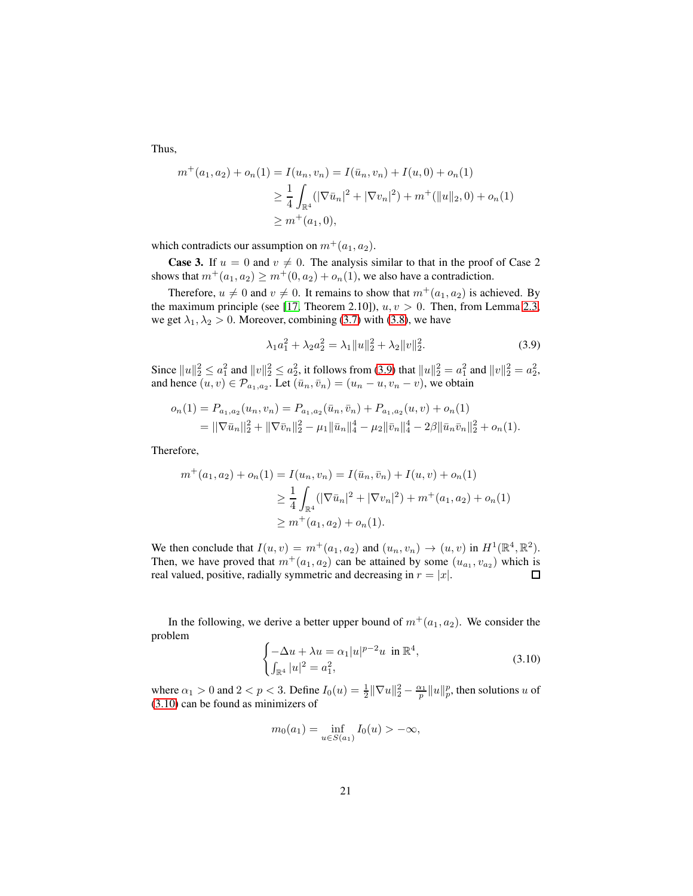Thus,

$$
\begin{aligned}
m^+(a_1, a_2) + o_n(1) = I(u_n, v_n) &= I(\bar{u}_n, v_n) + I(u, 0) + o_n(1) \\
&\geq \frac{1}{4}\int_{\mathbb{R}^4} (|\nabla \bar{u}_n|^2 + |\nabla v_n|^2) + m^+(\|u\|_2, 0) + o_n(1) \\
&\geq m^+(a_1, 0),
\end{aligned}
$$

which contradicts our assumption on $m^+(a_1, a_2)$.

**Case 3.** If $u = 0$ and $v \neq 0$. The analysis similar to that in the proof of Case 2 shows that $m^+(a_1, a_2) \geq m^+(0, a_2) + o_n(1)$, we also have a contradiction.

Therefore, $u \neq 0$ and $v \neq 0$. It remains to show that $m^+(a_1, a_2)$ is achieved. By the maximum principle (see [17, Theorem 2.10]), $u, v > 0$. Then, from Lemma 2.3, we get $\lambda_1, \lambda_2 > 0$. Moreover, combining (3.7) with (3.8), we have

$$
\lambda_1 a_1^2 + \lambda_2 a_2^2 = \lambda_1 \|u\|_2^2 + \lambda_2 \|v\|_2^2. \tag{3.9}
$$

Since $\|u\|_2^2 \leq a_1^2$ and $\|v\|_2^2 \leq a_2^2$, it follows from (3.9) that $\|u\|_2^2 = a_1^2$ and $\|v\|_2^2 = a_2^2$, and hence $(u, v) \in \mathcal{P}_{a_1, a_2}$. Let $(\bar{u}_n, \bar{v}_n) = (u_n - u, v_n - v)$, we obtain

$$
\begin{aligned}
o_n(1) = P_{a_1, a_2}(u_n, v_n) &= P_{a_1, a_2}(\bar{u}_n, \bar{v}_n) + P_{a_1, a_2}(u, v) + o_n(1) \\
&= \|\nabla \bar{u}_n\|_2^2 + \|\nabla \bar{v}_n\|_2^2 - \mu_1 \|\bar{u}_n\|_4^4 - \mu_2 \|\bar{v}_n\|_4^4 - 2\beta \|\bar{u}_n \bar{v}_n\|_2^2 + o_n(1).
\end{aligned}
$$

Therefore,

$$
\begin{aligned}
m^+(a_1, a_2) + o_n(1) = I(u_n, v_n) &= I(\bar{u}_n, \bar{v}_n) + I(u, v) + o_n(1) \\
&\geq \frac{1}{4}\int_{\mathbb{R}^4} (|\nabla \bar{u}_n|^2 + |\nabla v_n|^2) + m^+(a_1, a_2) + o_n(1) \\
&\geq m^+(a_1, a_2) + o_n(1).
\end{aligned}
$$

We then conclude that $I(u, v) = m^+(a_1, a_2)$ and $(u_n, v_n) \to (u, v)$ in $H^1(\mathbb{R}^4, \mathbb{R}^2)$. Then, we have proved that $m^+(a_1, a_2)$ can be attained by some $(u_{a_1}, v_{a_2})$ which is real valued, positive, radially symmetric and decreasing in $r = |x|$. □

In the following, we derive a better upper bound of $m^+(a_1, a_2)$. We consider the problem

$$
\begin{cases}
-\Delta u + \lambda u = \alpha_1 |u|^{p-2} u \ \text{ in } \mathbb{R}^4, \\
\int_{\mathbb{R}^4} |u|^2 = a_1^2,
\end{cases} \tag{3.10}
$$

where $\alpha_1 > 0$ and $2 < p < 3$. Define $I_0(u) = \frac{1}{2}\|\nabla u\|_2^2 - \frac{\alpha_1}{p}\|u\|_p^p$, then solutions $u$ of (3.10) can be found as minimizers of

$$
m_0(a_1) = \inf_{u \in S(a_1)} I_0(u) > -\infty,
$$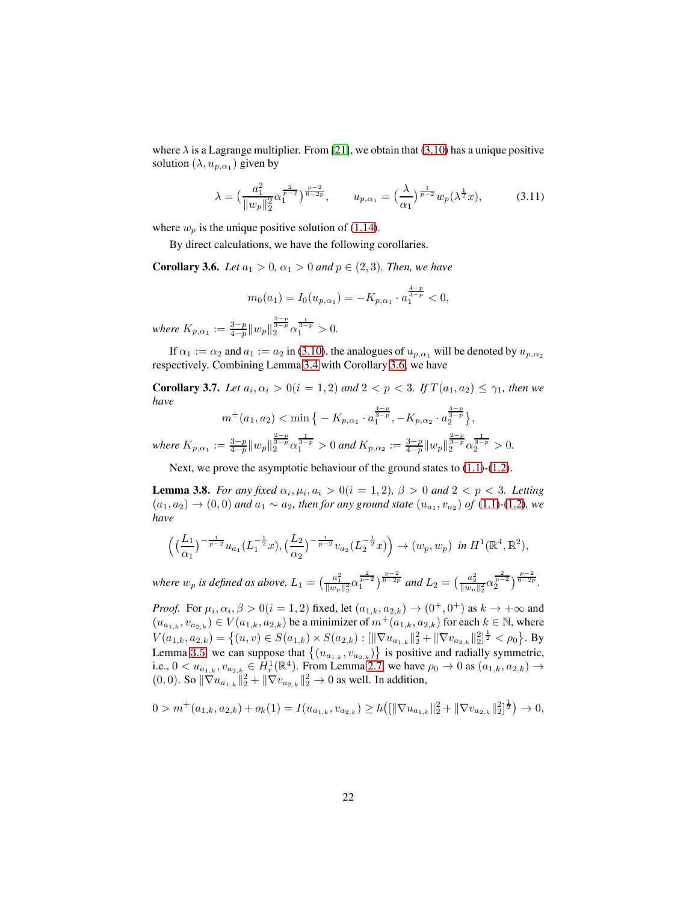where $\lambda$ is a Lagrange multiplier. From [21], we obtain that (3.10) has a unique positive solution $(\lambda, u_{p,\alpha_1})$ given by

$$\lambda = \Big(\frac{a_1^2}{\|w_p\|_2^2}\alpha_1^{\frac{2}{p-2}}\Big)^{\frac{p-2}{6-2p}}, \qquad u_{p,\alpha_1} = \Big(\frac{\lambda}{\alpha_1}\Big)^{\frac{1}{p-2}} w_p(\lambda^{\frac{1}{2}}x), \tag{3.11}$$

where $w_p$ is the unique positive solution of (1.14).

By direct calculations, we have the following corollaries.

**Corollary 3.6.** *Let $a_1 > 0$, $\alpha_1 > 0$ and $p \in (2, 3)$. Then, we have*

$$m_0(a_1) = I_0(u_{p,\alpha_1}) = -K_{p,\alpha_1} \cdot a_1^{\frac{4-p}{3-p}} < 0,$$

*where $K_{p,\alpha_1} := \frac{3-p}{4-p}\|w_p\|_2^{\frac{2-p}{3-p}}\alpha_1^{\frac{1}{3-p}} > 0$.*

If $\alpha_1 := \alpha_2$ and $a_1 := a_2$ in (3.10), the analogues of $u_{p,\alpha_1}$ will be denoted by $u_{p,\alpha_2}$ respectively. Combining Lemma 3.4 with Corollary 3.6, we have

**Corollary 3.7.** *Let $a_i, \alpha_i > 0 (i = 1, 2)$ and $2 < p < 3$. If $T(a_1, a_2) \leq \gamma_1$, then we have*

$$m^+(a_1, a_2) < \min\big\{ -K_{p,\alpha_1} \cdot a_1^{\frac{4-p}{3-p}}, -K_{p,\alpha_2} \cdot a_2^{\frac{4-p}{3-p}}\big\},$$

*where $K_{p,\alpha_1} := \frac{3-p}{4-p}\|w_p\|_2^{\frac{2-p}{3-p}}\alpha_1^{\frac{1}{3-p}} > 0$ and $K_{p,\alpha_2} := \frac{3-p}{4-p}\|w_p\|_2^{\frac{2-p}{3-p}}\alpha_2^{\frac{1}{3-p}} > 0$.*

Next, we prove the asymptotic behaviour of the ground states to (1.1)-(1.2).

**Lemma 3.8.** *For any fixed $\alpha_i, \mu_i, a_i > 0 (i = 1, 2)$, $\beta > 0$ and $2 < p < 3$. Letting $(a_1, a_2) \to (0, 0)$ and $a_1 \sim a_2$, then for any ground state $(u_{a_1}, v_{a_2})$ of (1.1)-(1.2), we have*

$$\Big(\big(\frac{L_1}{\alpha_1}\big)^{-\frac{1}{p-2}}u_{a_1}(L_1^{-\frac{1}{2}}x), \big(\frac{L_2}{\alpha_2}\big)^{-\frac{1}{p-2}}v_{a_2}(L_2^{-\frac{1}{2}}x)\Big) \to (w_p, w_p) \ \text{ in } H^1(\mathbb{R}^4, \mathbb{R}^2),$$

*where $w_p$ is defined as above, $L_1 = \big(\frac{a_1^2}{\|w_p\|_2^2}\alpha_1^{\frac{2}{p-2}}\big)^{\frac{p-2}{6-2p}}$ and $L_2 = \big(\frac{a_2^2}{\|w_p\|_2^2}\alpha_2^{\frac{2}{p-2}}\big)^{\frac{p-2}{6-2p}}$.*

*Proof.* For $\mu_i, \alpha_i, \beta > 0 (i = 1, 2)$ fixed, let $(a_{1,k}, a_{2,k}) \to (0^+, 0^+)$ as $k \to +\infty$ and $(u_{a_{1,k}}, v_{a_{2,k}}) \in V(a_{1,k}, a_{2,k})$ be a minimizer of $m^+(a_{1,k}, a_{2,k})$ for each $k \in \mathbb{N}$, where $V(a_{1,k}, a_{2,k}) = \big\{(u, v) \in S(a_{1,k}) \times S(a_{2,k}) : [\|\nabla u_{a_{1,k}}\|_2^2 + \|\nabla v_{a_{2,k}}\|_2^2]^{\frac{1}{2}} < \rho_0\big\}$. By Lemma 3.5, we can suppose that $\big\{(u_{a_{1,k}}, v_{a_{2,k}})\big\}$ is positive and radially symmetric, i.e., $0 < u_{a_{1,k}}, v_{a_{2,k}} \in H_r^1(\mathbb{R}^4)$. From Lemma 2.7, we have $\rho_0 \to 0$ as $(a_{1,k}, a_{2,k}) \to (0, 0)$. So $\|\nabla u_{a_{1,k}}\|_2^2 + \|\nabla v_{a_{2,k}}\|_2^2 \to 0$ as well. In addition,

$$0 > m^+(a_{1,k}, a_{2,k}) + o_k(1) = I(u_{a_{1,k}}, v_{a_{2,k}}) \geq h\big([\|\nabla u_{a_{1,k}}\|_2^2 + \|\nabla v_{a_{2,k}}\|_2^2]^{\frac{1}{2}}\big) \to 0,$$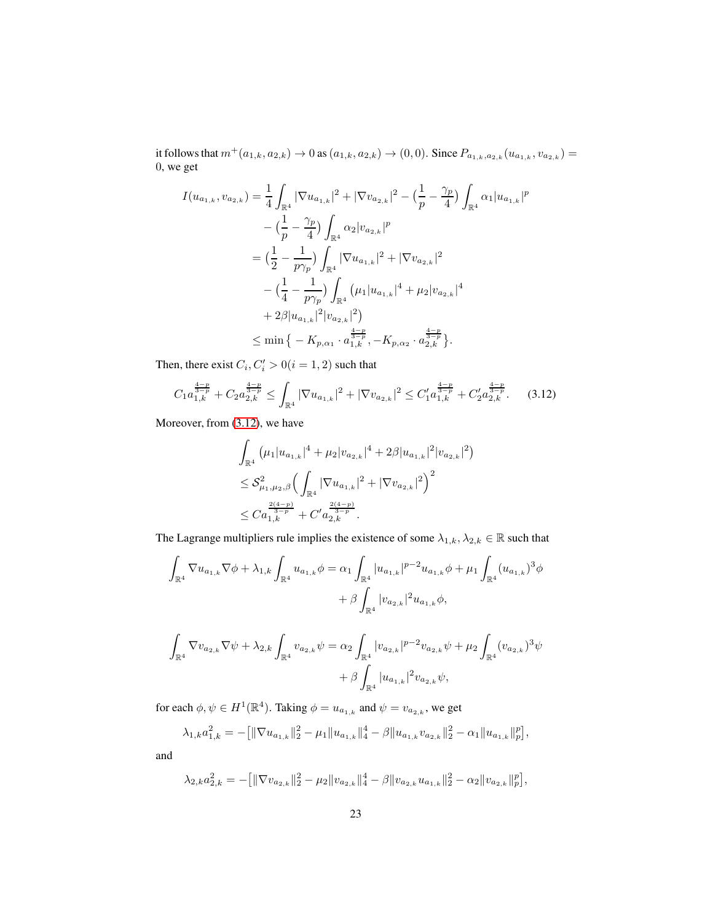it follows that $m^+(a_{1,k}, a_{2,k}) \to 0$ as $(a_{1,k}, a_{2,k}) \to (0,0)$. Since $P_{a_{1,k},a_{2,k}}(u_{a_{1,k}}, v_{a_{2,k}}) = 0$, we get

$$
\begin{aligned}
I(u_{a_{1,k}}, v_{a_{2,k}}) &= \frac{1}{4}\int_{\mathbb{R}^4} |\nabla u_{a_{1,k}}|^2 + |\nabla v_{a_{2,k}}|^2 - \Big(\frac{1}{p} - \frac{\gamma_p}{4}\Big)\int_{\mathbb{R}^4} \alpha_1 |u_{a_{1,k}}|^p \\
&\quad - \Big(\frac{1}{p} - \frac{\gamma_p}{4}\Big)\int_{\mathbb{R}^4} \alpha_2 |v_{a_{2,k}}|^p \\
&= \Big(\frac{1}{2} - \frac{1}{p\gamma_p}\Big)\int_{\mathbb{R}^4} |\nabla u_{a_{1,k}}|^2 + |\nabla v_{a_{2,k}}|^2 \\
&\quad - \Big(\frac{1}{4} - \frac{1}{p\gamma_p}\Big)\int_{\mathbb{R}^4} \big(\mu_1 |u_{a_{1,k}}|^4 + \mu_2 |v_{a_{2,k}}|^4 \\
&\quad + 2\beta |u_{a_{1,k}}|^2 |v_{a_{2,k}}|^2\big) \\
&\le \min\big\{ -K_{p,\alpha_1}\cdot a_{1,k}^{\frac{4-p}{3-p}}, -K_{p,\alpha_2}\cdot a_{2,k}^{\frac{4-p}{3-p}}\big\}.
\end{aligned}
$$

Then, there exist $C_i, C_i' > 0 (i = 1,2)$ such that

$$
C_1 a_{1,k}^{\frac{4-p}{3-p}} + C_2 a_{2,k}^{\frac{4-p}{3-p}} \le \int_{\mathbb{R}^4} |\nabla u_{a_{1,k}}|^2 + |\nabla v_{a_{2,k}}|^2 \le C_1' a_{1,k}^{\frac{4-p}{3-p}} + C_2' a_{2,k}^{\frac{4-p}{3-p}}. \tag{3.12}
$$

Moreover, from (3.12), we have

$$
\begin{aligned}
&\int_{\mathbb{R}^4} \big(\mu_1 |u_{a_{1,k}}|^4 + \mu_2 |v_{a_{2,k}}|^4 + 2\beta |u_{a_{1,k}}|^2 |v_{a_{2,k}}|^2\big) \\
&\le \mathcal{S}_{\mu_1,\mu_2,\beta}^2 \Big(\int_{\mathbb{R}^4} |\nabla u_{a_{1,k}}|^2 + |\nabla v_{a_{2,k}}|^2\Big)^2 \\
&\le C a_{1,k}^{\frac{2(4-p)}{3-p}} + C' a_{2,k}^{\frac{2(4-p)}{3-p}}.
\end{aligned}
$$

The Lagrange multipliers rule implies the existence of some $\lambda_{1,k}, \lambda_{2,k} \in \mathbb{R}$ such that

$$
\begin{aligned}
\int_{\mathbb{R}^4} \nabla u_{a_{1,k}} \nabla \phi + \lambda_{1,k}\int_{\mathbb{R}^4} u_{a_{1,k}}\phi &= \alpha_1 \int_{\mathbb{R}^4} |u_{a_{1,k}}|^{p-2} u_{a_{1,k}}\phi + \mu_1 \int_{\mathbb{R}^4} (u_{a_{1,k}})^3 \phi \\
&\quad + \beta \int_{\mathbb{R}^4} |v_{a_{2,k}}|^2 u_{a_{1,k}}\phi,
\end{aligned}
$$

$$
\begin{aligned}
\int_{\mathbb{R}^4} \nabla v_{a_{2,k}} \nabla \psi + \lambda_{2,k}\int_{\mathbb{R}^4} v_{a_{2,k}}\psi &= \alpha_2 \int_{\mathbb{R}^4} |v_{a_{2,k}}|^{p-2} v_{a_{2,k}}\psi + \mu_2 \int_{\mathbb{R}^4} (v_{a_{2,k}})^3 \psi \\
&\quad + \beta \int_{\mathbb{R}^4} |u_{a_{1,k}}|^2 v_{a_{2,k}}\psi,
\end{aligned}
$$

for each $\phi, \psi \in H^1(\mathbb{R}^4)$. Taking $\phi = u_{a_{1,k}}$ and $\psi = v_{a_{2,k}}$, we get

$$
\lambda_{1,k} a_{1,k}^2 = -\big[\|\nabla u_{a_{1,k}}\|_2^2 - \mu_1 \|u_{a_{1,k}}\|_4^4 - \beta \|u_{a_{1,k}} v_{a_{2,k}}\|_2^2 - \alpha_1 \|u_{a_{1,k}}\|_p^p\big],
$$

and

$$
\lambda_{2,k} a_{2,k}^2 = -\big[\|\nabla v_{a_{2,k}}\|_2^2 - \mu_2 \|v_{a_{2,k}}\|_4^4 - \beta \|v_{a_{2,k}} u_{a_{1,k}}\|_2^2 - \alpha_2 \|v_{a_{2,k}}\|_p^p\big],
$$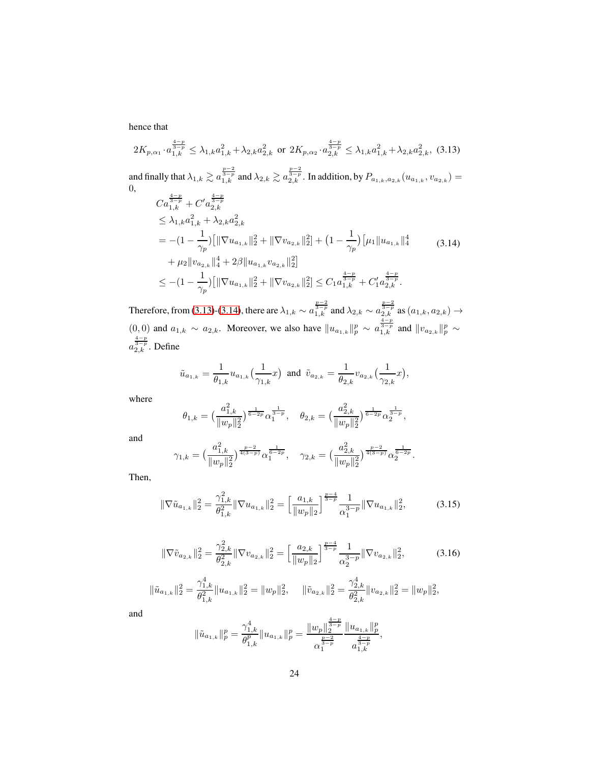hence that

$$2K_{p,\alpha_1}\cdot a_{1,k}^{\frac{4-p}{3-p}}\leq \lambda_{1,k}a_{1,k}^2+\lambda_{2,k}a_{2,k}^2 \ \text{ or } \ 2K_{p,\alpha_2}\cdot a_{2,k}^{\frac{4-p}{3-p}}\leq \lambda_{1,k}a_{1,k}^2+\lambda_{2,k}a_{2,k}^2, \tag{3.13}$$

and finally that $\lambda_{1,k}\gtrsim a_{1,k}^{\frac{p-2}{3-p}}$ and $\lambda_{2,k}\gtrsim a_{2,k}^{\frac{p-2}{3-p}}$. In addition, by $P_{a_{1,k},a_{2,k}}(u_{a_{1,k}},v_{a_{2,k}})=0$,

$$\begin{aligned}
&Ca_{1,k}^{\frac{4-p}{3-p}}+C'a_{2,k}^{\frac{4-p}{3-p}}\\
&\leq \lambda_{1,k}a_{1,k}^2+\lambda_{2,k}a_{2,k}^2\\
&=-(1-\frac{1}{\gamma_p})\big[\|\nabla u_{a_{1,k}}\|_2^2+\|\nabla v_{a_{2,k}}\|_2^2\big]+\big(1-\frac{1}{\gamma_p}\big)\big[\mu_1\|u_{a_{1,k}}\|_4^4\\
&\quad+\mu_2\|v_{a_{2,k}}\|_4^4+2\beta\|u_{a_{1,k}}v_{a_{2,k}}\|_2^2\big]\\
&\leq -(1-\frac{1}{\gamma_p})\big[\|\nabla u_{a_{1,k}}\|_2^2+\|\nabla v_{a_{2,k}}\|_2^2\big]\leq C_1a_{1,k}^{\frac{4-p}{3-p}}+C_1'a_{2,k}^{\frac{4-p}{3-p}}.
\end{aligned}\tag{3.14}$$

Therefore, from (3.13)-(3.14), there are $\lambda_{1,k}\sim a_{1,k}^{\frac{p-2}{3-p}}$ and $\lambda_{2,k}\sim a_{2,k}^{\frac{p-2}{3-p}}$ as $(a_{1,k},a_{2,k})\to(0,0)$ and $a_{1,k}\sim a_{2,k}$. Moreover, we also have $\|u_{a_{1,k}}\|_p^p\sim a_{1,k}^{\frac{4-p}{3-p}}$ and $\|v_{a_{2,k}}\|_p^p\sim a_{2,k}^{\frac{4-p}{3-p}}$. Define

$$\tilde u_{a_{1,k}}=\frac{1}{\theta_{1,k}}u_{a_{1,k}}\big(\frac{1}{\gamma_{1,k}}x\big)\ \text{ and }\ \tilde v_{a_{2,k}}=\frac{1}{\theta_{2,k}}v_{a_{2,k}}\big(\frac{1}{\gamma_{2,k}}x\big),$$

where

$$\theta_{1,k}=\big(\frac{a_{1,k}^2}{\|w_p\|_2^2}\big)^{\frac{1}{6-2p}}\alpha_1^{\frac{1}{3-p}},\quad \theta_{2,k}=\big(\frac{a_{2,k}^2}{\|w_p\|_2^2}\big)^{\frac{1}{6-2p}}\alpha_2^{\frac{1}{3-p}},$$

and

$$\gamma_{1,k}=\big(\frac{a_{1,k}^2}{\|w_p\|_2^2}\big)^{\frac{p-2}{4(3-p)}}\alpha_1^{\frac{1}{6-2p}},\quad \gamma_{2,k}=\big(\frac{a_{2,k}^2}{\|w_p\|_2^2}\big)^{\frac{p-2}{4(3-p)}}\alpha_2^{\frac{1}{6-2p}}.$$

Then,

$$\|\nabla\tilde u_{a_{1,k}}\|_2^2=\frac{\gamma_{1,k}^2}{\theta_{1,k}^2}\|\nabla u_{a_{1,k}}\|_2^2=\Big[\frac{a_{1,k}}{\|w_p\|_2}\Big]^{\frac{p-4}{3-p}}\frac{1}{\alpha_1^{3-p}}\|\nabla u_{a_{1,k}}\|_2^2,\tag{3.15}$$

$$\|\nabla\tilde v_{a_{2,k}}\|_2^2=\frac{\gamma_{2,k}^2}{\theta_{2,k}^2}\|\nabla v_{a_{2,k}}\|_2^2=\Big[\frac{a_{2,k}}{\|w_p\|_2}\Big]^{\frac{p-4}{3-p}}\frac{1}{\alpha_2^{3-p}}\|\nabla v_{a_{2,k}}\|_2^2,\tag{3.16}$$

$$\|\tilde u_{a_{1,k}}\|_2^2=\frac{\gamma_{1,k}^4}{\theta_{1,k}^2}\|u_{a_{1,k}}\|_2^2=\|w_p\|_2^2,\qquad \|\tilde v_{a_{2,k}}\|_2^2=\frac{\gamma_{2,k}^4}{\theta_{2,k}^2}\|v_{a_{2,k}}\|_2^2=\|w_p\|_2^2,$$

and

$$\|\tilde u_{a_{1,k}}\|_p^p=\frac{\gamma_{1,k}^4}{\theta_{1,k}^p}\|u_{a_{1,k}}\|_p^p=\frac{\|w_p\|_2^{\frac{4-p}{3-p}}}{\alpha_1^{\frac{p-2}{3-p}}}\frac{\|u_{a_{1,k}}\|_p^p}{a_{1,k}^{\frac{4-p}{3-p}}},$$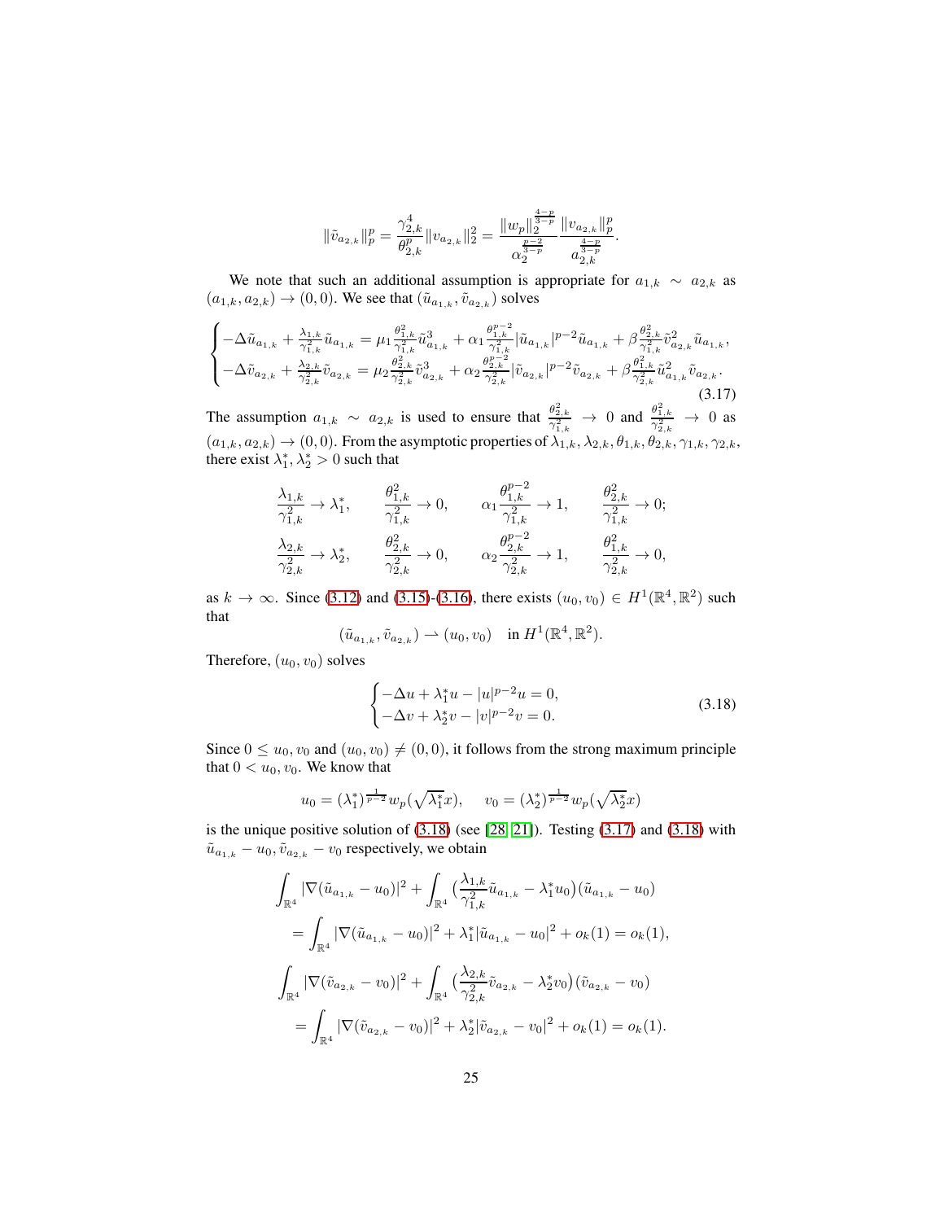$$\|\tilde{v}_{a_{2,k}}\|_p^p = \frac{\gamma_{2,k}^4}{\theta_{2,k}^p}\|v_{a_{2,k}}\|_2^2 = \frac{\|w_p\|_2^{\frac{4-p}{3-p}}}{\alpha_2^{\frac{p-2}{3-p}}}\frac{\|v_{a_{2,k}}\|_p^p}{a_{2,k}^{\frac{4-p}{3-p}}}.$$

We note that such an additional assumption is appropriate for $a_{1,k} \sim a_{2,k}$ as $(a_{1,k}, a_{2,k}) \to (0,0)$. We see that $(\tilde{u}_{a_{1,k}}, \tilde{v}_{a_{2,k}})$ solves

$$\begin{cases} -\Delta \tilde{u}_{a_{1,k}} + \frac{\lambda_{1,k}}{\gamma_{1,k}^2}\tilde{u}_{a_{1,k}} = \mu_1 \frac{\theta_{1,k}^2}{\gamma_{1,k}^2}\tilde{u}_{a_{1,k}}^3 + \alpha_1 \frac{\theta_{1,k}^{p-2}}{\gamma_{1,k}^2}|\tilde{u}_{a_{1,k}}|^{p-2}\tilde{u}_{a_{1,k}} + \beta \frac{\theta_{2,k}^2}{\gamma_{1,k}^2}\tilde{v}_{a_{2,k}}^2\tilde{u}_{a_{1,k}}, \\ -\Delta \tilde{v}_{a_{2,k}} + \frac{\lambda_{2,k}}{\gamma_{2,k}^2}\tilde{v}_{a_{2,k}} = \mu_2 \frac{\theta_{2,k}^2}{\gamma_{2,k}^2}\tilde{v}_{a_{2,k}}^3 + \alpha_2 \frac{\theta_{2,k}^{p-2}}{\gamma_{2,k}^2}|\tilde{v}_{a_{2,k}}|^{p-2}\tilde{v}_{a_{2,k}} + \beta \frac{\theta_{1,k}^2}{\gamma_{2,k}^2}\tilde{u}_{a_{1,k}}^2\tilde{v}_{a_{2,k}}. \end{cases} \tag{3.17}$$

The assumption $a_{1,k} \sim a_{2,k}$ is used to ensure that $\frac{\theta_{2,k}^2}{\gamma_{1,k}^2} \to 0$ and $\frac{\theta_{1,k}^2}{\gamma_{2,k}^2} \to 0$ as $(a_{1,k}, a_{2,k}) \to (0,0)$. From the asymptotic properties of $\lambda_{1,k}, \lambda_{2,k}, \theta_{1,k}, \theta_{2,k}, \gamma_{1,k}, \gamma_{2,k}$, there exist $\lambda_1^*, \lambda_2^* > 0$ such that

$$\frac{\lambda_{1,k}}{\gamma_{1,k}^2} \to \lambda_1^*, \qquad \frac{\theta_{1,k}^2}{\gamma_{1,k}^2} \to 0, \qquad \alpha_1 \frac{\theta_{1,k}^{p-2}}{\gamma_{1,k}^2} \to 1, \qquad \frac{\theta_{2,k}^2}{\gamma_{1,k}^2} \to 0;$$
$$\frac{\lambda_{2,k}}{\gamma_{2,k}^2} \to \lambda_2^*, \qquad \frac{\theta_{2,k}^2}{\gamma_{2,k}^2} \to 0, \qquad \alpha_2 \frac{\theta_{2,k}^{p-2}}{\gamma_{2,k}^2} \to 1, \qquad \frac{\theta_{1,k}^2}{\gamma_{2,k}^2} \to 0,$$

as $k \to \infty$. Since (3.12) and (3.15)-(3.16), there exists $(u_0, v_0) \in H^1(\mathbb{R}^4, \mathbb{R}^2)$ such that

$$(\tilde{u}_{a_{1,k}}, \tilde{v}_{a_{2,k}}) \rightharpoonup (u_0, v_0) \quad \text{in } H^1(\mathbb{R}^4, \mathbb{R}^2).$$

Therefore, $(u_0, v_0)$ solves

$$\begin{cases} -\Delta u + \lambda_1^* u - |u|^{p-2}u = 0, \\ -\Delta v + \lambda_2^* v - |v|^{p-2}v = 0. \end{cases} \tag{3.18}$$

Since $0 \le u_0, v_0$ and $(u_0, v_0) \ne (0,0)$, it follows from the strong maximum principle that $0 < u_0, v_0$. We know that

$$u_0 = (\lambda_1^*)^{\frac{1}{p-2}} w_p(\sqrt{\lambda_1^*}x), \qquad v_0 = (\lambda_2^*)^{\frac{1}{p-2}} w_p(\sqrt{\lambda_2^*}x)$$

is the unique positive solution of (3.18) (see [28, 21]). Testing (3.17) and (3.18) with $\tilde{u}_{a_{1,k}} - u_0, \tilde{v}_{a_{2,k}} - v_0$ respectively, we obtain

$$\begin{aligned} &\int_{\mathbb{R}^4} |\nabla(\tilde{u}_{a_{1,k}} - u_0)|^2 + \int_{\mathbb{R}^4} \big(\frac{\lambda_{1,k}}{\gamma_{1,k}^2}\tilde{u}_{a_{1,k}} - \lambda_1^* u_0\big)(\tilde{u}_{a_{1,k}} - u_0) \\ &= \int_{\mathbb{R}^4} |\nabla(\tilde{u}_{a_{1,k}} - u_0)|^2 + \lambda_1^*|\tilde{u}_{a_{1,k}} - u_0|^2 + o_k(1) = o_k(1), \\ &\int_{\mathbb{R}^4} |\nabla(\tilde{v}_{a_{2,k}} - v_0)|^2 + \int_{\mathbb{R}^4} \big(\frac{\lambda_{2,k}}{\gamma_{2,k}^2}\tilde{v}_{a_{2,k}} - \lambda_2^* v_0\big)(\tilde{v}_{a_{2,k}} - v_0) \\ &= \int_{\mathbb{R}^4} |\nabla(\tilde{v}_{a_{2,k}} - v_0)|^2 + \lambda_2^*|\tilde{v}_{a_{2,k}} - v_0|^2 + o_k(1) = o_k(1). \end{aligned}$$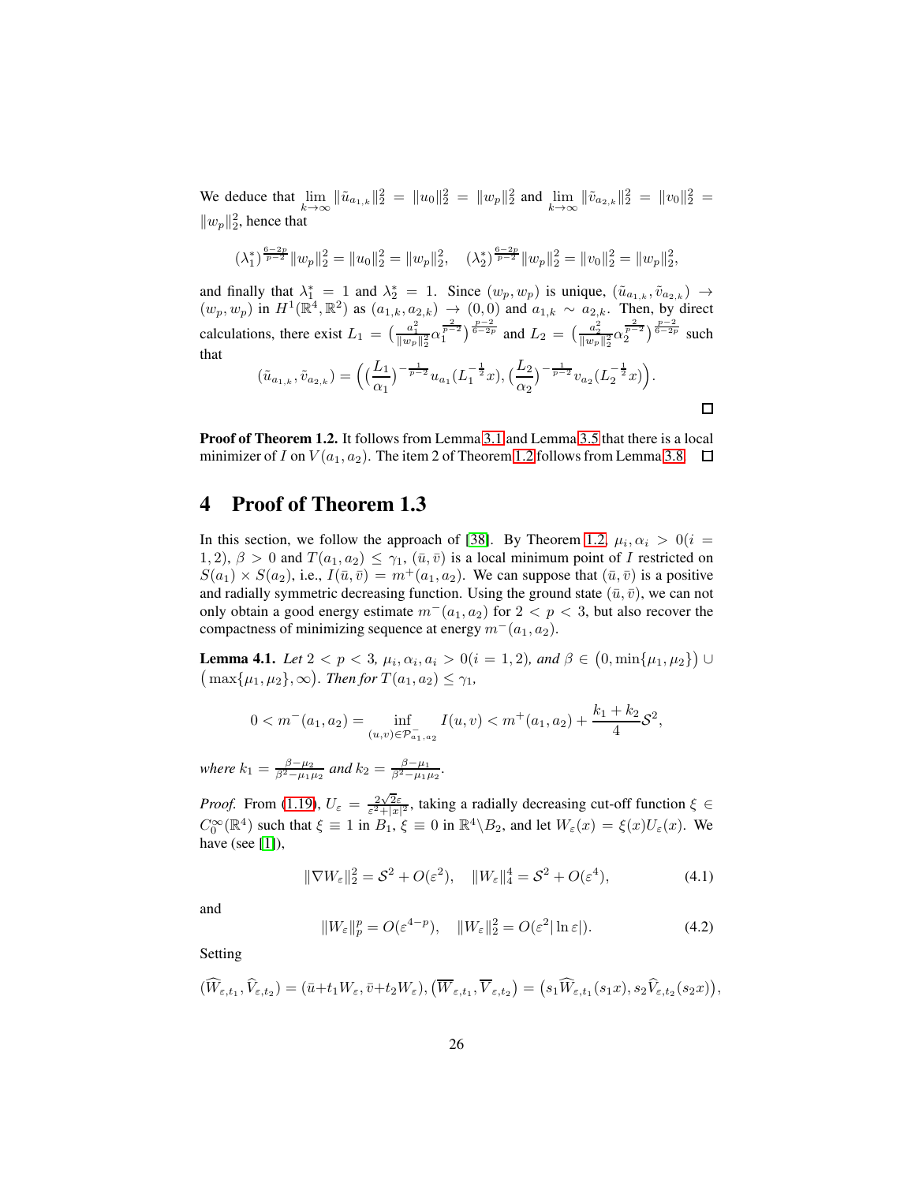We deduce that $\lim_{k\to\infty}\|\tilde{u}_{a_{1,k}}\|_2^2 = \|u_0\|_2^2 = \|w_p\|_2^2$ and $\lim_{k\to\infty}\|\tilde{v}_{a_{2,k}}\|_2^2 = \|v_0\|_2^2 = \|w_p\|_2^2$, hence that

$$(\lambda_1^*)^{\frac{6-2p}{p-2}}\|w_p\|_2^2 = \|u_0\|_2^2 = \|w_p\|_2^2, \quad (\lambda_2^*)^{\frac{6-2p}{p-2}}\|w_p\|_2^2 = \|v_0\|_2^2 = \|w_p\|_2^2,$$

and finally that $\lambda_1^* = 1$ and $\lambda_2^* = 1$. Since $(w_p, w_p)$ is unique, $(\tilde{u}_{a_{1,k}}, \tilde{v}_{a_{2,k}}) \to (w_p, w_p)$ in $H^1(\mathbb{R}^4, \mathbb{R}^2)$ as $(a_{1,k}, a_{2,k}) \to (0,0)$ and $a_{1,k} \sim a_{2,k}$. Then, by direct calculations, there exist $L_1 = \big(\frac{a_1^2}{\|w_p\|_2^2}\alpha_1^{\frac{2}{p-2}}\big)^{\frac{p-2}{6-2p}}$ and $L_2 = \big(\frac{a_2^2}{\|w_p\|_2^2}\alpha_2^{\frac{2}{p-2}}\big)^{\frac{p-2}{6-2p}}$ such that

$$(\tilde{u}_{a_{1,k}}, \tilde{v}_{a_{2,k}}) = \Big(\big(\frac{L_1}{\alpha_1}\big)^{-\frac{1}{p-2}}u_{a_1}(L_1^{-\frac{1}{2}}x), \big(\frac{L_2}{\alpha_2}\big)^{-\frac{1}{p-2}}v_{a_2}(L_2^{-\frac{1}{2}}x)\Big).$$

□

**Proof of Theorem 1.2.** It follows from Lemma 3.1 and Lemma 3.5 that there is a local minimizer of $I$ on $V(a_1, a_2)$. The item 2 of Theorem 1.2 follows from Lemma 3.8. □

# 4 Proof of Theorem 1.3

In this section, we follow the approach of [38]. By Theorem 1.2, $\mu_i, \alpha_i > 0 (i = 1, 2)$, $\beta > 0$ and $T(a_1, a_2) \leq \gamma_1$, $(\bar{u}, \bar{v})$ is a local minimum point of $I$ restricted on $S(a_1) \times S(a_2)$, i.e., $I(\bar{u}, \bar{v}) = m^+(a_1, a_2)$. We can suppose that $(\bar{u}, \bar{v})$ is a positive and radially symmetric decreasing function. Using the ground state $(\bar{u}, \bar{v})$, we can not only obtain a good energy estimate $m^-(a_1, a_2)$ for $2 < p < 3$, but also recover the compactness of minimizing sequence at energy $m^-(a_1, a_2)$.

**Lemma 4.1.** *Let $2 < p < 3$, $\mu_i, \alpha_i, a_i > 0 (i = 1, 2)$, and $\beta \in \big(0, \min\{\mu_1, \mu_2\}\big) \cup \big(\max\{\mu_1, \mu_2\}, \infty\big)$. Then for $T(a_1, a_2) \leq \gamma_1$,*

$$0 < m^-(a_1, a_2) = \inf_{(u,v)\in\mathcal{P}^-_{a_1,a_2}} I(u, v) < m^+(a_1, a_2) + \frac{k_1 + k_2}{4}\mathcal{S}^2,$$

*where $k_1 = \frac{\beta - \mu_2}{\beta^2 - \mu_1\mu_2}$ and $k_2 = \frac{\beta - \mu_1}{\beta^2 - \mu_1\mu_2}$.*

*Proof.* From (1.19), $U_\varepsilon = \frac{2\sqrt{2}\varepsilon}{\varepsilon^2 + |x|^2}$, taking a radially decreasing cut-off function $\xi \in C_0^\infty(\mathbb{R}^4)$ such that $\xi \equiv 1$ in $B_1$, $\xi \equiv 0$ in $\mathbb{R}^4 \backslash B_2$, and let $W_\varepsilon(x) = \xi(x)U_\varepsilon(x)$. We have (see [1]),

$$\|\nabla W_\varepsilon\|_2^2 = \mathcal{S}^2 + O(\varepsilon^2), \quad \|W_\varepsilon\|_4^4 = \mathcal{S}^2 + O(\varepsilon^4), \tag{4.1}$$

and

$$\|W_\varepsilon\|_p^p = O(\varepsilon^{4-p}), \quad \|W_\varepsilon\|_2^2 = O(\varepsilon^2|\ln\varepsilon|). \tag{4.2}$$

Setting

$$(\widehat{W}_{\varepsilon,t_1}, \widehat{V}_{\varepsilon,t_2}) = (\bar{u} + t_1 W_\varepsilon, \bar{v} + t_2 W_\varepsilon), \big(\overline{W}_{\varepsilon,t_1}, \overline{V}_{\varepsilon,t_2}\big) = \big(s_1\widehat{W}_{\varepsilon,t_1}(s_1 x), s_2\widehat{V}_{\varepsilon,t_2}(s_2 x)\big),$$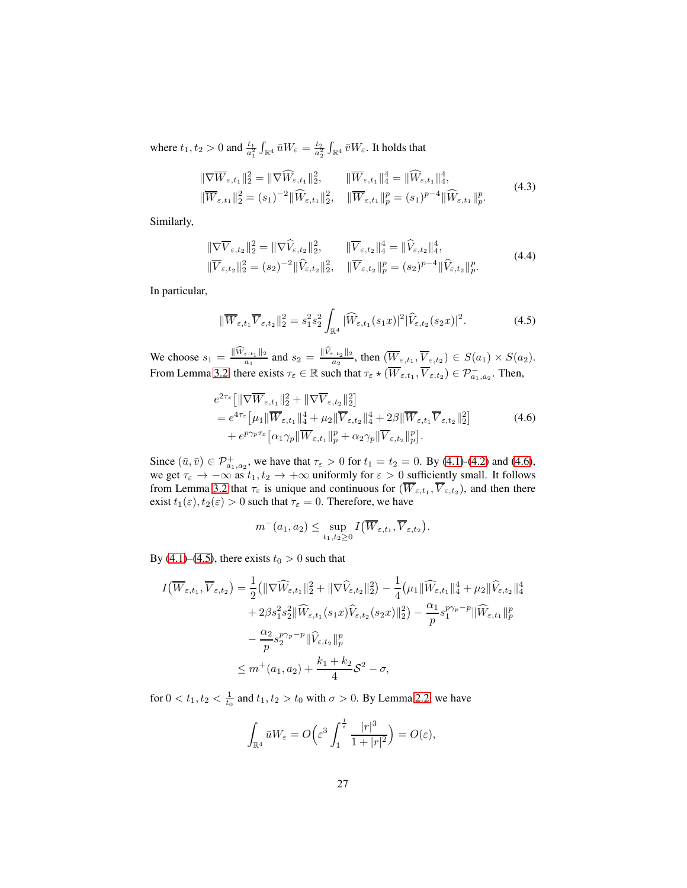where $t_1, t_2 > 0$ and $\frac{t_1}{a_1^2}\int_{\mathbb{R}^4} \bar{u} W_\varepsilon = \frac{t_2}{a_2^2}\int_{\mathbb{R}^4} \bar{v} W_\varepsilon$. It holds that

$$
\begin{aligned}
&\|\nabla \overline{W}_{\varepsilon,t_1}\|_2^2 = \|\nabla \widehat{W}_{\varepsilon,t_1}\|_2^2, \qquad \|\overline{W}_{\varepsilon,t_1}\|_4^4 = \|\widehat{W}_{\varepsilon,t_1}\|_4^4,\\
&\|\overline{W}_{\varepsilon,t_1}\|_2^2 = (s_1)^{-2}\|\widehat{W}_{\varepsilon,t_1}\|_2^2, \quad \|\overline{W}_{\varepsilon,t_1}\|_p^p = (s_1)^{p-4}\|\widehat{W}_{\varepsilon,t_1}\|_p^p.
\end{aligned}
\tag{4.3}
$$

Similarly,

$$
\begin{aligned}
&\|\nabla \overline{V}_{\varepsilon,t_2}\|_2^2 = \|\nabla \widehat{V}_{\varepsilon,t_2}\|_2^2, \qquad \|\overline{V}_{\varepsilon,t_2}\|_4^4 = \|\widehat{V}_{\varepsilon,t_2}\|_4^4,\\
&\|\overline{V}_{\varepsilon,t_2}\|_2^2 = (s_2)^{-2}\|\widehat{V}_{\varepsilon,t_2}\|_2^2, \quad \|\overline{V}_{\varepsilon,t_2}\|_p^p = (s_2)^{p-4}\|\widehat{V}_{\varepsilon,t_2}\|_p^p.
\end{aligned}
\tag{4.4}
$$

In particular,

$$
\|\overline{W}_{\varepsilon,t_1}\overline{V}_{\varepsilon,t_2}\|_2^2 = s_1^2 s_2^2 \int_{\mathbb{R}^4} |\widehat{W}_{\varepsilon,t_1}(s_1 x)|^2 |\widehat{V}_{\varepsilon,t_2}(s_2 x)|^2. \tag{4.5}
$$

We choose $s_1 = \frac{\|\widehat{W}_{\varepsilon,t_1}\|_2}{a_1}$ and $s_2 = \frac{\|\widehat{V}_{\varepsilon,t_2}\|_2}{a_2}$, then $(\overline{W}_{\varepsilon,t_1}, \overline{V}_{\varepsilon,t_2}) \in S(a_1)\times S(a_2)$. From Lemma 3.2, there exists $\tau_\varepsilon \in \mathbb{R}$ such that $\tau_\varepsilon \star (\overline{W}_{\varepsilon,t_1}, \overline{V}_{\varepsilon,t_2}) \in \mathcal{P}^-_{a_1,a_2}$. Then,

$$
\begin{aligned}
&e^{2\tau_\varepsilon}\big[\|\nabla \overline{W}_{\varepsilon,t_1}\|_2^2 + \|\nabla \overline{V}_{\varepsilon,t_2}\|_2^2\big]\\
&= e^{4\tau_\varepsilon}\big[\mu_1\|\overline{W}_{\varepsilon,t_1}\|_4^4 + \mu_2\|\overline{V}_{\varepsilon,t_2}\|_4^4 + 2\beta\|\overline{W}_{\varepsilon,t_1}\overline{V}_{\varepsilon,t_2}\|_2^2\big]\\
&\quad + e^{p\gamma_p\tau_\varepsilon}\big[\alpha_1\gamma_p\|\overline{W}_{\varepsilon,t_1}\|_p^p + \alpha_2\gamma_p\|\overline{V}_{\varepsilon,t_2}\|_p^p\big].
\end{aligned}
\tag{4.6}
$$

Since $(\bar{u},\bar{v}) \in \mathcal{P}^+_{a_1,a_2}$, we have that $\tau_\varepsilon > 0$ for $t_1 = t_2 = 0$. By (4.1)-(4.2) and (4.6), we get $\tau_\varepsilon \to -\infty$ as $t_1, t_2 \to +\infty$ uniformly for $\varepsilon > 0$ sufficiently small. It follows from Lemma 3.2 that $\tau_\varepsilon$ is unique and continuous for $(\overline{W}_{\varepsilon,t_1}, \overline{V}_{\varepsilon,t_2})$, and then there exist $t_1(\varepsilon), t_2(\varepsilon) > 0$ such that $\tau_\varepsilon = 0$. Therefore, we have

$$
m^-(a_1,a_2) \le \sup_{t_1,t_2\ge 0} I\big(\overline{W}_{\varepsilon,t_1}, \overline{V}_{\varepsilon,t_2}\big).
$$

By (4.1)–(4.5), there exists $t_0 > 0$ such that

$$
\begin{aligned}
I\big(\overline{W}_{\varepsilon,t_1}, \overline{V}_{\varepsilon,t_2}\big) &= \frac{1}{2}\big(\|\nabla \widehat{W}_{\varepsilon,t_1}\|_2^2 + \|\nabla \widehat{V}_{\varepsilon,t_2}\|_2^2\big) - \frac{1}{4}\big(\mu_1\|\widehat{W}_{\varepsilon,t_1}\|_4^4 + \mu_2\|\widehat{V}_{\varepsilon,t_2}\|_4^4\\
&\quad + 2\beta s_1^2 s_2^2\|\widehat{W}_{\varepsilon,t_1}(s_1x)\widehat{V}_{\varepsilon,t_2}(s_2x)\|_2^2\big) - \frac{\alpha_1}{p}s_1^{p\gamma_p - p}\|\widehat{W}_{\varepsilon,t_1}\|_p^p\\
&\quad - \frac{\alpha_2}{p}s_2^{p\gamma_p-p}\|\widehat{V}_{\varepsilon,t_2}\|_p^p\\
&\le m^+(a_1,a_2) + \frac{k_1+k_2}{4}\mathcal{S}^2 - \sigma,
\end{aligned}
$$

for $0 < t_1, t_2 < \frac{1}{t_0}$ and $t_1, t_2 > t_0$ with $\sigma > 0$. By Lemma 2.2, we have

$$
\int_{\mathbb{R}^4} \bar{u} W_\varepsilon = O\Big(\varepsilon^3 \int_1^{\frac{1}{\varepsilon}} \frac{|r|^3}{1+|r|^2}\Big) = O(\varepsilon),
$$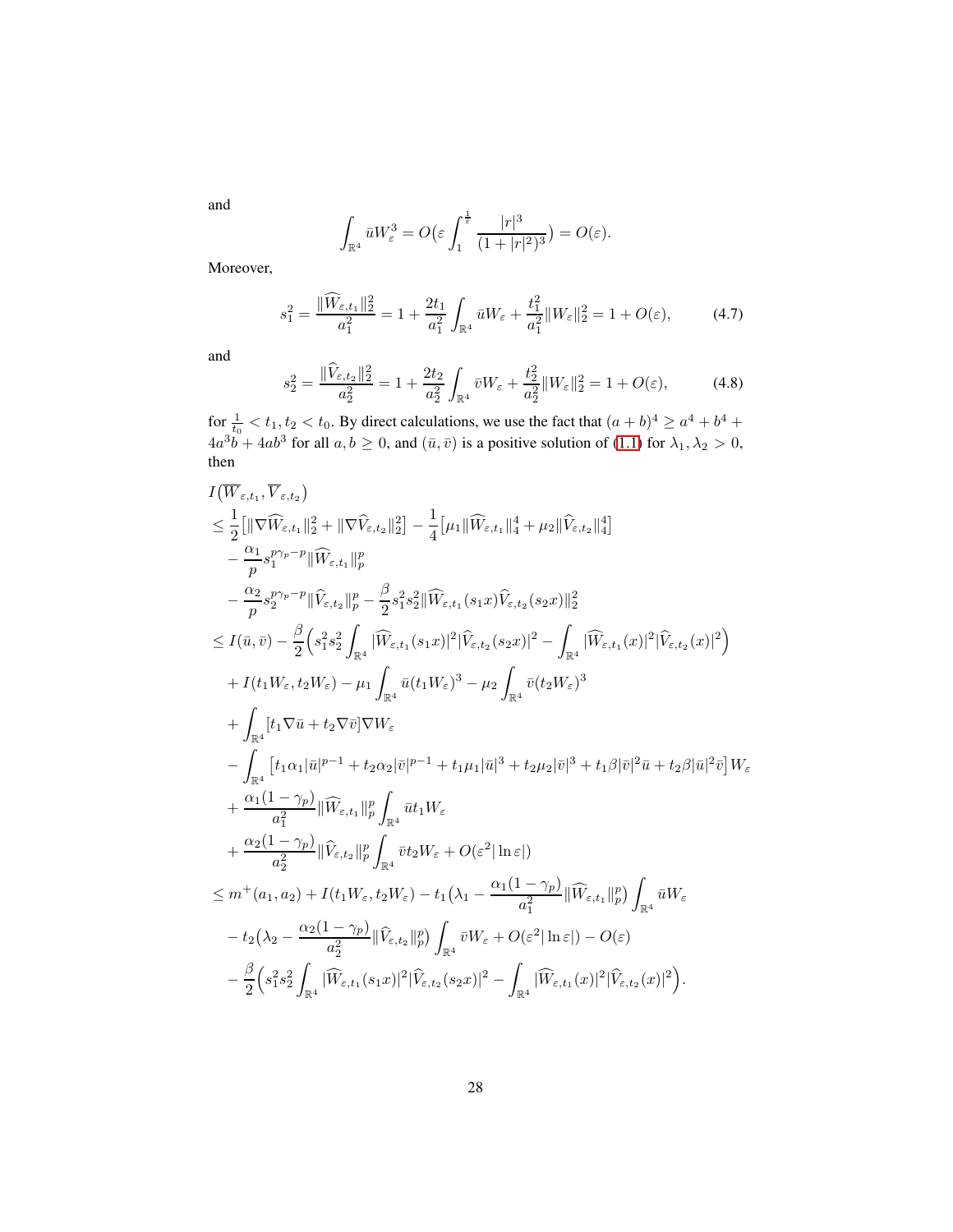and

$$\int_{\mathbb{R}^4} \bar{u} W_\varepsilon^3 = O\big(\varepsilon \int_1^{\frac{1}{\varepsilon}} \frac{|r|^3}{(1+|r|^2)^3}\big) = O(\varepsilon).$$

Moreover,

$$s_1^2 = \frac{\|\widehat{W}_{\varepsilon,t_1}\|_2^2}{a_1^2} = 1 + \frac{2t_1}{a_1^2}\int_{\mathbb{R}^4} \bar{u} W_\varepsilon + \frac{t_1^2}{a_1^2}\|W_\varepsilon\|_2^2 = 1 + O(\varepsilon), \tag{4.7}$$

and

$$s_2^2 = \frac{\|\widehat{V}_{\varepsilon,t_2}\|_2^2}{a_2^2} = 1 + \frac{2t_2}{a_2^2}\int_{\mathbb{R}^4} \bar{v} W_\varepsilon + \frac{t_2^2}{a_2^2}\|W_\varepsilon\|_2^2 = 1 + O(\varepsilon), \tag{4.8}$$

for $\frac{1}{t_0} < t_1, t_2 < t_0$. By direct calculations, we use the fact that $(a+b)^4 \geq a^4 + b^4 + 4a^3 b + 4ab^3$ for all $a, b \geq 0$, and $(\bar{u}, \bar{v})$ is a positive solution of (1.1) for $\lambda_1, \lambda_2 > 0$, then

$$
\begin{aligned}
& I\big(\overline{W}_{\varepsilon,t_1}, \overline{V}_{\varepsilon,t_2}\big) \\
& \leq \frac{1}{2}\big[\|\nabla \widehat{W}_{\varepsilon,t_1}\|_2^2 + \|\nabla \widehat{V}_{\varepsilon,t_2}\|_2^2\big] - \frac{1}{4}\big[\mu_1 \|\widehat{W}_{\varepsilon,t_1}\|_4^4 + \mu_2 \|\widehat{V}_{\varepsilon,t_2}\|_4^4\big] \\
& \quad - \frac{\alpha_1}{p} s_1^{p\gamma_p - p} \|\widehat{W}_{\varepsilon,t_1}\|_p^p \\
& \quad - \frac{\alpha_2}{p} s_2^{p\gamma_p - p} \|\widehat{V}_{\varepsilon,t_2}\|_p^p - \frac{\beta}{2} s_1^2 s_2^2 \|\widehat{W}_{\varepsilon,t_1}(s_1 x) \widehat{V}_{\varepsilon,t_2}(s_2 x)\|_2^2 \\
& \leq I(\bar{u}, \bar{v}) - \frac{\beta}{2}\Big(s_1^2 s_2^2 \int_{\mathbb{R}^4} |\widehat{W}_{\varepsilon,t_1}(s_1 x)|^2 |\widehat{V}_{\varepsilon,t_2}(s_2 x)|^2 - \int_{\mathbb{R}^4} |\widehat{W}_{\varepsilon,t_1}(x)|^2 |\widehat{V}_{\varepsilon,t_2}(x)|^2\Big) \\
& \quad + I(t_1 W_\varepsilon, t_2 W_\varepsilon) - \mu_1 \int_{\mathbb{R}^4} \bar{u}(t_1 W_\varepsilon)^3 - \mu_2 \int_{\mathbb{R}^4} \bar{v}(t_2 W_\varepsilon)^3 \\
& \quad + \int_{\mathbb{R}^4} [t_1 \nabla \bar{u} + t_2 \nabla \bar{v}] \nabla W_\varepsilon \\
& \quad - \int_{\mathbb{R}^4} \big[t_1 \alpha_1 |\bar{u}|^{p-1} + t_2 \alpha_2 |\bar{v}|^{p-1} + t_1 \mu_1 |\bar{u}|^3 + t_2 \mu_2 |\bar{v}|^3 + t_1 \beta |\bar{v}|^2 \bar{u} + t_2 \beta |\bar{u}|^2 \bar{v}\big] W_\varepsilon \\
& \quad + \frac{\alpha_1(1-\gamma_p)}{a_1^2} \|\widehat{W}_{\varepsilon,t_1}\|_p^p \int_{\mathbb{R}^4} \bar{u} t_1 W_\varepsilon \\
& \quad + \frac{\alpha_2(1-\gamma_p)}{a_2^2} \|\widehat{V}_{\varepsilon,t_2}\|_p^p \int_{\mathbb{R}^4} \bar{v} t_2 W_\varepsilon + O(\varepsilon^2 |\ln \varepsilon|) \\
& \leq m^+(a_1, a_2) + I(t_1 W_\varepsilon, t_2 W_\varepsilon) - t_1\big(\lambda_1 - \frac{\alpha_1(1-\gamma_p)}{a_1^2} \|\widehat{W}_{\varepsilon,t_1}\|_p^p\big) \int_{\mathbb{R}^4} \bar{u} W_\varepsilon \\
& \quad - t_2\big(\lambda_2 - \frac{\alpha_2(1-\gamma_p)}{a_2^2} \|\widehat{V}_{\varepsilon,t_2}\|_p^p\big) \int_{\mathbb{R}^4} \bar{v} W_\varepsilon + O(\varepsilon^2 |\ln \varepsilon|) - O(\varepsilon) \\
& \quad - \frac{\beta}{2}\Big(s_1^2 s_2^2 \int_{\mathbb{R}^4} |\widehat{W}_{\varepsilon,t_1}(s_1 x)|^2 |\widehat{V}_{\varepsilon,t_2}(s_2 x)|^2 - \int_{\mathbb{R}^4} |\widehat{W}_{\varepsilon,t_1}(x)|^2 |\widehat{V}_{\varepsilon,t_2}(x)|^2\Big).
\end{aligned}
$$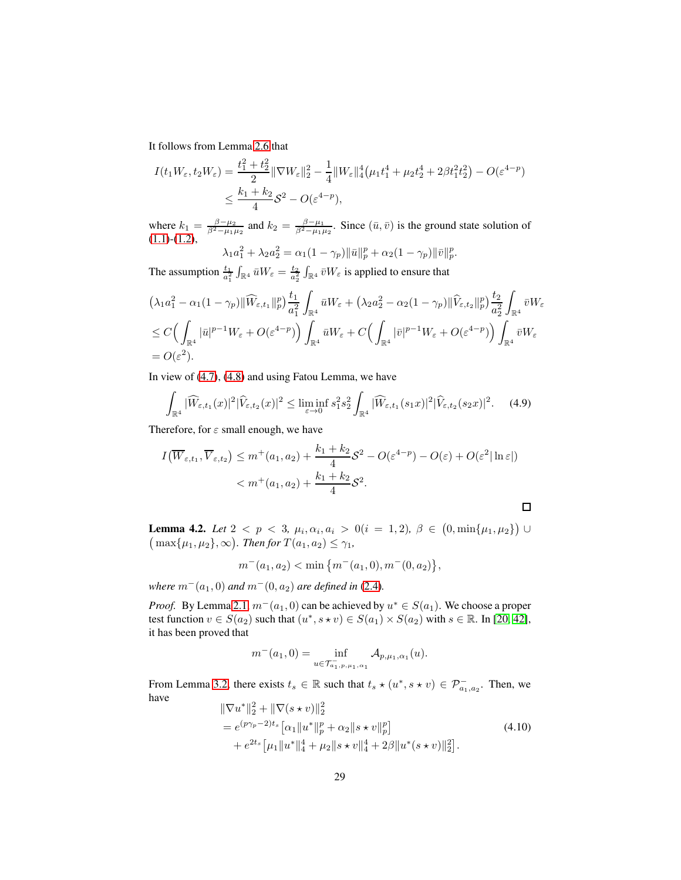It follows from Lemma 2.6 that

$$
\begin{aligned}
I(t_1 W_\varepsilon, t_2 W_\varepsilon) &= \frac{t_1^2+t_2^2}{2}\|\nabla W_\varepsilon\|_2^2 - \frac{1}{4}\|W_\varepsilon\|_4^4\big(\mu_1 t_1^4 + \mu_2 t_2^4 + 2\beta t_1^2 t_2^2\big) - O(\varepsilon^{4-p}) \\
&\le \frac{k_1+k_2}{4}\mathcal{S}^2 - O(\varepsilon^{4-p}),
\end{aligned}
$$

where $k_1 = \frac{\beta-\mu_2}{\beta^2-\mu_1\mu_2}$ and $k_2 = \frac{\beta-\mu_1}{\beta^2-\mu_1\mu_2}$. Since $(\bar{u},\bar{v})$ is the ground state solution of (1.1)-(1.2),

$$
\lambda_1 a_1^2 + \lambda_2 a_2^2 = \alpha_1(1-\gamma_p)\|\bar{u}\|_p^p + \alpha_2(1-\gamma_p)\|\bar{v}\|_p^p.
$$

The assumption $\frac{t_1}{a_1^2}\int_{\mathbb{R}^4}\bar{u}W_\varepsilon = \frac{t_2}{a_2^2}\int_{\mathbb{R}^4}\bar{v}W_\varepsilon$ is applied to ensure that

$$
\begin{aligned}
&\big(\lambda_1 a_1^2 - \alpha_1(1-\gamma_p)\|\widehat{W}_{\varepsilon,t_1}\|_p^p\big)\frac{t_1}{a_1^2}\int_{\mathbb{R}^4}\bar{u}W_\varepsilon + \big(\lambda_2 a_2^2 - \alpha_2(1-\gamma_p)\|\widehat{V}_{\varepsilon,t_2}\|_p^p\big)\frac{t_2}{a_2^2}\int_{\mathbb{R}^4}\bar{v}W_\varepsilon \\
&\le C\Big(\int_{\mathbb{R}^4}|\bar{u}|^{p-1}W_\varepsilon + O(\varepsilon^{4-p})\Big)\int_{\mathbb{R}^4}\bar{u}W_\varepsilon + C\Big(\int_{\mathbb{R}^4}|\bar{v}|^{p-1}W_\varepsilon + O(\varepsilon^{4-p})\Big)\int_{\mathbb{R}^4}\bar{v}W_\varepsilon \\
&= O(\varepsilon^2).
\end{aligned}
$$

In view of (4.7), (4.8) and using Fatou Lemma, we have

$$
\int_{\mathbb{R}^4}|\widehat{W}_{\varepsilon,t_1}(x)|^2|\widehat{V}_{\varepsilon,t_2}(x)|^2 \le \liminf_{\varepsilon\to 0} s_1^2 s_2^2 \int_{\mathbb{R}^4}|\widehat{W}_{\varepsilon,t_1}(s_1 x)|^2|\widehat{V}_{\varepsilon,t_2}(s_2 x)|^2. \tag{4.9}
$$

Therefore, for $\varepsilon$ small enough, we have

$$
\begin{aligned}
I\big(\overline{W}_{\varepsilon,t_1},\overline{V}_{\varepsilon,t_2}\big) &\le m^+(a_1,a_2) + \frac{k_1+k_2}{4}\mathcal{S}^2 - O(\varepsilon^{4-p}) - O(\varepsilon) + O(\varepsilon^2|\ln\varepsilon|) \\
&< m^+(a_1,a_2) + \frac{k_1+k_2}{4}\mathcal{S}^2.
\end{aligned}
$$

□

**Lemma 4.2.** *Let $2<p<3$, $\mu_i,\alpha_i,a_i>0 (i=1,2)$, $\beta\in\big(0,\min\{\mu_1,\mu_2\}\big)\cup\big(\max\{\mu_1,\mu_2\},\infty\big)$. Then for $T(a_1,a_2)\le\gamma_1$,*

$$
m^-(a_1,a_2) < \min\big\{m^-(a_1,0), m^-(0,a_2)\big\},
$$

*where $m^-(a_1,0)$ and $m^-(0,a_2)$ are defined in (2.4).*

*Proof.* By Lemma 2.1, $m^-(a_1,0)$ can be achieved by $u^*\in S(a_1)$. We choose a proper test function $v\in S(a_2)$ such that $(u^*, s\star v)\in S(a_1)\times S(a_2)$ with $s\in\mathbb{R}$. In [20, 42], it has been proved that

$$
m^-(a_1,0) = \inf_{u\in\mathcal{T}^-_{a_1,p,\mu_1,\alpha_1}} \mathcal{A}_{p,\mu_1,\alpha_1}(u).
$$

From Lemma 3.2, there exists $t_s\in\mathbb{R}$ such that $t_s\star(u^*, s\star v)\in\mathcal{P}^-_{a_1,a_2}$. Then, we have

$$
\begin{aligned}
&\|\nabla u^*\|_2^2 + \|\nabla(s\star v)\|_2^2 \\
&= e^{(p\gamma_p-2)t_s}\big[\alpha_1\|u^*\|_p^p + \alpha_2\|s\star v\|_p^p\big] \\
&\quad + e^{2t_s}\big[\mu_1\|u^*\|_4^4 + \mu_2\|s\star v\|_4^4 + 2\beta\|u^*(s\star v)\|_2^2\big].
\end{aligned} \tag{4.10}
$$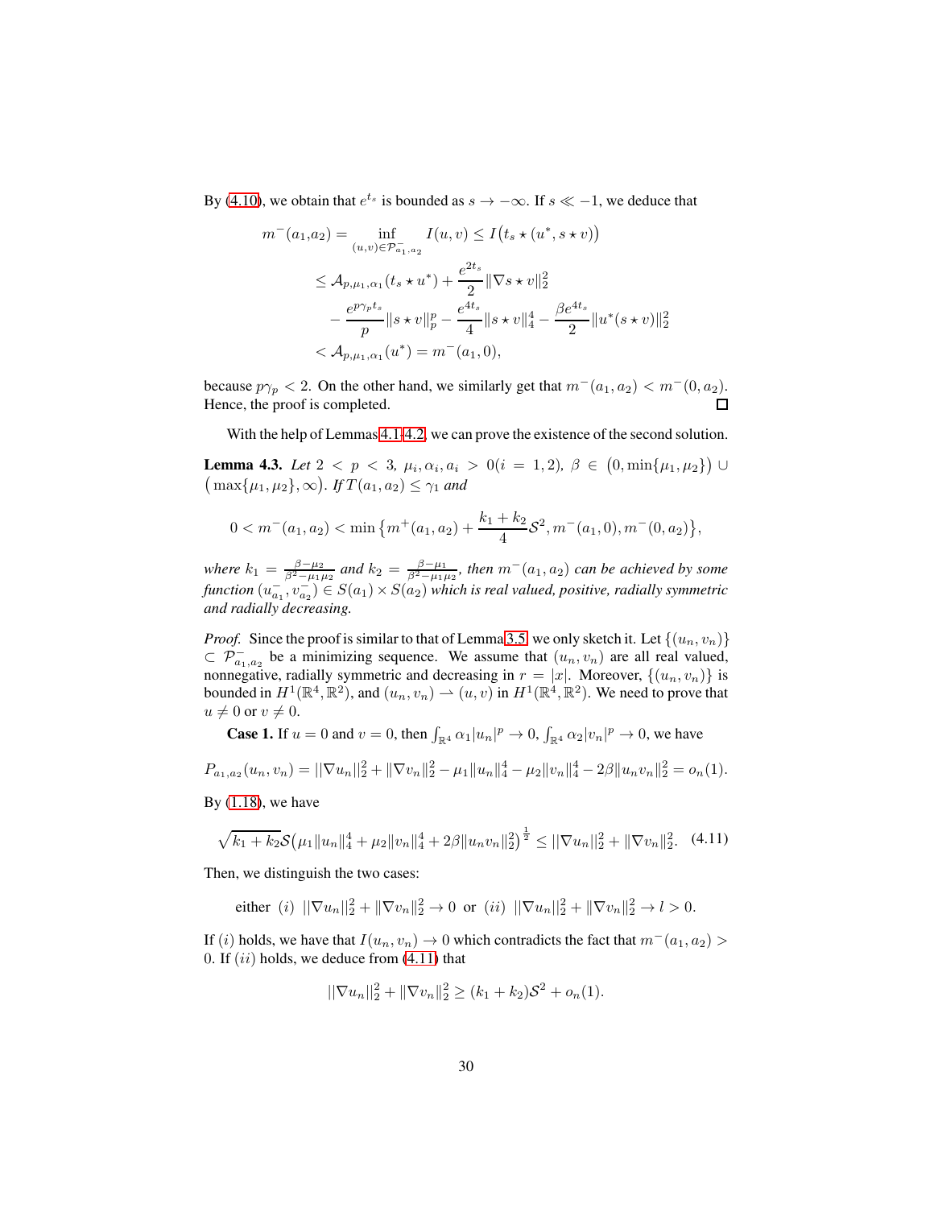By (4.10), we obtain that $e^{t_s}$ is bounded as $s \to -\infty$. If $s \ll -1$, we deduce that

$$
\begin{aligned}
m^-(a_1,a_2) &= \inf_{(u,v)\in \mathcal{P}^-_{a_1,a_2}} I(u,v) \le I\big(t_s \star (u^*, s\star v)\big) \\
&\le \mathcal{A}_{p,\mu_1,\alpha_1}(t_s \star u^*) + \frac{e^{2t_s}}{2}\|\nabla s\star v\|_2^2 \\
&\quad - \frac{e^{p\gamma_p t_s}}{p}\|s\star v\|_p^p - \frac{e^{4t_s}}{4}\|s\star v\|_4^4 - \frac{\beta e^{4t_s}}{2}\|u^*(s\star v)\|_2^2 \\
&< \mathcal{A}_{p,\mu_1,\alpha_1}(u^*) = m^-(a_1,0),
\end{aligned}
$$

because $p\gamma_p < 2$. On the other hand, we similarly get that $m^-(a_1,a_2) < m^-(0,a_2)$. Hence, the proof is completed. □

With the help of Lemmas 4.1-4.2, we can prove the existence of the second solution.

**Lemma 4.3.** *Let $2 < p < 3$, $\mu_i, \alpha_i, a_i > 0 (i = 1, 2)$, $\beta \in \big(0, \min\{\mu_1, \mu_2\}\big) \cup \big(\max\{\mu_1, \mu_2\}, \infty\big)$. If $T(a_1, a_2) \le \gamma_1$ and*

$$
0 < m^-(a_1,a_2) < \min\left\{m^+(a_1,a_2) + \frac{k_1+k_2}{4}\mathcal{S}^2, m^-(a_1,0), m^-(0,a_2)\right\},
$$

*where $k_1 = \frac{\beta-\mu_2}{\beta^2-\mu_1\mu_2}$ and $k_2 = \frac{\beta-\mu_1}{\beta^2-\mu_1\mu_2}$, then $m^-(a_1,a_2)$ can be achieved by some function $(u^-_{a_1}, v^-_{a_2}) \in S(a_1)\times S(a_2)$ which is real valued, positive, radially symmetric and radially decreasing.*

*Proof.* Since the proof is similar to that of Lemma 3.5, we only sketch it. Let $\{(u_n, v_n)\} \subset \mathcal{P}^-_{a_1,a_2}$ be a minimizing sequence. We assume that $(u_n, v_n)$ are all real valued, nonnegative, radially symmetric and decreasing in $r = |x|$. Moreover, $\{(u_n, v_n)\}$ is bounded in $H^1(\mathbb{R}^4, \mathbb{R}^2)$, and $(u_n, v_n) \rightharpoonup (u, v)$ in $H^1(\mathbb{R}^4, \mathbb{R}^2)$. We need to prove that $u \ne 0$ or $v \ne 0$.

**Case 1.** If $u = 0$ and $v = 0$, then $\int_{\mathbb{R}^4} \alpha_1|u_n|^p \to 0$, $\int_{\mathbb{R}^4} \alpha_2|v_n|^p \to 0$, we have

$$
P_{a_1,a_2}(u_n,v_n) = \|\nabla u_n\|_2^2 + \|\nabla v_n\|_2^2 - \mu_1\|u_n\|_4^4 - \mu_2\|v_n\|_4^4 - 2\beta\|u_nv_n\|_2^2 = o_n(1).
$$

By (1.18), we have

$$
\sqrt{k_1+k_2}\,\mathcal{S}\big(\mu_1\|u_n\|_4^4 + \mu_2\|v_n\|_4^4 + 2\beta\|u_nv_n\|_2^2\big)^{\frac{1}{2}} \le \|\nabla u_n\|_2^2 + \|\nabla v_n\|_2^2. \tag{4.11}
$$

Then, we distinguish the two cases:

$$
\text{either } (i)\ \|\nabla u_n\|_2^2 + \|\nabla v_n\|_2^2 \to 0 \ \text{ or } \ (ii)\ \|\nabla u_n\|_2^2 + \|\nabla v_n\|_2^2 \to l > 0.
$$

If $(i)$ holds, we have that $I(u_n, v_n) \to 0$ which contradicts the fact that $m^-(a_1, a_2) > 0$. If $(ii)$ holds, we deduce from (4.11) that

$$
\|\nabla u_n\|_2^2 + \|\nabla v_n\|_2^2 \ge (k_1+k_2)\mathcal{S}^2 + o_n(1).
$$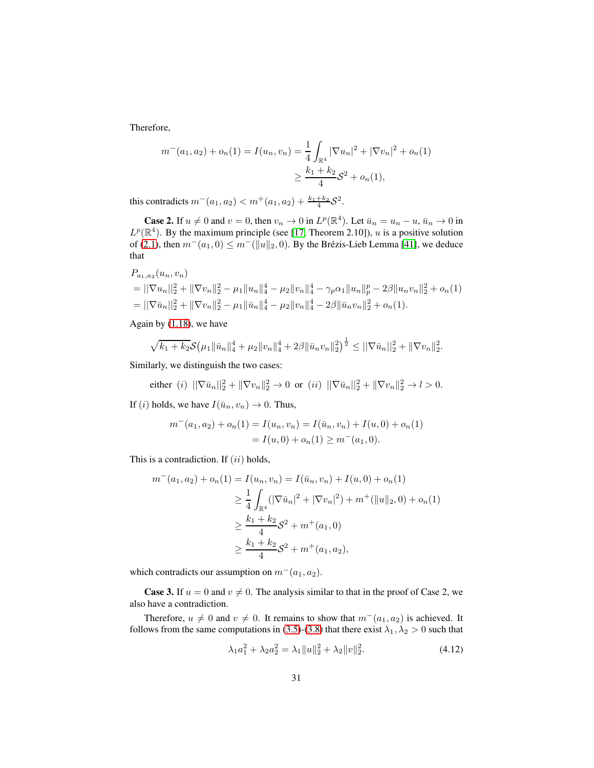Therefore,

$$
\begin{aligned}
m^{-}(a_1,a_2)+o_n(1)=I(u_n,v_n)&=\frac{1}{4}\int_{\mathbb{R}^4}|\nabla u_n|^2+|\nabla v_n|^2+o_n(1)\\
&\geq \frac{k_1+k_2}{4}\mathcal{S}^2+o_n(1),
\end{aligned}
$$

this contradicts $m^{-}(a_1,a_2)<m^{+}(a_1,a_2)+\frac{k_1+k_2}{4}\mathcal{S}^2$.

**Case 2.** If $u\neq 0$ and $v=0$, then $v_n\to 0$ in $L^p(\mathbb{R}^4)$. Let $\bar{u}_n=u_n-u$, $\bar{u}_n\to 0$ in $L^p(\mathbb{R}^4)$. By the maximum principle (see [17, Theorem 2.10]), $u$ is a positive solution of (2.1), then $m^{-}(a_1,0)\leq m^{-}(\|u\|_2,0)$. By the Brézis-Lieb Lemma [41], we deduce that

$$
\begin{aligned}
&P_{a_1,a_2}(u_n,v_n)\\
&=\|\nabla u_n\|_2^2+\|\nabla v_n\|_2^2-\mu_1\|u_n\|_4^4-\mu_2\|v_n\|_4^4-\gamma_p\alpha_1\|u_n\|_p^p-2\beta\|u_nv_n\|_2^2+o_n(1)\\
&=\|\nabla \bar{u}_n\|_2^2+\|\nabla v_n\|_2^2-\mu_1\|\bar{u}_n\|_4^4-\mu_2\|v_n\|_4^4-2\beta\|\bar{u}_nv_n\|_2^2+o_n(1).
\end{aligned}
$$

Again by (1.18), we have

$$
\sqrt{k_1+k_2}\,\mathcal{S}\big(\mu_1\|\bar{u}_n\|_4^4+\mu_2\|v_n\|_4^4+2\beta\|\bar{u}_nv_n\|_2^2\big)^{\frac{1}{2}}\leq \|\nabla \bar{u}_n\|_2^2+\|\nabla v_n\|_2^2.
$$

Similarly, we distinguish the two cases:

$$
\text{either }\ (i)\ \ \|\nabla \bar{u}_n\|_2^2+\|\nabla v_n\|_2^2\to 0\ \text{ or }\ (ii)\ \ \|\nabla \bar{u}_n\|_2^2+\|\nabla v_n\|_2^2\to l>0.
$$

If $(i)$ holds, we have $I(\bar{u}_n,v_n)\to 0$. Thus,

$$
\begin{aligned}
m^{-}(a_1,a_2)+o_n(1)=I(u_n,v_n)&=I(\bar{u}_n,v_n)+I(u,0)+o_n(1)\\
&=I(u,0)+o_n(1)\geq m^{-}(a_1,0).
\end{aligned}
$$

This is a contradiction. If $(ii)$ holds,

$$
\begin{aligned}
m^{-}(a_1,a_2)+o_n(1)=I(u_n,v_n)&=I(\bar{u}_n,v_n)+I(u,0)+o_n(1)\\
&\geq \frac{1}{4}\int_{\mathbb{R}^4}(|\nabla \bar{u}_n|^2+|\nabla v_n|^2)+m^{+}(\|u\|_2,0)+o_n(1)\\
&\geq \frac{k_1+k_2}{4}\mathcal{S}^2+m^{+}(a_1,0)\\
&\geq \frac{k_1+k_2}{4}\mathcal{S}^2+m^{+}(a_1,a_2),
\end{aligned}
$$

which contradicts our assumption on $m^{-}(a_1,a_2)$.

**Case 3.** If $u=0$ and $v\neq 0$. The analysis similar to that in the proof of Case 2, we also have a contradiction.

Therefore, $u\neq 0$ and $v\neq 0$. It remains to show that $m^{-}(a_1,a_2)$ is achieved. It follows from the same computations in (3.5)-(3.8) that there exist $\lambda_1,\lambda_2>0$ such that

$$
\lambda_1a_1^2+\lambda_2a_2^2=\lambda_1\|u\|_2^2+\lambda_2\|v\|_2^2. \tag{4.12}
$$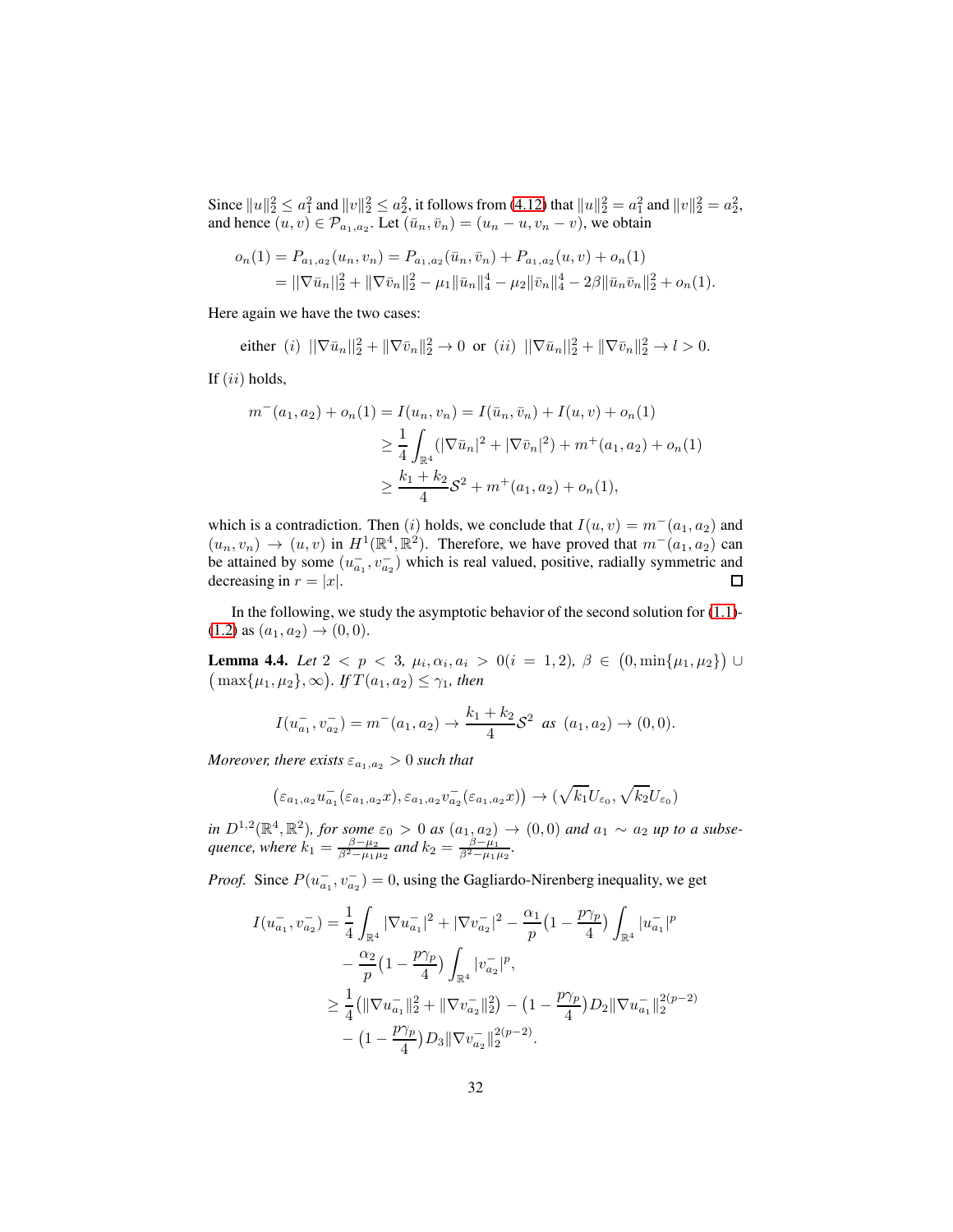Since $\|u\|_2^2 \leq a_1^2$ and $\|v\|_2^2 \leq a_2^2$, it follows from (4.12) that $\|u\|_2^2 = a_1^2$ and $\|v\|_2^2 = a_2^2$, and hence $(u, v) \in \mathcal{P}_{a_1,a_2}$. Let $(\bar{u}_n, \bar{v}_n) = (u_n - u, v_n - v)$, we obtain

$$
\begin{aligned}
o_n(1) = P_{a_1,a_2}(u_n, v_n) &= P_{a_1,a_2}(\bar{u}_n, \bar{v}_n) + P_{a_1,a_2}(u, v) + o_n(1) \\
&= \|\nabla \bar{u}_n\|_2^2 + \|\nabla \bar{v}_n\|_2^2 - \mu_1 \|\bar{u}_n\|_4^4 - \mu_2 \|\bar{v}_n\|_4^4 - 2\beta \|\bar{u}_n \bar{v}_n\|_2^2 + o_n(1).
\end{aligned}
$$

Here again we have the two cases:

$$
\text{either } (i) \ \|\nabla \bar{u}_n\|_2^2 + \|\nabla \bar{v}_n\|_2^2 \to 0 \ \text{ or } \ (ii) \ \|\nabla \bar{u}_n\|_2^2 + \|\nabla \bar{v}_n\|_2^2 \to l > 0.
$$

If $(ii)$ holds,

$$
\begin{aligned}
m^-(a_1, a_2) + o_n(1) = I(u_n, v_n) &= I(\bar{u}_n, \bar{v}_n) + I(u, v) + o_n(1) \\
&\geq \frac{1}{4} \int_{\mathbb{R}^4} (|\nabla \bar{u}_n|^2 + |\nabla \bar{v}_n|^2) + m^+(a_1, a_2) + o_n(1) \\
&\geq \frac{k_1 + k_2}{4} \mathcal{S}^2 + m^+(a_1, a_2) + o_n(1),
\end{aligned}
$$

which is a contradiction. Then $(i)$ holds, we conclude that $I(u, v) = m^-(a_1, a_2)$ and $(u_n, v_n) \to (u, v)$ in $H^1(\mathbb{R}^4, \mathbb{R}^2)$. Therefore, we have proved that $m^-(a_1, a_2)$ can be attained by some $(u_{a_1}^-, v_{a_2}^-)$ which is real valued, positive, radially symmetric and decreasing in $r = |x|$. □

In the following, we study the asymptotic behavior of the second solution for (1.1)-(1.2) as $(a_1, a_2) \to (0, 0)$.

**Lemma 4.4.** *Let $2 < p < 3$, $\mu_i, \alpha_i, a_i > 0 (i = 1, 2)$, $\beta \in \big(0, \min\{\mu_1, \mu_2\}\big) \cup \big(\max\{\mu_1, \mu_2\}, \infty\big)$. If $T(a_1, a_2) \leq \gamma_1$, then*

$$
I(u_{a_1}^-, v_{a_2}^-) = m^-(a_1, a_2) \to \frac{k_1 + k_2}{4} \mathcal{S}^2 \ \text{ as } \ (a_1, a_2) \to (0, 0).
$$

*Moreover, there exists $\varepsilon_{a_1,a_2} > 0$ such that*

$$
\big(\varepsilon_{a_1,a_2} u_{a_1}^-(\varepsilon_{a_1,a_2} x), \varepsilon_{a_1,a_2} v_{a_2}^-(\varepsilon_{a_1,a_2} x)\big) \to (\sqrt{k_1} U_{\varepsilon_0}, \sqrt{k_2} U_{\varepsilon_0})
$$

*in $D^{1,2}(\mathbb{R}^4, \mathbb{R}^2)$, for some $\varepsilon_0 > 0$ as $(a_1, a_2) \to (0, 0)$ and $a_1 \sim a_2$ up to a subsequence, where $k_1 = \frac{\beta - \mu_2}{\beta^2 - \mu_1 \mu_2}$ and $k_2 = \frac{\beta - \mu_1}{\beta^2 - \mu_1 \mu_2}$.*

*Proof.* Since $P(u_{a_1}^-, v_{a_2}^-) = 0$, using the Gagliardo-Nirenberg inequality, we get

$$
\begin{aligned}
I(u_{a_1}^-, v_{a_2}^-) &= \frac{1}{4} \int_{\mathbb{R}^4} |\nabla u_{a_1}^-|^2 + |\nabla v_{a_2}^-|^2 - \frac{\alpha_1}{p} \big(1 - \frac{p\gamma_p}{4}\big) \int_{\mathbb{R}^4} |u_{a_1}^-|^p \\
&\quad - \frac{\alpha_2}{p} \big(1 - \frac{p\gamma_p}{4}\big) \int_{\mathbb{R}^4} |v_{a_2}^-|^p, \\
&\geq \frac{1}{4} \big(\|\nabla u_{a_1}^-\|_2^2 + \|\nabla v_{a_2}^-\|_2^2\big) - \big(1 - \frac{p\gamma_p}{4}\big) D_2 \|\nabla u_{a_1}^-\|_2^{2(p-2)} \\
&\quad - \big(1 - \frac{p\gamma_p}{4}\big) D_3 \|\nabla v_{a_2}^-\|_2^{2(p-2)}.
\end{aligned}
$$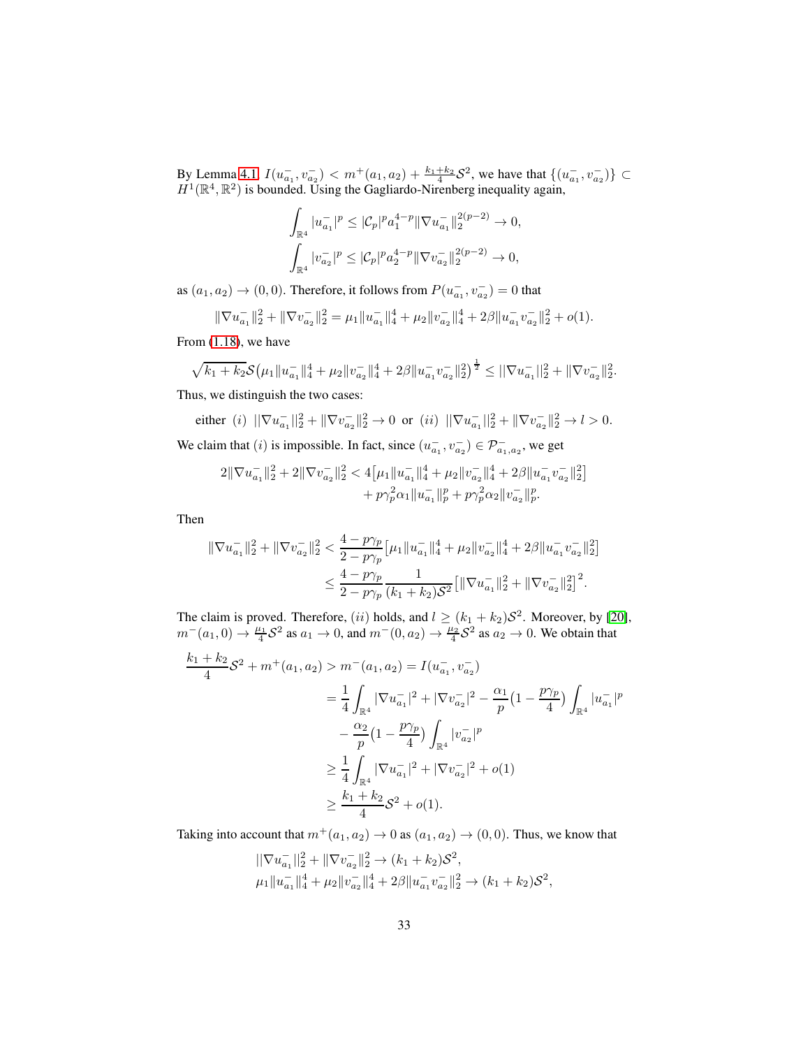By Lemma 4.1, $I(u_{a_1}^-, v_{a_2}^-) < m^+(a_1, a_2) + \frac{k_1+k_2}{4}\mathcal{S}^2$, we have that $\{(u_{a_1}^-, v_{a_2}^-)\} \subset H^1(\mathbb{R}^4, \mathbb{R}^2)$ is bounded. Using the Gagliardo-Nirenberg inequality again,

$$
\int_{\mathbb{R}^4} |u_{a_1}^-|^p \leq |\mathcal{C}_p|^p a_1^{4-p} \|\nabla u_{a_1}^-\|_2^{2(p-2)} \to 0,
$$
$$
\int_{\mathbb{R}^4} |v_{a_2}^-|^p \leq |\mathcal{C}_p|^p a_2^{4-p} \|\nabla v_{a_2}^-\|_2^{2(p-2)} \to 0,
$$

as $(a_1, a_2) \to (0, 0)$. Therefore, it follows from $P(u_{a_1}^-, v_{a_2}^-) = 0$ that

$$
\|\nabla u_{a_1}^-\|_2^2 + \|\nabla v_{a_2}^-\|_2^2 = \mu_1 \|u_{a_1}^-\|_4^4 + \mu_2 \|v_{a_2}^-\|_4^4 + 2\beta \|u_{a_1}^- v_{a_2}^-\|_2^2 + o(1).
$$

From (1.18), we have

$$
\sqrt{k_1 + k_2}\mathcal{S}\big(\mu_1 \|u_{a_1}^-\|_4^4 + \mu_2 \|v_{a_2}^-\|_4^4 + 2\beta \|u_{a_1}^- v_{a_2}^-\|_2^2\big)^{\frac{1}{2}} \leq \|\nabla u_{a_1}^-\|_2^2 + \|\nabla v_{a_2}^-\|_2^2.
$$

Thus, we distinguish the two cases:

$$
\text{either } (i)\ \|\nabla u_{a_1}^-\|_2^2 + \|\nabla v_{a_2}^-\|_2^2 \to 0 \ \text{ or } \ (ii)\ \|\nabla u_{a_1}^-\|_2^2 + \|\nabla v_{a_2}^-\|_2^2 \to l > 0.
$$

We claim that $(i)$ is impossible. In fact, since $(u_{a_1}^-, v_{a_2}^-) \in \mathcal{P}_{a_1,a_2}^-$, we get

$$
\begin{aligned}
2\|\nabla u_{a_1}^-\|_2^2 + 2\|\nabla v_{a_2}^-\|_2^2 < 4\big[&\mu_1 \|u_{a_1}^-\|_4^4 + \mu_2 \|v_{a_2}^-\|_4^4 + 2\beta \|u_{a_1}^- v_{a_2}^-\|_2^2\big] \\
&+ p\gamma_p^2 \alpha_1 \|u_{a_1}^-\|_p^p + p\gamma_p^2 \alpha_2 \|v_{a_2}^-\|_p^p.
\end{aligned}
$$

Then

$$
\begin{aligned}
\|\nabla u_{a_1}^-\|_2^2 + \|\nabla v_{a_2}^-\|_2^2 &< \frac{4 - p\gamma_p}{2 - p\gamma_p}\big[\mu_1 \|u_{a_1}^-\|_4^4 + \mu_2 \|v_{a_2}^-\|_4^4 + 2\beta \|u_{a_1}^- v_{a_2}^-\|_2^2\big] \\
&\leq \frac{4 - p\gamma_p}{2 - p\gamma_p} \frac{1}{(k_1 + k_2)\mathcal{S}^2}\big[\|\nabla u_{a_1}^-\|_2^2 + \|\nabla v_{a_2}^-\|_2^2\big]^2.
\end{aligned}
$$

The claim is proved. Therefore, $(ii)$ holds, and $l \geq (k_1 + k_2)\mathcal{S}^2$. Moreover, by [20], $m^-(a_1, 0) \to \frac{\mu_1}{4}\mathcal{S}^2$ as $a_1 \to 0$, and $m^-(0, a_2) \to \frac{\mu_2}{4}\mathcal{S}^2$ as $a_2 \to 0$. We obtain that

$$
\begin{aligned}
\frac{k_1 + k_2}{4}\mathcal{S}^2 + m^+(a_1, a_2) > m^-(a_1, a_2) &= I(u_{a_1}^-, v_{a_2}^-) \\
&= \frac{1}{4}\int_{\mathbb{R}^4} |\nabla u_{a_1}^-|^2 + |\nabla v_{a_2}^-|^2 - \frac{\alpha_1}{p}\big(1 - \frac{p\gamma_p}{4}\big)\int_{\mathbb{R}^4} |u_{a_1}^-|^p \\
&\quad - \frac{\alpha_2}{p}\big(1 - \frac{p\gamma_p}{4}\big)\int_{\mathbb{R}^4} |v_{a_2}^-|^p \\
&\geq \frac{1}{4}\int_{\mathbb{R}^4} |\nabla u_{a_1}^-|^2 + |\nabla v_{a_2}^-|^2 + o(1) \\
&\geq \frac{k_1 + k_2}{4}\mathcal{S}^2 + o(1).
\end{aligned}
$$

Taking into account that $m^+(a_1, a_2) \to 0$ as $(a_1, a_2) \to (0, 0)$. Thus, we know that

$$
\begin{aligned}
&\|\nabla u_{a_1}^-\|_2^2 + \|\nabla v_{a_2}^-\|_2^2 \to (k_1 + k_2)\mathcal{S}^2, \\
&\mu_1 \|u_{a_1}^-\|_4^4 + \mu_2 \|v_{a_2}^-\|_4^4 + 2\beta \|u_{a_1}^- v_{a_2}^-\|_2^2 \to (k_1 + k_2)\mathcal{S}^2,
\end{aligned}
$$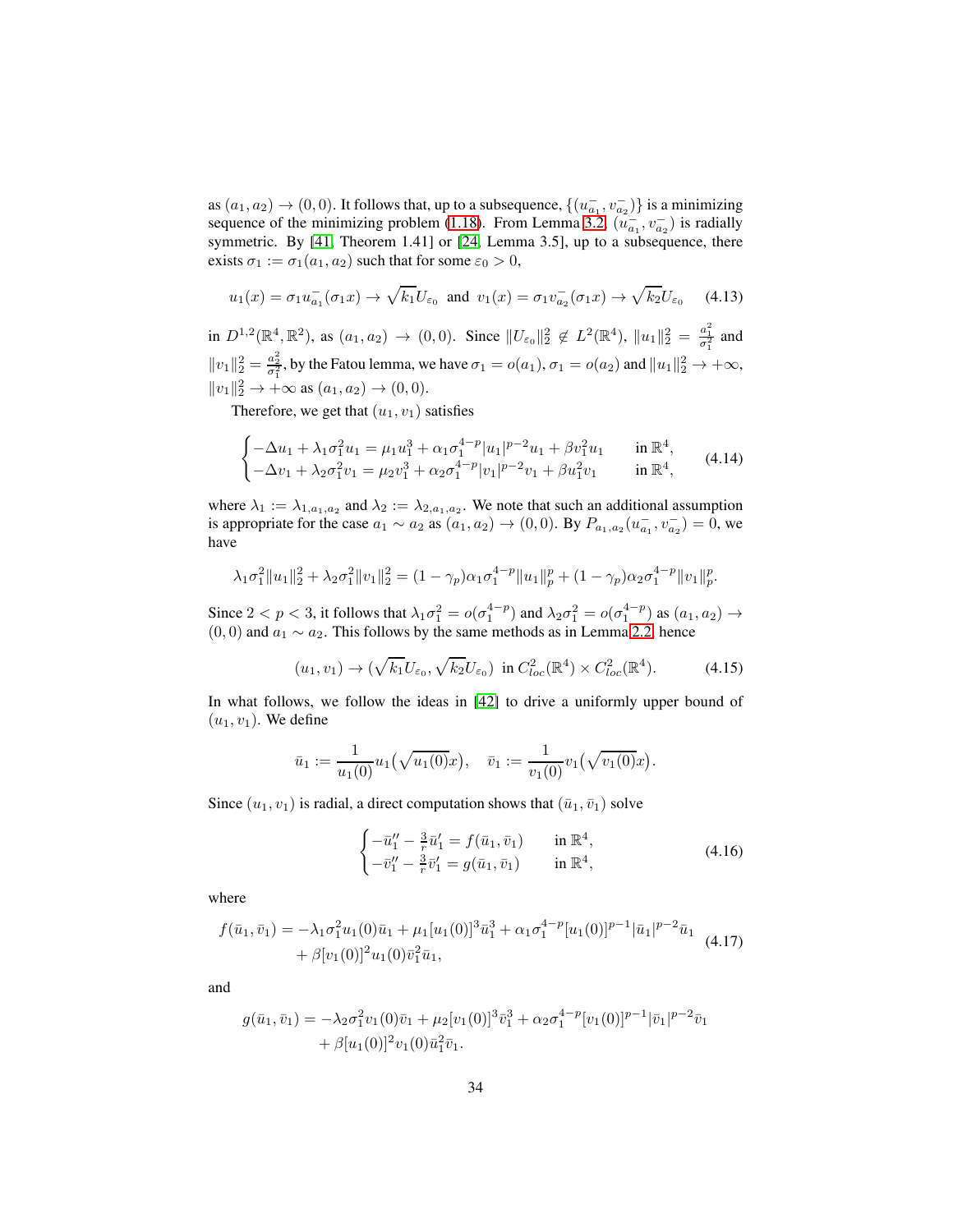as $(a_1, a_2) \to (0, 0)$. It follows that, up to a subsequence, $\{(u^-_{a_1}, v^-_{a_2})\}$ is a minimizing sequence of the minimizing problem (1.18). From Lemma 3.2, $(u^-_{a_1}, v^-_{a_2})$ is radially symmetric. By [41, Theorem 1.41] or [24, Lemma 3.5], up to a subsequence, there exists $\sigma_1 := \sigma_1(a_1, a_2)$ such that for some $\varepsilon_0 > 0$,

$$u_1(x) = \sigma_1 u^-_{a_1}(\sigma_1 x) \to \sqrt{k_1} U_{\varepsilon_0} \text{ and } v_1(x) = \sigma_1 v^-_{a_2}(\sigma_1 x) \to \sqrt{k_2} U_{\varepsilon_0} \tag{4.13}$$

in $D^{1,2}(\mathbb{R}^4, \mathbb{R}^2)$, as $(a_1, a_2) \to (0, 0)$. Since $\|U_{\varepsilon_0}\|_2^2 \notin L^2(\mathbb{R}^4)$, $\|u_1\|_2^2 = \frac{a_1^2}{\sigma_1^2}$ and $\|v_1\|_2^2 = \frac{a_2^2}{\sigma_1^2}$, by the Fatou lemma, we have $\sigma_1 = o(a_1)$, $\sigma_1 = o(a_2)$ and $\|u_1\|_2^2 \to +\infty$, $\|v_1\|_2^2 \to +\infty$ as $(a_1, a_2) \to (0, 0)$.

Therefore, we get that $(u_1, v_1)$ satisfies

$$\begin{cases} -\Delta u_1 + \lambda_1 \sigma_1^2 u_1 = \mu_1 u_1^3 + \alpha_1 \sigma_1^{4-p} |u_1|^{p-2} u_1 + \beta v_1^2 u_1 & \text{in } \mathbb{R}^4, \\ -\Delta v_1 + \lambda_2 \sigma_1^2 v_1 = \mu_2 v_1^3 + \alpha_2 \sigma_1^{4-p} |v_1|^{p-2} v_1 + \beta u_1^2 v_1 & \text{in } \mathbb{R}^4, \end{cases} \tag{4.14}$$

where $\lambda_1 := \lambda_{1,a_1,a_2}$ and $\lambda_2 := \lambda_{2,a_1,a_2}$. We note that such an additional assumption is appropriate for the case $a_1 \sim a_2$ as $(a_1, a_2) \to (0, 0)$. By $P_{a_1,a_2}(u^-_{a_1}, v^-_{a_2}) = 0$, we have

$$\lambda_1 \sigma_1^2 \|u_1\|_2^2 + \lambda_2 \sigma_1^2 \|v_1\|_2^2 = (1 - \gamma_p) \alpha_1 \sigma_1^{4-p} \|u_1\|_p^p + (1 - \gamma_p) \alpha_2 \sigma_1^{4-p} \|v_1\|_p^p.$$

Since $2 < p < 3$, it follows that $\lambda_1 \sigma_1^2 = o(\sigma_1^{4-p})$ and $\lambda_2 \sigma_1^2 = o(\sigma_1^{4-p})$ as $(a_1, a_2) \to (0, 0)$ and $a_1 \sim a_2$. This follows by the same methods as in Lemma 2.2, hence

$$(u_1, v_1) \to (\sqrt{k_1} U_{\varepsilon_0}, \sqrt{k_2} U_{\varepsilon_0}) \text{ in } C^2_{loc}(\mathbb{R}^4) \times C^2_{loc}(\mathbb{R}^4). \tag{4.15}$$

In what follows, we follow the ideas in [42] to drive a uniformly upper bound of $(u_1, v_1)$. We define

$$\bar{u}_1 := \frac{1}{u_1(0)} u_1\big(\sqrt{u_1(0)} x\big), \quad \bar{v}_1 := \frac{1}{v_1(0)} v_1\big(\sqrt{v_1(0)} x\big).$$

Since $(u_1, v_1)$ is radial, a direct computation shows that $(\bar{u}_1, \bar{v}_1)$ solve

$$\begin{cases} -\bar{u}_1'' - \frac{3}{r} \bar{u}_1' = f(\bar{u}_1, \bar{v}_1) & \text{in } \mathbb{R}^4, \\ -\bar{v}_1'' - \frac{3}{r} \bar{v}_1' = g(\bar{u}_1, \bar{v}_1) & \text{in } \mathbb{R}^4, \end{cases} \tag{4.16}$$

where

$$f(\bar{u}_1, \bar{v}_1) = -\lambda_1 \sigma_1^2 u_1(0) \bar{u}_1 + \mu_1 [u_1(0)]^3 \bar{u}_1^3 + \alpha_1 \sigma_1^{4-p} [u_1(0)]^{p-1} |\bar{u}_1|^{p-2} \bar{u}_1 + \beta [v_1(0)]^2 u_1(0) \bar{v}_1^2 \bar{u}_1, \tag{4.17}$$

and

$$g(\bar{u}_1, \bar{v}_1) = -\lambda_2 \sigma_1^2 v_1(0) \bar{v}_1 + \mu_2 [v_1(0)]^3 \bar{v}_1^3 + \alpha_2 \sigma_1^{4-p} [v_1(0)]^{p-1} |\bar{v}_1|^{p-2} \bar{v}_1 + \beta [u_1(0)]^2 v_1(0) \bar{u}_1^2 \bar{v}_1.$$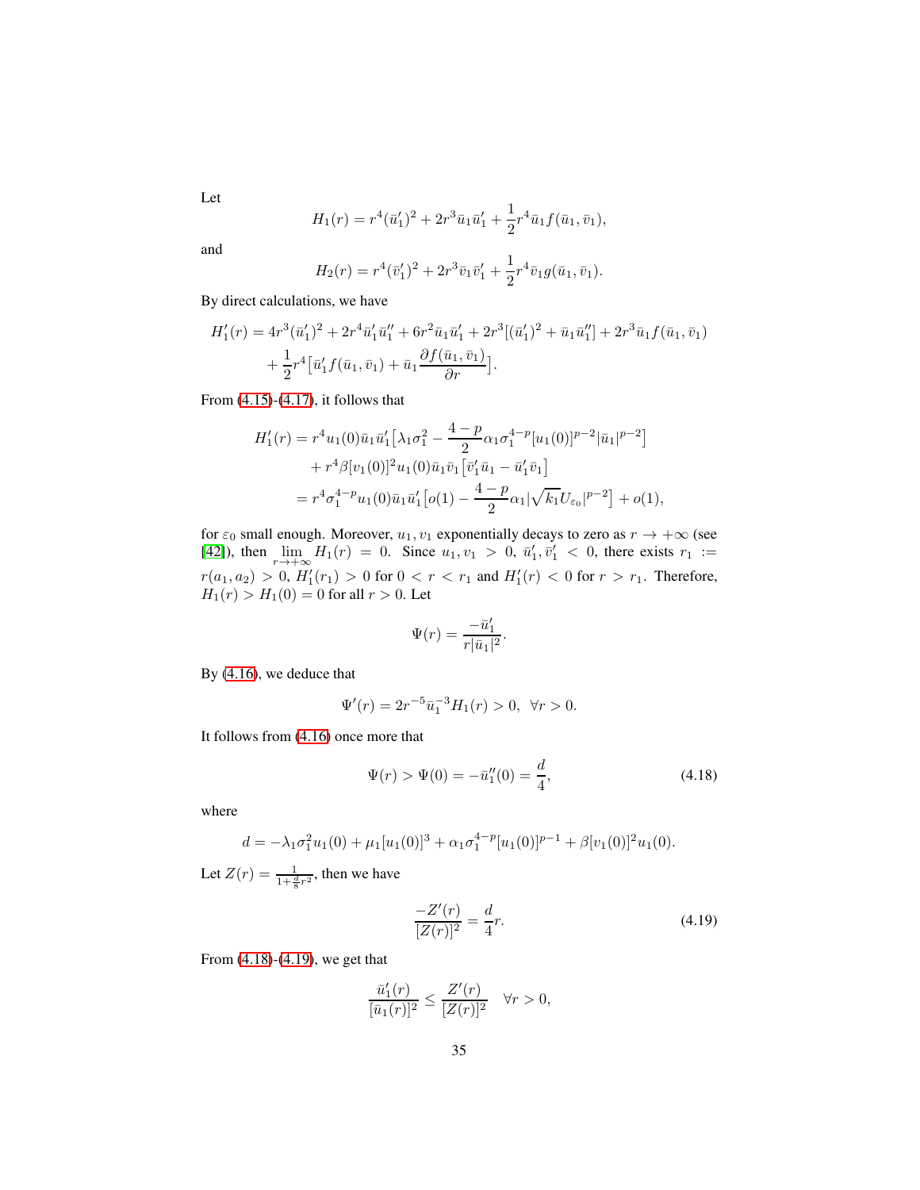Let

$$H_1(r) = r^4(\bar{u}_1')^2 + 2r^3\bar{u}_1\bar{u}_1' + \frac{1}{2}r^4\bar{u}_1 f(\bar{u}_1, \bar{v}_1),$$

and

$$H_2(r) = r^4(\bar{v}_1')^2 + 2r^3\bar{v}_1\bar{v}_1' + \frac{1}{2}r^4\bar{v}_1 g(\bar{u}_1, \bar{v}_1).$$

By direct calculations, we have

$$\begin{aligned} H_1'(r) = &\, 4r^3(\bar{u}_1')^2 + 2r^4\bar{u}_1'\bar{u}_1'' + 6r^2\bar{u}_1\bar{u}_1' + 2r^3[(\bar{u}_1')^2 + \bar{u}_1\bar{u}_1''] + 2r^3\bar{u}_1 f(\bar{u}_1, \bar{v}_1) \\ &+ \frac{1}{2}r^4\big[\bar{u}_1' f(\bar{u}_1, \bar{v}_1) + \bar{u}_1\frac{\partial f(\bar{u}_1, \bar{v}_1)}{\partial r}\big]. \end{aligned}$$

From (4.15)-(4.17), it follows that

$$\begin{aligned} H_1'(r) &= r^4 u_1(0)\bar{u}_1\bar{u}_1'\big[\lambda_1\sigma_1^2 - \frac{4-p}{2}\alpha_1\sigma_1^{4-p}[u_1(0)]^{p-2}|\bar{u}_1|^{p-2}\big] \\ &\quad + r^4\beta[v_1(0)]^2 u_1(0)\bar{u}_1\bar{v}_1\big[\bar{v}_1'\bar{u}_1 - \bar{u}_1'\bar{v}_1\big] \\ &= r^4\sigma_1^{4-p}u_1(0)\bar{u}_1\bar{u}_1'\big[o(1) - \frac{4-p}{2}\alpha_1|\sqrt{k_1}U_{\varepsilon_0}|^{p-2}\big] + o(1), \end{aligned}$$

for $\varepsilon_0$ small enough. Moreover, $u_1, v_1$ exponentially decays to zero as $r \to +\infty$ (see [42]), then $\lim_{r\to+\infty} H_1(r) = 0$. Since $u_1, v_1 > 0$, $\bar{u}_1', \bar{v}_1' < 0$, there exists $r_1 := r(a_1, a_2) > 0$, $H_1'(r_1) > 0$ for $0 < r < r_1$ and $H_1'(r) < 0$ for $r > r_1$. Therefore, $H_1(r) > H_1(0) = 0$ for all $r > 0$. Let

$$\Psi(r) = \frac{-\bar{u}_1'}{r|\bar{u}_1|^2}.$$

By (4.16), we deduce that

$$\Psi'(r) = 2r^{-5}\bar{u}_1^{-3}H_1(r) > 0, \ \ \forall r > 0.$$

It follows from (4.16) once more that

$$\Psi(r) > \Psi(0) = -\bar{u}_1''(0) = \frac{d}{4}, \tag{4.18}$$

where

$$d = -\lambda_1\sigma_1^2 u_1(0) + \mu_1[u_1(0)]^3 + \alpha_1\sigma_1^{4-p}[u_1(0)]^{p-1} + \beta[v_1(0)]^2 u_1(0).$$

Let $Z(r) = \frac{1}{1+\frac{d}{8}r^2}$, then we have

$$\frac{-Z'(r)}{[Z(r)]^2} = \frac{d}{4}r. \tag{4.19}$$

From (4.18)-(4.19), we get that

$$\frac{\bar{u}_1'(r)}{[\bar{u}_1(r)]^2} \le \frac{Z'(r)}{[Z(r)]^2} \quad \forall r > 0,$$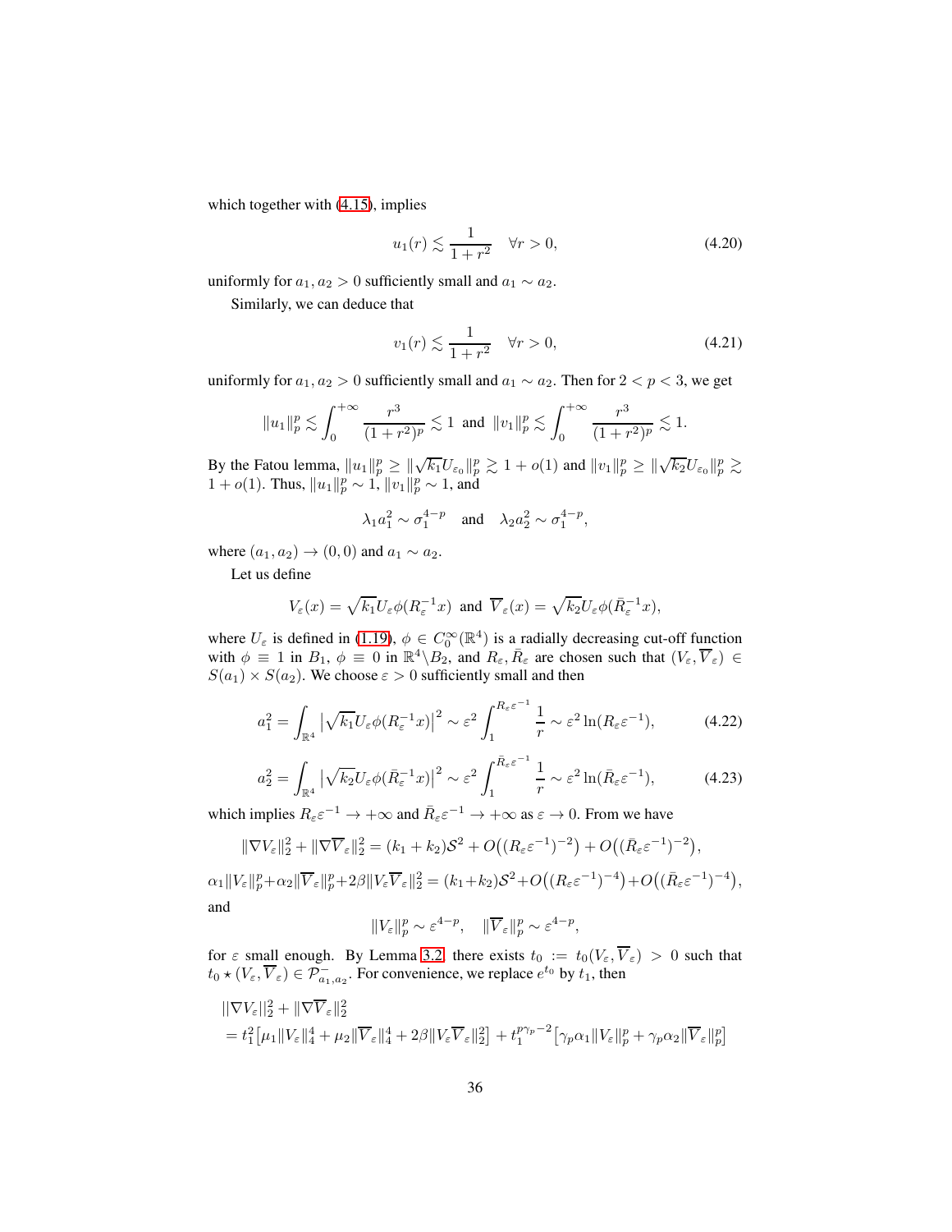which together with (4.15), implies

$$u_1(r) \lesssim \frac{1}{1+r^2} \quad \forall r > 0, \tag{4.20}$$

uniformly for $a_1, a_2 > 0$ sufficiently small and $a_1 \sim a_2$.

Similarly, we can deduce that

$$v_1(r) \lesssim \frac{1}{1+r^2} \quad \forall r > 0, \tag{4.21}$$

uniformly for $a_1, a_2 > 0$ sufficiently small and $a_1 \sim a_2$. Then for $2 < p < 3$, we get

$$\|u_1\|_p^p \lesssim \int_0^{+\infty} \frac{r^3}{(1+r^2)^p} \lesssim 1 \ \text{ and } \ \|v_1\|_p^p \lesssim \int_0^{+\infty} \frac{r^3}{(1+r^2)^p} \lesssim 1.$$

By the Fatou lemma, $\|u_1\|_p^p \geq \|\sqrt{k_1} U_{\varepsilon_0}\|_p^p \gtrsim 1 + o(1)$ and $\|v_1\|_p^p \geq \|\sqrt{k_2} U_{\varepsilon_0}\|_p^p \gtrsim 1 + o(1)$. Thus, $\|u_1\|_p^p \sim 1$, $\|v_1\|_p^p \sim 1$, and

$$\lambda_1 a_1^2 \sim \sigma_1^{4-p} \quad \text{and} \quad \lambda_2 a_2^2 \sim \sigma_1^{4-p},$$

where $(a_1, a_2) \to (0, 0)$ and $a_1 \sim a_2$.

Let us define

$$V_\varepsilon(x) = \sqrt{k_1} U_\varepsilon \phi(R_\varepsilon^{-1} x) \ \text{ and } \ \overline{V}_\varepsilon(x) = \sqrt{k_2} U_\varepsilon \phi(\bar{R}_\varepsilon^{-1} x),$$

where $U_\varepsilon$ is defined in (1.19), $\phi \in C_0^\infty(\mathbb{R}^4)$ is a radially decreasing cut-off function with $\phi \equiv 1$ in $B_1$, $\phi \equiv 0$ in $\mathbb{R}^4 \backslash B_2$, and $R_\varepsilon, \bar{R}_\varepsilon$ are chosen such that $(V_\varepsilon, \overline{V}_\varepsilon) \in S(a_1) \times S(a_2)$. We choose $\varepsilon > 0$ sufficiently small and then

$$a_1^2 = \int_{\mathbb{R}^4} \left|\sqrt{k_1} U_\varepsilon \phi(R_\varepsilon^{-1} x)\right|^2 \sim \varepsilon^2 \int_1^{R_\varepsilon \varepsilon^{-1}} \frac{1}{r} \sim \varepsilon^2 \ln(R_\varepsilon \varepsilon^{-1}), \tag{4.22}$$

$$a_2^2 = \int_{\mathbb{R}^4} \left|\sqrt{k_2} U_\varepsilon \phi(\bar{R}_\varepsilon^{-1} x)\right|^2 \sim \varepsilon^2 \int_1^{\bar{R}_\varepsilon \varepsilon^{-1}} \frac{1}{r} \sim \varepsilon^2 \ln(\bar{R}_\varepsilon \varepsilon^{-1}), \tag{4.23}$$

which implies $R_\varepsilon \varepsilon^{-1} \to +\infty$ and $\bar{R}_\varepsilon \varepsilon^{-1} \to +\infty$ as $\varepsilon \to 0$. From we have

$$\|\nabla V_\varepsilon\|_2^2 + \|\nabla \overline{V}_\varepsilon\|_2^2 = (k_1 + k_2)\mathcal{S}^2 + O\big((R_\varepsilon \varepsilon^{-1})^{-2}\big) + O\big((\bar{R}_\varepsilon \varepsilon^{-1})^{-2}\big),$$

$$\alpha_1 \|V_\varepsilon\|_p^p + \alpha_2 \|\overline{V}_\varepsilon\|_p^p + 2\beta \|V_\varepsilon \overline{V}_\varepsilon\|_2^2 = (k_1 + k_2)\mathcal{S}^2 + O\big((R_\varepsilon \varepsilon^{-1})^{-4}\big) + O\big((\bar{R}_\varepsilon \varepsilon^{-1})^{-4}\big),$$

and

$$\|V_\varepsilon\|_p^p \sim \varepsilon^{4-p}, \quad \|\overline{V}_\varepsilon\|_p^p \sim \varepsilon^{4-p},$$

for $\varepsilon$ small enough. By Lemma 3.2, there exists $t_0 := t_0(V_\varepsilon, \overline{V}_\varepsilon) > 0$ such that $t_0 \star (V_\varepsilon, \overline{V}_\varepsilon) \in \mathcal{P}^-_{a_1, a_2}$. For convenience, we replace $e^{t_0}$ by $t_1$, then

$$\begin{aligned}
&\|\nabla V_\varepsilon\|_2^2 + \|\nabla \overline{V}_\varepsilon\|_2^2 \\
&= t_1^2 \big[\mu_1 \|V_\varepsilon\|_4^4 + \mu_2 \|\overline{V}_\varepsilon\|_4^4 + 2\beta \|V_\varepsilon \overline{V}_\varepsilon\|_2^2\big] + t_1^{p\gamma_p - 2} \big[\gamma_p \alpha_1 \|V_\varepsilon\|_p^p + \gamma_p \alpha_2 \|\overline{V}_\varepsilon\|_p^p\big]
\end{aligned}$$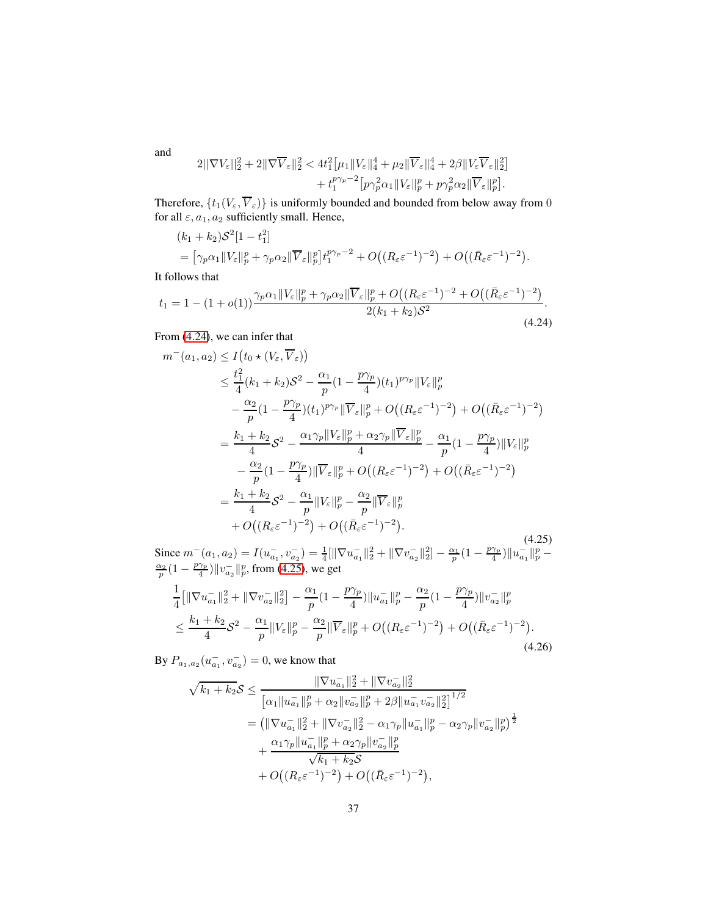and

$$2\|\nabla V_\varepsilon\|_2^2 + 2\|\nabla \overline{V}_\varepsilon\|_2^2 < 4t_1^2\big[\mu_1\|V_\varepsilon\|_4^4 + \mu_2\|\overline{V}_\varepsilon\|_4^4 + 2\beta\|V_\varepsilon\overline{V}_\varepsilon\|_2^2\big] + t_1^{p\gamma_p-2}\big[p\gamma_p^2\alpha_1\|V_\varepsilon\|_p^p + p\gamma_p^2\alpha_2\|\overline{V}_\varepsilon\|_p^p\big].$$

Therefore, $\{t_1(V_\varepsilon, \overline{V}_\varepsilon)\}$ is uniformly bounded and bounded from below away from 0 for all $\varepsilon, a_1, a_2$ sufficiently small. Hence,

$$\begin{aligned}
&(k_1+k_2)\mathcal{S}^2[1-t_1^2] \\
&= \big[\gamma_p\alpha_1\|V_\varepsilon\|_p^p + \gamma_p\alpha_2\|\overline{V}_\varepsilon\|_p^p\big]t_1^{p\gamma_p-2} + O\big((R_\varepsilon\varepsilon^{-1})^{-2}\big) + O\big((\bar{R}_\varepsilon\varepsilon^{-1})^{-2}\big).
\end{aligned}$$

It follows that

$$t_1 = 1-(1+o(1))\frac{\gamma_p\alpha_1\|V_\varepsilon\|_p^p + \gamma_p\alpha_2\|\overline{V}_\varepsilon\|_p^p + O\big((R_\varepsilon\varepsilon^{-1})^{-2} + O\big((\bar{R}_\varepsilon\varepsilon^{-1})^{-2}\big)}{2(k_1+k_2)\mathcal{S}^2}. \tag{4.24}$$

From (4.24), we can infer that

$$\begin{aligned}
m^-(a_1,a_2) &\le I\big(t_0\star(V_\varepsilon,\overline{V}_\varepsilon)\big) \\
&\le \frac{t_1^2}{4}(k_1+k_2)\mathcal{S}^2 - \frac{\alpha_1}{p}(1-\frac{p\gamma_p}{4})(t_1)^{p\gamma_p}\|V_\varepsilon\|_p^p \\
&\quad - \frac{\alpha_2}{p}(1-\frac{p\gamma_p}{4})(t_1)^{p\gamma_p}\|\overline{V}_\varepsilon\|_p^p + O\big((R_\varepsilon\varepsilon^{-1})^{-2}\big) + O\big((\bar{R}_\varepsilon\varepsilon^{-1})^{-2}\big) \\
&= \frac{k_1+k_2}{4}\mathcal{S}^2 - \frac{\alpha_1\gamma_p\|V_\varepsilon\|_p^p + \alpha_2\gamma_p\|\overline{V}_\varepsilon\|_p^p}{4} - \frac{\alpha_1}{p}(1-\frac{p\gamma_p}{4})\|V_\varepsilon\|_p^p \\
&\quad - \frac{\alpha_2}{p}(1-\frac{p\gamma_p}{4})\|\overline{V}_\varepsilon\|_p^p + O\big((R_\varepsilon\varepsilon^{-1})^{-2}\big) + O\big((\bar{R}_\varepsilon\varepsilon^{-1})^{-2}\big) \\
&= \frac{k_1+k_2}{4}\mathcal{S}^2 - \frac{\alpha_1}{p}\|V_\varepsilon\|_p^p - \frac{\alpha_2}{p}\|\overline{V}_\varepsilon\|_p^p \\
&\quad + O\big((R_\varepsilon\varepsilon^{-1})^{-2}\big) + O\big((\bar{R}_\varepsilon\varepsilon^{-1})^{-2}\big).
\end{aligned} \tag{4.25}$$

Since $m^-(a_1,a_2) = I(u_{a_1}^-, v_{a_2}^-) = \frac{1}{4}[\|\nabla u_{a_1}^-\|_2^2 + \|\nabla v_{a_2}^-\|_2^2] - \frac{\alpha_1}{p}(1-\frac{p\gamma_p}{4})\|u_{a_1}^-\|_p^p - \frac{\alpha_2}{p}(1-\frac{p\gamma_p}{4})\|v_{a_2}^-\|_p^p$, from (4.25), we get

$$\begin{aligned}
&\frac{1}{4}\big[\|\nabla u_{a_1}^-\|_2^2 + \|\nabla v_{a_2}^-\|_2^2\big] - \frac{\alpha_1}{p}(1-\frac{p\gamma_p}{4})\|u_{a_1}^-\|_p^p - \frac{\alpha_2}{p}(1-\frac{p\gamma_p}{4})\|v_{a_2}^-\|_p^p \\
&\le \frac{k_1+k_2}{4}\mathcal{S}^2 - \frac{\alpha_1}{p}\|V_\varepsilon\|_p^p - \frac{\alpha_2}{p}\|\overline{V}_\varepsilon\|_p^p + O\big((R_\varepsilon\varepsilon^{-1})^{-2}\big) + O\big((\bar{R}_\varepsilon\varepsilon^{-1})^{-2}\big).
\end{aligned} \tag{4.26}$$

By $P_{a_1,a_2}(u_{a_1}^-, v_{a_2}^-) = 0$, we know that

$$\begin{aligned}
\sqrt{k_1+k_2}\mathcal{S} &\le \frac{\|\nabla u_{a_1}^-\|_2^2 + \|\nabla v_{a_2}^-\|_2^2}{\big[\alpha_1\|u_{a_1}^-\|_p^p + \alpha_2\|v_{a_2}^-\|_p^p + 2\beta\|u_{a_1}^- v_{a_2}^-\|_2^2\big]^{1/2}} \\
&= \big(\|\nabla u_{a_1}^-\|_2^2 + \|\nabla v_{a_2}^-\|_2^2 - \alpha_1\gamma_p\|u_{a_1}^-\|_p^p - \alpha_2\gamma_p\|v_{a_2}^-\|_p^p\big)^{\frac{1}{2}} \\
&\quad + \frac{\alpha_1\gamma_p\|u_{a_1}^-\|_p^p + \alpha_2\gamma_p\|v_{a_2}^-\|_p^p}{\sqrt{k_1+k_2}\mathcal{S}} \\
&\quad + O\big((R_\varepsilon\varepsilon^{-1})^{-2}\big) + O\big((\bar{R}_\varepsilon\varepsilon^{-1})^{-2}\big),
\end{aligned}$$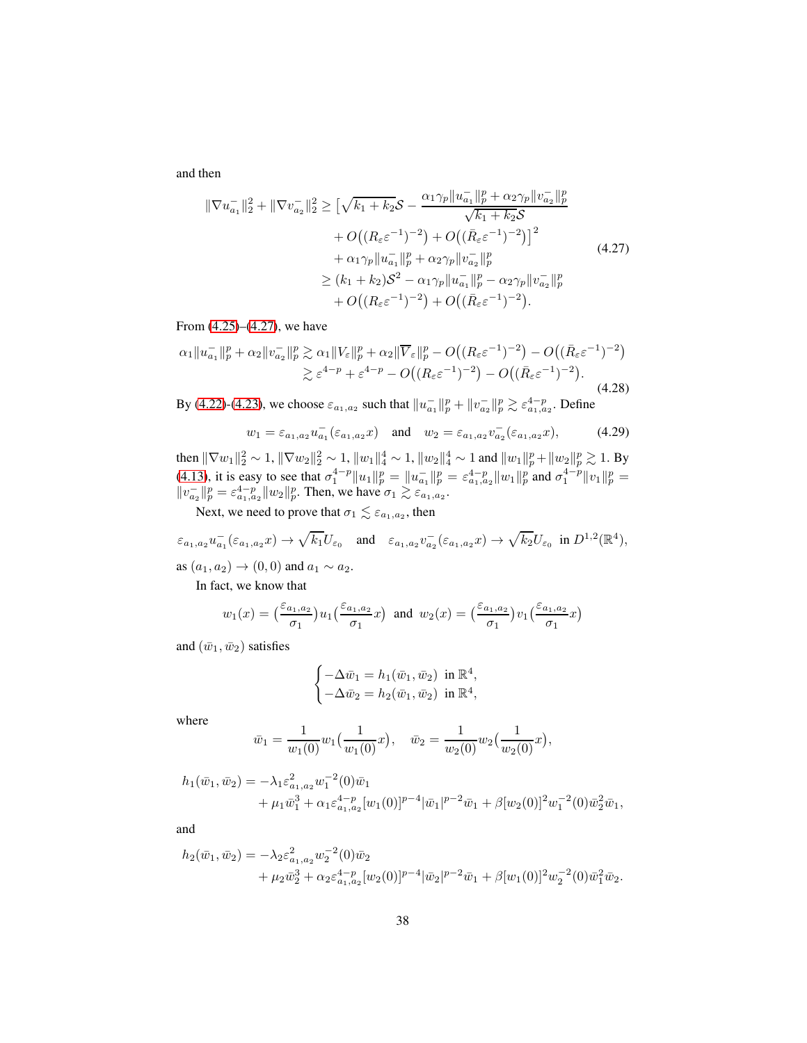and then

$$
\begin{aligned}
\|\nabla u_{a_1}^-\|_2^2 + \|\nabla v_{a_2}^-\|_2^2 \geq & \big[\sqrt{k_1+k_2}\mathcal{S} - \frac{\alpha_1\gamma_p\|u_{a_1}^-\|_p^p + \alpha_2\gamma_p\|v_{a_2}^-\|_p^p}{\sqrt{k_1+k_2}\mathcal{S}} \\
& + O\big((R_\varepsilon\varepsilon^{-1})^{-2}\big) + O\big((\bar{R}_\varepsilon\varepsilon^{-1})^{-2}\big)\big]^2 \\
& + \alpha_1\gamma_p\|u_{a_1}^-\|_p^p + \alpha_2\gamma_p\|v_{a_2}^-\|_p^p \\
\geq & (k_1+k_2)\mathcal{S}^2 - \alpha_1\gamma_p\|u_{a_1}^-\|_p^p - \alpha_2\gamma_p\|v_{a_2}^-\|_p^p \\
& + O\big((R_\varepsilon\varepsilon^{-1})^{-2}\big) + O\big((\bar{R}_\varepsilon\varepsilon^{-1})^{-2}\big).
\end{aligned}
\tag{4.27}
$$

From (4.25)–(4.27), we have

$$
\begin{aligned}
\alpha_1\|u_{a_1}^-\|_p^p + \alpha_2\|v_{a_2}^-\|_p^p & \gtrsim \alpha_1\|V_\varepsilon\|_p^p + \alpha_2\|\overline{V}_\varepsilon\|_p^p - O\big((R_\varepsilon\varepsilon^{-1})^{-2}\big) - O\big((\bar{R}_\varepsilon\varepsilon^{-1})^{-2}\big) \\
& \gtrsim \varepsilon^{4-p} + \varepsilon^{4-p} - O\big((R_\varepsilon\varepsilon^{-1})^{-2}\big) - O\big((\bar{R}_\varepsilon\varepsilon^{-1})^{-2}\big).
\end{aligned}
\tag{4.28}
$$

By (4.22)-(4.23), we choose $\varepsilon_{a_1,a_2}$ such that $\|u_{a_1}^-\|_p^p + \|v_{a_2}^-\|_p^p \gtrsim \varepsilon_{a_1,a_2}^{4-p}$. Define

$$
w_1 = \varepsilon_{a_1,a_2} u_{a_1}^-(\varepsilon_{a_1,a_2}x) \quad \text{and} \quad w_2 = \varepsilon_{a_1,a_2} v_{a_2}^-(\varepsilon_{a_1,a_2}x), \tag{4.29}
$$

then $\|\nabla w_1\|_2^2 \sim 1$, $\|\nabla w_2\|_2^2 \sim 1$, $\|w_1\|_4^4 \sim 1$, $\|w_2\|_4^4 \sim 1$ and $\|w_1\|_p^p + \|w_2\|_p^p \gtrsim 1$. By (4.13), it is easy to see that $\sigma_1^{4-p}\|u_1\|_p^p = \|u_{a_1}^-\|_p^p = \varepsilon_{a_1,a_2}^{4-p}\|w_1\|_p^p$ and $\sigma_1^{4-p}\|v_1\|_p^p = \|v_{a_2}^-\|_p^p = \varepsilon_{a_1,a_2}^{4-p}\|w_2\|_p^p$. Then, we have $\sigma_1 \gtrsim \varepsilon_{a_1,a_2}$.

Next, we need to prove that $\sigma_1 \lesssim \varepsilon_{a_1,a_2}$, then

$$
\varepsilon_{a_1,a_2} u_{a_1}^-(\varepsilon_{a_1,a_2}x) \to \sqrt{k_1}U_{\varepsilon_0} \quad \text{and} \quad \varepsilon_{a_1,a_2} v_{a_2}^-(\varepsilon_{a_1,a_2}x) \to \sqrt{k_2}U_{\varepsilon_0} \ \text{ in } D^{1,2}(\mathbb{R}^4),
$$

as $(a_1,a_2) \to (0,0)$ and $a_1 \sim a_2$.

In fact, we know that

$$
w_1(x) = \big(\frac{\varepsilon_{a_1,a_2}}{\sigma_1}\big)u_1\big(\frac{\varepsilon_{a_1,a_2}}{\sigma_1}x\big) \ \text{ and } \ w_2(x) = \big(\frac{\varepsilon_{a_1,a_2}}{\sigma_1}\big)v_1\big(\frac{\varepsilon_{a_1,a_2}}{\sigma_1}x\big)
$$

and $(\bar{w}_1, \bar{w}_2)$ satisfies

$$
\begin{cases}
-\Delta \bar{w}_1 = h_1(\bar{w}_1, \bar{w}_2) & \text{in } \mathbb{R}^4, \\
-\Delta \bar{w}_2 = h_2(\bar{w}_1, \bar{w}_2) & \text{in } \mathbb{R}^4,
\end{cases}
$$

where

$$
\bar{w}_1 = \frac{1}{w_1(0)}w_1\big(\frac{1}{w_1(0)}x\big), \quad \bar{w}_2 = \frac{1}{w_2(0)}w_2\big(\frac{1}{w_2(0)}x\big),
$$

$$
\begin{aligned}
h_1(\bar{w}_1, \bar{w}_2) = & -\lambda_1\varepsilon_{a_1,a_2}^2 w_1^{-2}(0)\bar{w}_1 \\
& + \mu_1\bar{w}_1^3 + \alpha_1\varepsilon_{a_1,a_2}^{4-p}[w_1(0)]^{p-4}|\bar{w}_1|^{p-2}\bar{w}_1 + \beta[w_2(0)]^2 w_1^{-2}(0)\bar{w}_2^2\bar{w}_1,
\end{aligned}
$$

and

$$
\begin{aligned}
h_2(\bar{w}_1, \bar{w}_2) = & -\lambda_2\varepsilon_{a_1,a_2}^2 w_2^{-2}(0)\bar{w}_2 \\
& + \mu_2\bar{w}_2^3 + \alpha_2\varepsilon_{a_1,a_2}^{4-p}[w_2(0)]^{p-4}|\bar{w}_2|^{p-2}\bar{w}_1 + \beta[w_1(0)]^2 w_2^{-2}(0)\bar{w}_1^2\bar{w}_2.
\end{aligned}
$$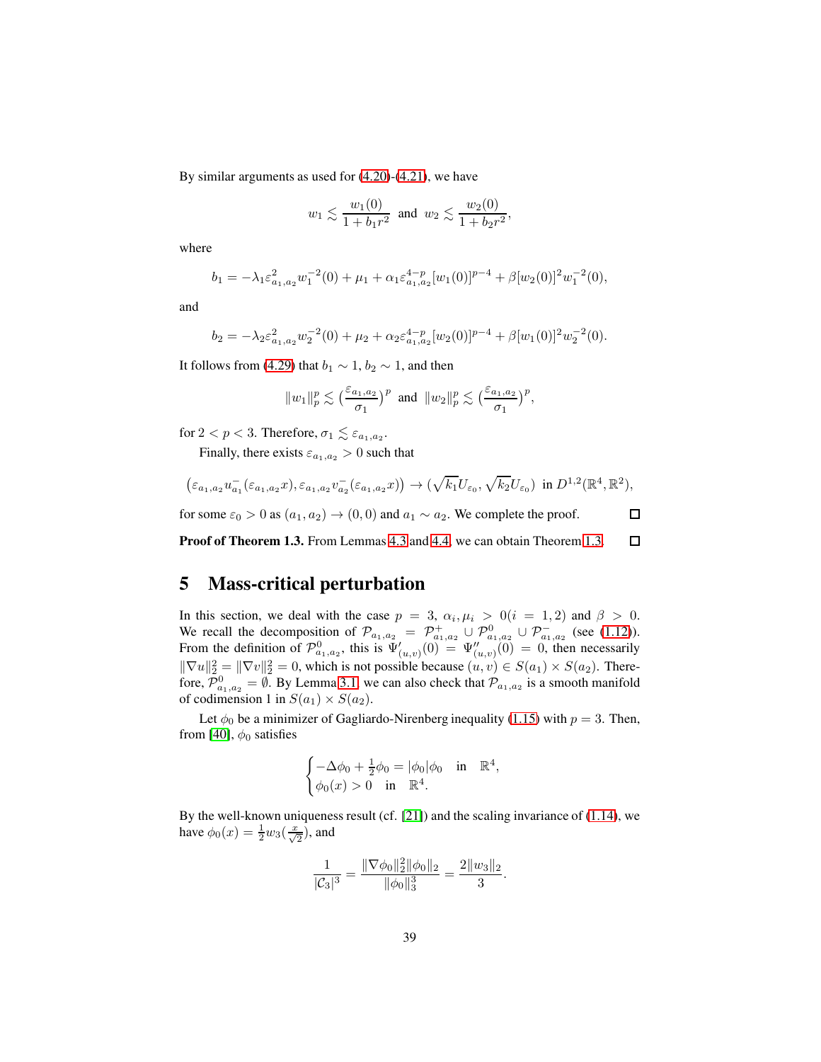By similar arguments as used for (4.20)-(4.21), we have

$$w_1 \lesssim \frac{w_1(0)}{1+b_1 r^2} \ \text{ and } \ w_2 \lesssim \frac{w_2(0)}{1+b_2 r^2},$$

where

$$b_1 = -\lambda_1 \varepsilon_{a_1,a_2}^2 w_1^{-2}(0) + \mu_1 + \alpha_1 \varepsilon_{a_1,a_2}^{4-p}[w_1(0)]^{p-4} + \beta [w_2(0)]^2 w_1^{-2}(0),$$

and

$$b_2 = -\lambda_2 \varepsilon_{a_1,a_2}^2 w_2^{-2}(0) + \mu_2 + \alpha_2 \varepsilon_{a_1,a_2}^{4-p}[w_2(0)]^{p-4} + \beta [w_1(0)]^2 w_2^{-2}(0).$$

It follows from (4.29) that $b_1 \sim 1$, $b_2 \sim 1$, and then

$$\|w_1\|_p^p \lesssim \big(\frac{\varepsilon_{a_1,a_2}}{\sigma_1}\big)^p \ \text{ and } \ \|w_2\|_p^p \lesssim \big(\frac{\varepsilon_{a_1,a_2}}{\sigma_1}\big)^p,$$

for $2<p<3$. Therefore, $\sigma_1 \lesssim \varepsilon_{a_1,a_2}$.

Finally, there exists $\varepsilon_{a_1,a_2}>0$ such that

$$\big(\varepsilon_{a_1,a_2} u_{a_1}^-(\varepsilon_{a_1,a_2}x), \varepsilon_{a_1,a_2} v_{a_2}^-(\varepsilon_{a_1,a_2}x)\big) \to (\sqrt{k_1}U_{\varepsilon_0}, \sqrt{k_2}U_{\varepsilon_0}) \ \text{ in } D^{1,2}(\mathbb{R}^4,\mathbb{R}^2),$$

for some $\varepsilon_0>0$ as $(a_1,a_2)\to(0,0)$ and $a_1 \sim a_2$. We complete the proof. □

**Proof of Theorem 1.3.** From Lemmas 4.3 and 4.4, we can obtain Theorem 1.3. □

## 5 Mass-critical perturbation

In this section, we deal with the case $p=3$, $\alpha_i,\mu_i>0 (i=1,2)$ and $\beta>0$. We recall the decomposition of $\mathcal{P}_{a_1,a_2} = \mathcal{P}_{a_1,a_2}^+ \cup \mathcal{P}_{a_1,a_2}^0 \cup \mathcal{P}_{a_1,a_2}^-$ (see (1.12)). From the definition of $\mathcal{P}_{a_1,a_2}^0$, this is $\Psi'_{(u,v)}(0) = \Psi''_{(u,v)}(0) = 0$, then necessarily $\|\nabla u\|_2^2 = \|\nabla v\|_2^2 = 0$, which is not possible because $(u,v)\in S(a_1)\times S(a_2)$. Therefore, $\mathcal{P}_{a_1,a_2}^0 = \emptyset$. By Lemma 3.1 we can also check that $\mathcal{P}_{a_1,a_2}$ is a smooth manifold of codimension 1 in $S(a_1)\times S(a_2)$.

Let $\phi_0$ be a minimizer of Gagliardo-Nirenberg inequality (1.15) with $p=3$. Then, from [40], $\phi_0$ satisfies

$$\begin{cases} -\Delta\phi_0 + \frac{1}{2}\phi_0 = |\phi_0|\phi_0 \quad \text{in} \quad \mathbb{R}^4, \\ \phi_0(x)>0 \quad \text{in} \quad \mathbb{R}^4. \end{cases}$$

By the well-known uniqueness result (cf. [21]) and the scaling invariance of (1.14), we have $\phi_0(x) = \frac{1}{2}w_3(\frac{x}{\sqrt{2}})$, and

$$\frac{1}{|\mathcal{C}_3|^3} = \frac{\|\nabla\phi_0\|_2^2\|\phi_0\|_2}{\|\phi_0\|_3^3} = \frac{2\|w_3\|_2}{3}.$$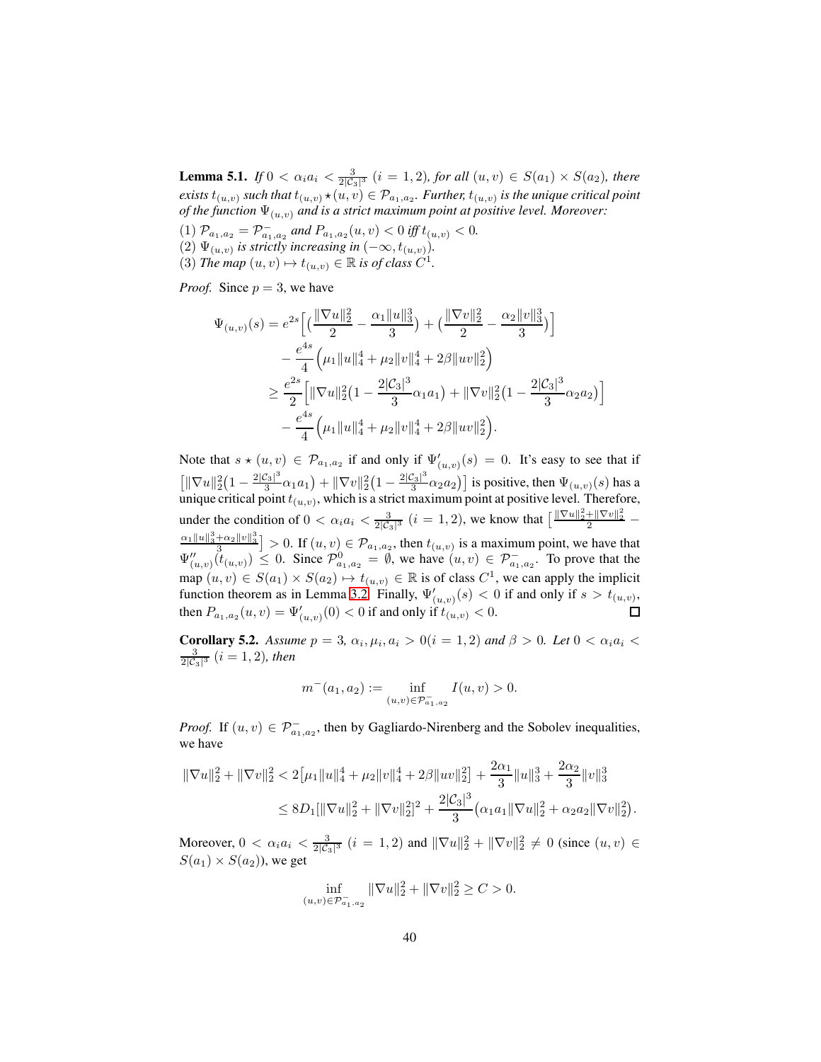**Lemma 5.1.** *If $0 < \alpha_i a_i < \frac{3}{2|\mathcal{C}_3|^3}$ $(i = 1, 2)$, for all $(u, v) \in S(a_1) \times S(a_2)$, there exists $t_{(u,v)}$ such that $t_{(u,v)} \star (u, v) \in \mathcal{P}_{a_1,a_2}$. Further, $t_{(u,v)}$ is the unique critical point of the function $\Psi_{(u,v)}$ and is a strict maximum point at positive level. Moreover:*

(1) *$\mathcal{P}_{a_1,a_2} = \mathcal{P}^-_{a_1,a_2}$ and $P_{a_1,a_2}(u, v) < 0$ iff $t_{(u,v)} < 0$.*
(2) *$\Psi_{(u,v)}$ is strictly increasing in $(-\infty, t_{(u,v)})$.*
(3) *The map $(u, v) \mapsto t_{(u,v)} \in \mathbb{R}$ is of class $C^1$.*

*Proof.* Since $p = 3$, we have

$$
\begin{aligned}
\Psi_{(u,v)}(s) &= e^{2s}\Big[\big(\frac{\|\nabla u\|_2^2}{2} - \frac{\alpha_1\|u\|_3^3}{3}\big) + \big(\frac{\|\nabla v\|_2^2}{2} - \frac{\alpha_2\|v\|_3^3}{3}\big)\Big] \\
&\quad - \frac{e^{4s}}{4}\Big(\mu_1\|u\|_4^4 + \mu_2\|v\|_4^4 + 2\beta\|uv\|_2^2\Big) \\
&\geq \frac{e^{2s}}{2}\Big[\|\nabla u\|_2^2\big(1 - \frac{2|\mathcal{C}_3|^3}{3}\alpha_1 a_1\big) + \|\nabla v\|_2^2\big(1 - \frac{2|\mathcal{C}_3|^3}{3}\alpha_2 a_2\big)\Big] \\
&\quad - \frac{e^{4s}}{4}\Big(\mu_1\|u\|_4^4 + \mu_2\|v\|_4^4 + 2\beta\|uv\|_2^2\Big).
\end{aligned}
$$

Note that $s \star (u, v) \in \mathcal{P}_{a_1,a_2}$ if and only if $\Psi'_{(u,v)}(s) = 0$. It's easy to see that if $\big[\|\nabla u\|_2^2\big(1 - \frac{2|\mathcal{C}_3|^3}{3}\alpha_1 a_1\big) + \|\nabla v\|_2^2\big(1 - \frac{2|\mathcal{C}_3|^3}{3}\alpha_2 a_2\big)\big]$ is positive, then $\Psi_{(u,v)}(s)$ has a unique critical point $t_{(u,v)}$, which is a strict maximum point at positive level. Therefore, under the condition of $0 < \alpha_i a_i < \frac{3}{2|\mathcal{C}_3|^3}$ $(i = 1, 2)$, we know that $\big[\frac{\|\nabla u\|_2^2 + \|\nabla v\|_2^2}{2} - \frac{\alpha_1\|u\|_3^3 + \alpha_2\|v\|_3^3}{3}\big] > 0$. If $(u, v) \in \mathcal{P}_{a_1,a_2}$, then $t_{(u,v)}$ is a maximum point, we have that $\Psi''_{(u,v)}(t_{(u,v)}) \leq 0$. Since $\mathcal{P}^0_{a_1,a_2} = \emptyset$, we have $(u, v) \in \mathcal{P}^-_{a_1,a_2}$. To prove that the map $(u, v) \in S(a_1) \times S(a_2) \mapsto t_{(u,v)} \in \mathbb{R}$ is of class $C^1$, we can apply the implicit function theorem as in Lemma 3.2. Finally, $\Psi'_{(u,v)}(s) < 0$ if and only if $s > t_{(u,v)}$, then $P_{a_1,a_2}(u, v) = \Psi'_{(u,v)}(0) < 0$ if and only if $t_{(u,v)} < 0$. $\square$

**Corollary 5.2.** *Assume $p = 3$, $\alpha_i, \mu_i, a_i > 0 (i = 1, 2)$ and $\beta > 0$. Let $0 < \alpha_i a_i < \frac{3}{2|\mathcal{C}_3|^3}$ $(i = 1, 2)$, then*

$$
m^-(a_1, a_2) := \inf_{(u,v) \in \mathcal{P}^-_{a_1,a_2}} I(u, v) > 0.
$$

*Proof.* If $(u, v) \in \mathcal{P}^-_{a_1,a_2}$, then by Gagliardo-Nirenberg and the Sobolev inequalities, we have

$$
\begin{aligned}
\|\nabla u\|_2^2 + \|\nabla v\|_2^2 &< 2\big[\mu_1\|u\|_4^4 + \mu_2\|v\|_4^4 + 2\beta\|uv\|_2^2\big] + \frac{2\alpha_1}{3}\|u\|_3^3 + \frac{2\alpha_2}{3}\|v\|_3^3 \\
&\leq 8D_1[\|\nabla u\|_2^2 + \|\nabla v\|_2^2]^2 + \frac{2|\mathcal{C}_3|^3}{3}\big(\alpha_1 a_1\|\nabla u\|_2^2 + \alpha_2 a_2\|\nabla v\|_2^2\big).
\end{aligned}
$$

Moreover, $0 < \alpha_i a_i < \frac{3}{2|\mathcal{C}_3|^3}$ $(i = 1, 2)$ and $\|\nabla u\|_2^2 + \|\nabla v\|_2^2 \neq 0$ (since $(u, v) \in S(a_1) \times S(a_2)$), we get

$$
\inf_{(u,v) \in \mathcal{P}^-_{a_1,a_2}} \|\nabla u\|_2^2 + \|\nabla v\|_2^2 \geq C > 0.
$$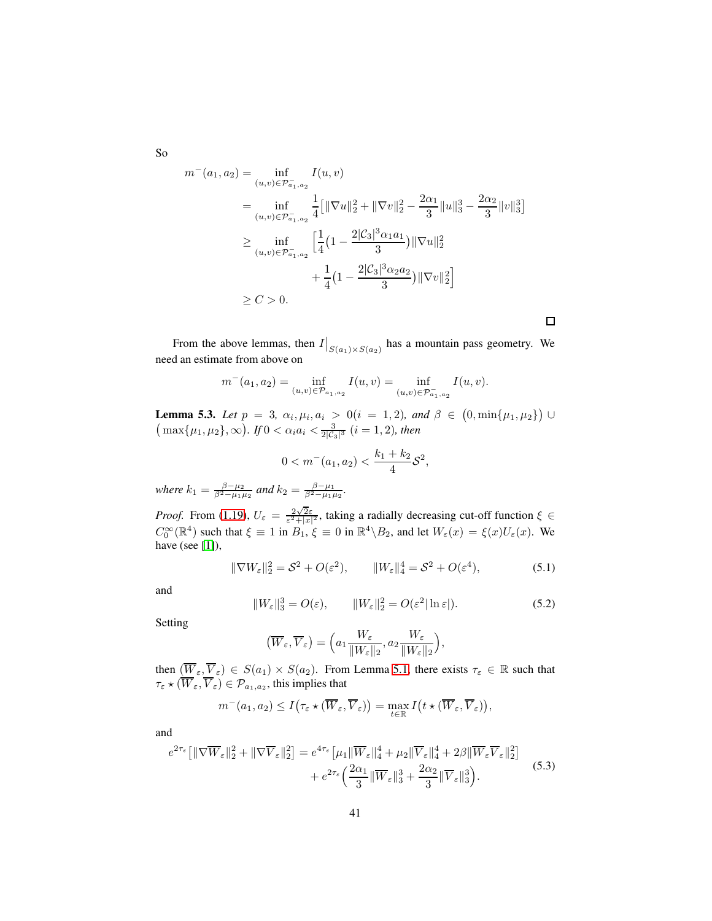So

$$
\begin{aligned}
m^-(a_1,a_2) &= \inf_{(u,v)\in\mathcal{P}^-_{a_1,a_2}} I(u,v)\\
&= \inf_{(u,v)\in\mathcal{P}^-_{a_1,a_2}} \frac{1}{4}\big[\|\nabla u\|_2^2+\|\nabla v\|_2^2-\frac{2\alpha_1}{3}\|u\|_3^3-\frac{2\alpha_2}{3}\|v\|_3^3\big]\\
&\geq \inf_{(u,v)\in\mathcal{P}^-_{a_1,a_2}} \Big[\frac{1}{4}\big(1-\frac{2|\mathcal{C}_3|^3\alpha_1 a_1}{3}\big)\|\nabla u\|_2^2\\
&\qquad\qquad +\frac{1}{4}\big(1-\frac{2|\mathcal{C}_3|^3\alpha_2 a_2}{3}\big)\|\nabla v\|_2^2\Big]\\
&\geq C>0.
\end{aligned}
$$

□

From the above lemmas, then $I\big|_{S(a_1)\times S(a_2)}$ has a mountain pass geometry. We need an estimate from above on

$$
m^-(a_1,a_2)=\inf_{(u,v)\in\mathcal{P}_{a_1,a_2}} I(u,v)=\inf_{(u,v)\in\mathcal{P}^-_{a_1,a_2}} I(u,v).
$$

**Lemma 5.3.** *Let $p=3$, $\alpha_i,\mu_i,a_i>0 (i=1,2)$, and $\beta\in\big(0,\min\{\mu_1,\mu_2\}\big)\cup\big(\max\{\mu_1,\mu_2\},\infty\big)$. If $0<\alpha_i a_i<\frac{3}{2|\mathcal{C}_3|^3}$ $(i=1,2)$, then*

$$
0<m^-(a_1,a_2)<\frac{k_1+k_2}{4}\mathcal{S}^2,
$$

*where $k_1=\frac{\beta-\mu_2}{\beta^2-\mu_1\mu_2}$ and $k_2=\frac{\beta-\mu_1}{\beta^2-\mu_1\mu_2}$.*

*Proof.* From (1.19), $U_\varepsilon=\frac{2\sqrt{2}\varepsilon}{\varepsilon^2+|x|^2}$, taking a radially decreasing cut-off function $\xi\in C_0^\infty(\mathbb{R}^4)$ such that $\xi\equiv 1$ in $B_1$, $\xi\equiv 0$ in $\mathbb{R}^4\backslash B_2$, and let $W_\varepsilon(x)=\xi(x)U_\varepsilon(x)$. We have (see [1]),

$$
\|\nabla W_\varepsilon\|_2^2=\mathcal{S}^2+O(\varepsilon^2),\qquad \|W_\varepsilon\|_4^4=\mathcal{S}^2+O(\varepsilon^4), \tag{5.1}
$$

and

$$
\|W_\varepsilon\|_3^3=O(\varepsilon),\qquad \|W_\varepsilon\|_2^2=O(\varepsilon^2|\ln\varepsilon|). \tag{5.2}
$$

Setting

$$
(\overline{W}_\varepsilon,\overline{V}_\varepsilon)=\Big(a_1\frac{W_\varepsilon}{\|W_\varepsilon\|_2},a_2\frac{W_\varepsilon}{\|W_\varepsilon\|_2}\Big),
$$

then $(\overline{W}_\varepsilon,\overline{V}_\varepsilon)\in S(a_1)\times S(a_2)$. From Lemma 5.1, there exists $\tau_\varepsilon\in\mathbb{R}$ such that $\tau_\varepsilon\star(\overline{W}_\varepsilon,\overline{V}_\varepsilon)\in\mathcal{P}_{a_1,a_2}$, this implies that

$$
m^-(a_1,a_2)\leq I\big(\tau_\varepsilon\star(\overline{W}_\varepsilon,\overline{V}_\varepsilon)\big)=\max_{t\in\mathbb{R}} I\big(t\star(\overline{W}_\varepsilon,\overline{V}_\varepsilon)\big),
$$

and

$$
\begin{aligned}
e^{2\tau_\varepsilon}\big[\|\nabla\overline{W}_\varepsilon\|_2^2+\|\nabla\overline{V}_\varepsilon\|_2^2\big]&=e^{4\tau_\varepsilon}\big[\mu_1\|\overline{W}_\varepsilon\|_4^4+\mu_2\|\overline{V}_\varepsilon\|_4^4+2\beta\|\overline{W}_\varepsilon\overline{V}_\varepsilon\|_2^2\big]\\
&\quad+e^{2\tau_\varepsilon}\Big(\frac{2\alpha_1}{3}\|\overline{W}_\varepsilon\|_3^3+\frac{2\alpha_2}{3}\|\overline{V}_\varepsilon\|_3^3\Big).
\end{aligned} \tag{5.3}
$$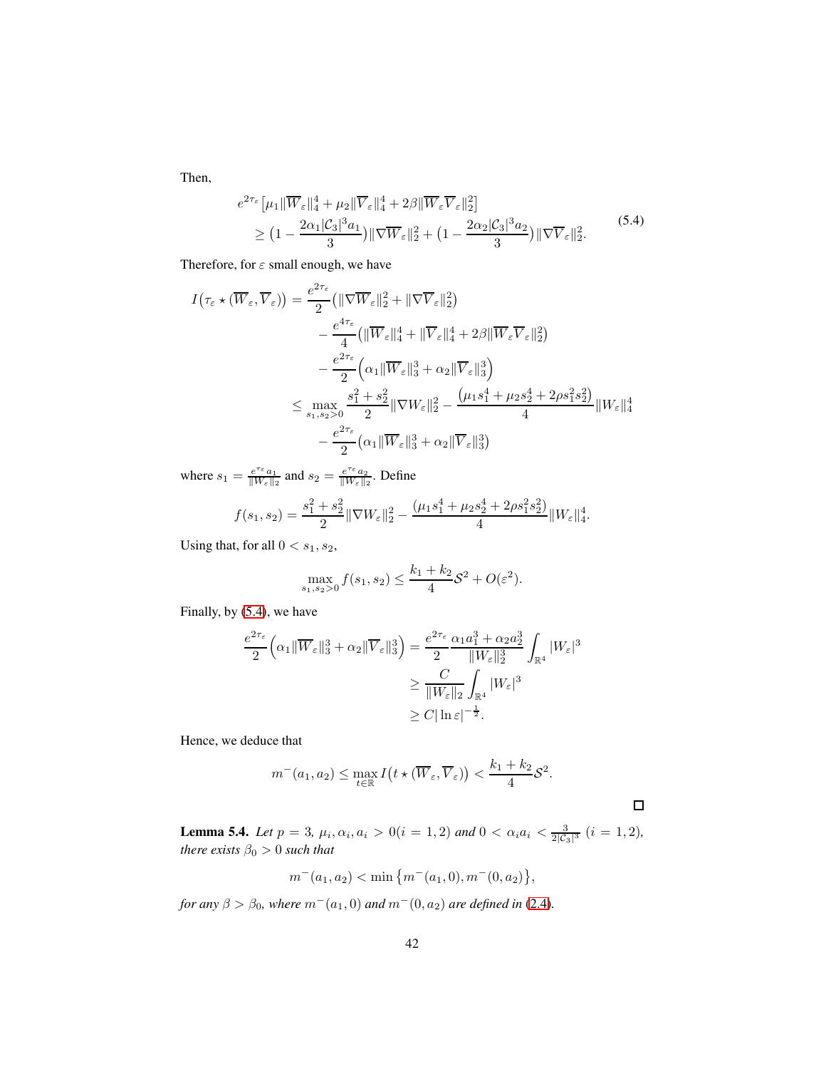Then,

$$
\begin{aligned}
& e^{2\tau_\varepsilon}\left[\mu_1\|\overline{W}_\varepsilon\|_4^4+\mu_2\|\overline{V}_\varepsilon\|_4^4+2\beta\|\overline{W}_\varepsilon\overline{V}_\varepsilon\|_2^2\right] \\
& \quad \geq \left(1-\frac{2\alpha_1|\mathcal{C}_3|^3a_1}{3}\right)\|\nabla\overline{W}_\varepsilon\|_2^2+\left(1-\frac{2\alpha_2|\mathcal{C}_3|^3a_2}{3}\right)\|\nabla\overline{V}_\varepsilon\|_2^2.
\end{aligned}
\tag{5.4}
$$

Therefore, for $\varepsilon$ small enough, we have

$$
\begin{aligned}
I\big(\tau_\varepsilon\star(\overline{W}_\varepsilon,\overline{V}_\varepsilon)\big) &= \frac{e^{2\tau_\varepsilon}}{2}\big(\|\nabla\overline{W}_\varepsilon\|_2^2+\|\nabla\overline{V}_\varepsilon\|_2^2\big) \\
&\quad -\frac{e^{4\tau_\varepsilon}}{4}\big(\|\overline{W}_\varepsilon\|_4^4+\|\overline{V}_\varepsilon\|_4^4+2\beta\|\overline{W}_\varepsilon\overline{V}_\varepsilon\|_2^2\big) \\
&\quad -\frac{e^{2\tau_\varepsilon}}{2}\Big(\alpha_1\|\overline{W}_\varepsilon\|_3^3+\alpha_2\|\overline{V}_\varepsilon\|_3^3\Big) \\
&\leq \max_{s_1,s_2>0}\frac{s_1^2+s_2^2}{2}\|\nabla W_\varepsilon\|_2^2-\frac{\big(\mu_1s_1^4+\mu_2s_2^4+2\rho s_1^2s_2^2\big)}{4}\|W_\varepsilon\|_4^4 \\
&\quad -\frac{e^{2\tau_\varepsilon}}{2}\big(\alpha_1\|\overline{W}_\varepsilon\|_3^3+\alpha_2\|\overline{V}_\varepsilon\|_3^3\big)
\end{aligned}
$$

where $s_1=\frac{e^{\tau_\varepsilon}a_1}{\|W_\varepsilon\|_2}$ and $s_2=\frac{e^{\tau_\varepsilon}a_2}{\|W_\varepsilon\|_2}$. Define

$$
f(s_1,s_2)=\frac{s_1^2+s_2^2}{2}\|\nabla W_\varepsilon\|_2^2-\frac{\big(\mu_1s_1^4+\mu_2s_2^4+2\rho s_1^2s_2^2\big)}{4}\|W_\varepsilon\|_4^4.
$$

Using that, for all $0<s_1,s_2$,

$$
\max_{s_1,s_2>0}f(s_1,s_2)\leq\frac{k_1+k_2}{4}\mathcal{S}^2+O(\varepsilon^2).
$$

Finally, by (5.4), we have

$$
\begin{aligned}
\frac{e^{2\tau_\varepsilon}}{2}\Big(\alpha_1\|\overline{W}_\varepsilon\|_3^3+\alpha_2\|\overline{V}_\varepsilon\|_3^3\Big) &= \frac{e^{2\tau_\varepsilon}}{2}\frac{\alpha_1a_1^3+\alpha_2a_2^3}{\|W_\varepsilon\|_2^3}\int_{\mathbb{R}^4}|W_\varepsilon|^3 \\
&\geq \frac{C}{\|W_\varepsilon\|_2}\int_{\mathbb{R}^4}|W_\varepsilon|^3 \\
&\geq C|\ln\varepsilon|^{-\frac{1}{2}}.
\end{aligned}
$$

Hence, we deduce that

$$
m^-(a_1,a_2)\leq\max_{t\in\mathbb{R}}I\big(t\star(\overline{W}_\varepsilon,\overline{V}_\varepsilon)\big)<\frac{k_1+k_2}{4}\mathcal{S}^2.
$$

□

**Lemma 5.4.** *Let $p=3$, $\mu_i,\alpha_i,a_i>0(i=1,2)$ and $0<\alpha_ia_i<\frac{3}{2|\mathcal{C}_3|^3}$ $(i=1,2)$, there exists $\beta_0>0$ such that*

$$
m^-(a_1,a_2)<\min\big\{m^-(a_1,0),m^-(0,a_2)\big\},
$$

*for any $\beta>\beta_0$, where $m^-(a_1,0)$ and $m^-(0,a_2)$ are defined in (2.4).*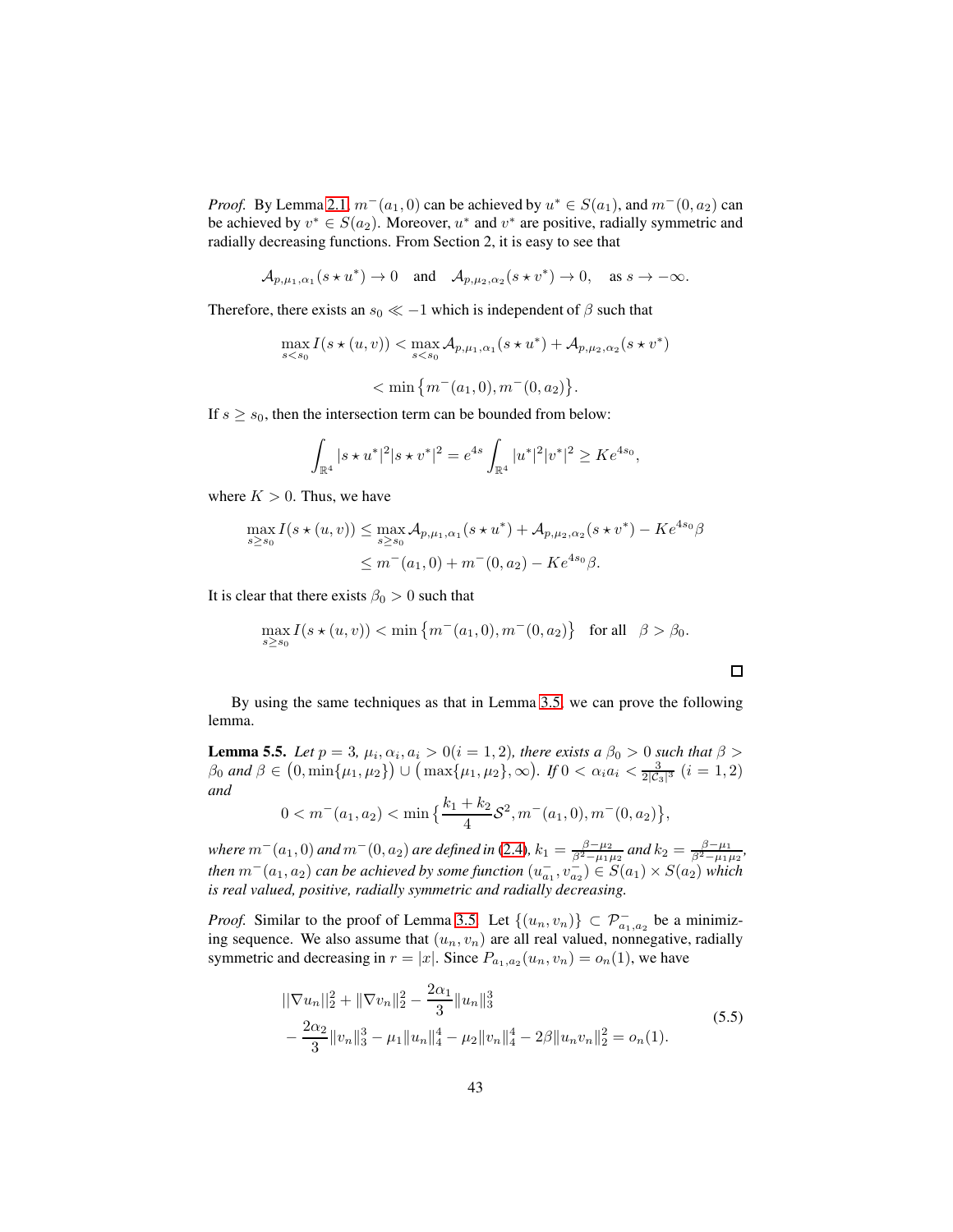*Proof.* By Lemma 2.1, $m^-(a_1, 0)$ can be achieved by $u^* \in S(a_1)$, and $m^-(0, a_2)$ can be achieved by $v^* \in S(a_2)$. Moreover, $u^*$ and $v^*$ are positive, radially symmetric and radially decreasing functions. From Section 2, it is easy to see that

$$\mathcal{A}_{p,\mu_1,\alpha_1}(s \star u^*) \to 0 \quad \text{and} \quad \mathcal{A}_{p,\mu_2,\alpha_2}(s \star v^*) \to 0, \quad \text{as } s \to -\infty.$$

Therefore, there exists an $s_0 \ll -1$ which is independent of $\beta$ such that

$$\max_{s<s_0} I(s \star (u, v)) < \max_{s<s_0} \mathcal{A}_{p,\mu_1,\alpha_1}(s \star u^*) + \mathcal{A}_{p,\mu_2,\alpha_2}(s \star v^*)$$

$$< \min\left\{m^-(a_1, 0), m^-(0, a_2)\right\}.$$

If $s \geq s_0$, then the intersection term can be bounded from below:

$$\int_{\mathbb{R}^4} |s \star u^*|^2 |s \star v^*|^2 = e^{4s} \int_{\mathbb{R}^4} |u^*|^2 |v^*|^2 \geq K e^{4s_0},$$

where $K > 0$. Thus, we have

$$\begin{aligned}\max_{s \geq s_0} I(s \star (u, v)) &\leq \max_{s \geq s_0} \mathcal{A}_{p,\mu_1,\alpha_1}(s \star u^*) + \mathcal{A}_{p,\mu_2,\alpha_2}(s \star v^*) - K e^{4s_0} \beta \\ &\leq m^-(a_1, 0) + m^-(0, a_2) - K e^{4s_0} \beta.\end{aligned}$$

It is clear that there exists $\beta_0 > 0$ such that

$$\max_{s \geq s_0} I(s \star (u, v)) < \min\left\{m^-(a_1, 0), m^-(0, a_2)\right\} \quad \text{for all} \quad \beta > \beta_0.$$

□

By using the same techniques as that in Lemma 3.5, we can prove the following lemma.

**Lemma 5.5.** *Let $p = 3$, $\mu_i, \alpha_i, a_i > 0 (i = 1, 2)$, there exists a $\beta_0 > 0$ such that $\beta > \beta_0$ and $\beta \in \left(0, \min\{\mu_1, \mu_2\}\right) \cup \left(\max\{\mu_1, \mu_2\}, \infty\right)$. If $0 < \alpha_i a_i < \frac{3}{2|\mathcal{C}_3|^3}$ $(i = 1, 2)$ and*

$$0 < m^-(a_1, a_2) < \min\left\{\frac{k_1 + k_2}{4} \mathcal{S}^2, m^-(a_1, 0), m^-(0, a_2)\right\},$$

*where $m^-(a_1, 0)$ and $m^-(0, a_2)$ are defined in (2.4), $k_1 = \frac{\beta - \mu_2}{\beta^2 - \mu_1 \mu_2}$ and $k_2 = \frac{\beta - \mu_1}{\beta^2 - \mu_1 \mu_2}$, then $m^-(a_1, a_2)$ can be achieved by some function $(u^-_{a_1}, v^-_{a_2}) \in S(a_1) \times S(a_2)$ which is real valued, positive, radially symmetric and radially decreasing.*

*Proof.* Similar to the proof of Lemma 3.5. Let $\{(u_n, v_n)\} \subset \mathcal{P}^-_{a_1,a_2}$ be a minimizing sequence. We also assume that $(u_n, v_n)$ are all real valued, nonnegative, radially symmetric and decreasing in $r = |x|$. Since $P_{a_1,a_2}(u_n, v_n) = o_n(1)$, we have

$$\begin{aligned}&||\nabla u_n||_2^2 + \|\nabla v_n\|_2^2 - \frac{2\alpha_1}{3}\|u_n\|_3^3 \\ &- \frac{2\alpha_2}{3}\|v_n\|_3^3 - \mu_1\|u_n\|_4^4 - \mu_2\|v_n\|_4^4 - 2\beta\|u_n v_n\|_2^2 = o_n(1).\end{aligned} \tag{5.5}$$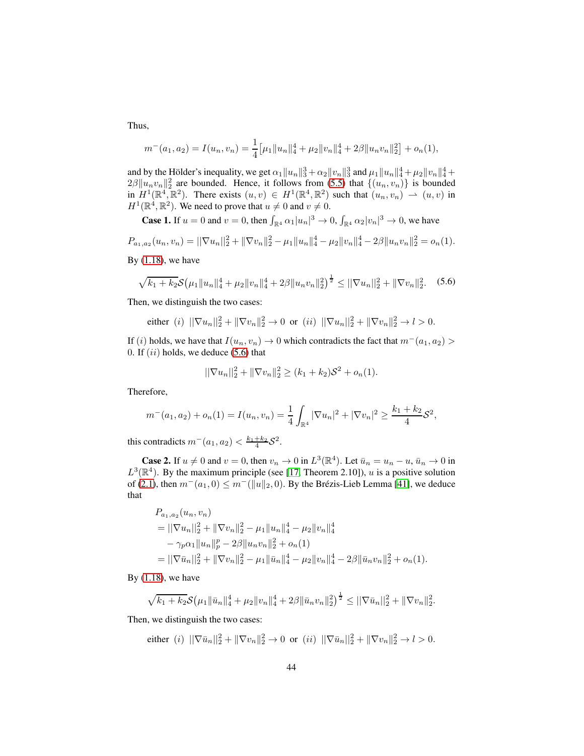Thus,

$$m^-(a_1,a_2) = I(u_n,v_n) = \frac{1}{4}\big[\mu_1\|u_n\|_4^4 + \mu_2\|v_n\|_4^4 + 2\beta\|u_nv_n\|_2^2\big] + o_n(1),$$

and by the Hölder's inequality, we get $\alpha_1\|u_n\|_3^3 + \alpha_2\|v_n\|_3^3$ and $\mu_1\|u_n\|_4^4 + \mu_2\|v_n\|_4^4 + 2\beta\|u_nv_n\|_2^2$ are bounded. Hence, it follows from (5.5) that $\{(u_n,v_n)\}$ is bounded in $H^1(\mathbb{R}^4,\mathbb{R}^2)$. There exists $(u,v) \in H^1(\mathbb{R}^4,\mathbb{R}^2)$ such that $(u_n,v_n) \rightharpoonup (u,v)$ in $H^1(\mathbb{R}^4,\mathbb{R}^2)$. We need to prove that $u \neq 0$ and $v \neq 0$.

**Case 1.** If $u = 0$ and $v = 0$, then $\int_{\mathbb{R}^4} \alpha_1|u_n|^3 \to 0$, $\int_{\mathbb{R}^4} \alpha_2|v_n|^3 \to 0$, we have

$$P_{a_1,a_2}(u_n,v_n) = \|\nabla u_n\|_2^2 + \|\nabla v_n\|_2^2 - \mu_1\|u_n\|_4^4 - \mu_2\|v_n\|_4^4 - 2\beta\|u_nv_n\|_2^2 = o_n(1).$$

By (1.18), we have

$$\sqrt{k_1+k_2}\,\mathcal{S}\big(\mu_1\|u_n\|_4^4 + \mu_2\|v_n\|_4^4 + 2\beta\|u_nv_n\|_2^2\big)^{\frac{1}{2}} \le \|\nabla u_n\|_2^2 + \|\nabla v_n\|_2^2. \tag{5.6}$$

Then, we distinguish the two cases:

$$\text{either } (i)\ \|\nabla u_n\|_2^2 + \|\nabla v_n\|_2^2 \to 0 \ \text{ or } \ (ii)\ \|\nabla u_n\|_2^2 + \|\nabla v_n\|_2^2 \to l > 0.$$

If $(i)$ holds, we have that $I(u_n,v_n) \to 0$ which contradicts the fact that $m^-(a_1,a_2) > 0$. If $(ii)$ holds, we deduce (5.6) that

$$\|\nabla u_n\|_2^2 + \|\nabla v_n\|_2^2 \ge (k_1+k_2)\mathcal{S}^2 + o_n(1).$$

Therefore,

$$m^-(a_1,a_2) + o_n(1) = I(u_n,v_n) = \frac{1}{4}\int_{\mathbb{R}^4} |\nabla u_n|^2 + |\nabla v_n|^2 \ge \frac{k_1+k_2}{4}\mathcal{S}^2,$$

this contradicts $m^-(a_1,a_2) < \frac{k_1+k_2}{4}\mathcal{S}^2$.

**Case 2.** If $u \neq 0$ and $v = 0$, then $v_n \to 0$ in $L^3(\mathbb{R}^4)$. Let $\bar{u}_n = u_n - u$, $\bar{u}_n \to 0$ in $L^3(\mathbb{R}^4)$. By the maximum principle (see [17, Theorem 2.10]), $u$ is a positive solution of (2.1), then $m^-(a_1,0) \le m^-(\|u\|_2,0)$. By the Brézis-Lieb Lemma [41], we deduce that

$$\begin{aligned}
&P_{a_1,a_2}(u_n,v_n)\\
&= \|\nabla u_n\|_2^2 + \|\nabla v_n\|_2^2 - \mu_1\|u_n\|_4^4 - \mu_2\|v_n\|_4^4\\
&\quad - \gamma_p\alpha_1\|u_n\|_p^p - 2\beta\|u_nv_n\|_2^2 + o_n(1)\\
&= \|\nabla \bar{u}_n\|_2^2 + \|\nabla v_n\|_2^2 - \mu_1\|\bar{u}_n\|_4^4 - \mu_2\|v_n\|_4^4 - 2\beta\|\bar{u}_nv_n\|_2^2 + o_n(1).
\end{aligned}$$

By (1.18), we have

$$\sqrt{k_1+k_2}\,\mathcal{S}\big(\mu_1\|\bar{u}_n\|_4^4 + \mu_2\|v_n\|_4^4 + 2\beta\|\bar{u}_nv_n\|_2^2\big)^{\frac{1}{2}} \le \|\nabla \bar{u}_n\|_2^2 + \|\nabla v_n\|_2^2.$$

Then, we distinguish the two cases:

$$\text{either } (i)\ \|\nabla \bar{u}_n\|_2^2 + \|\nabla v_n\|_2^2 \to 0 \ \text{ or } \ (ii)\ \|\nabla \bar{u}_n\|_2^2 + \|\nabla v_n\|_2^2 \to l > 0.$$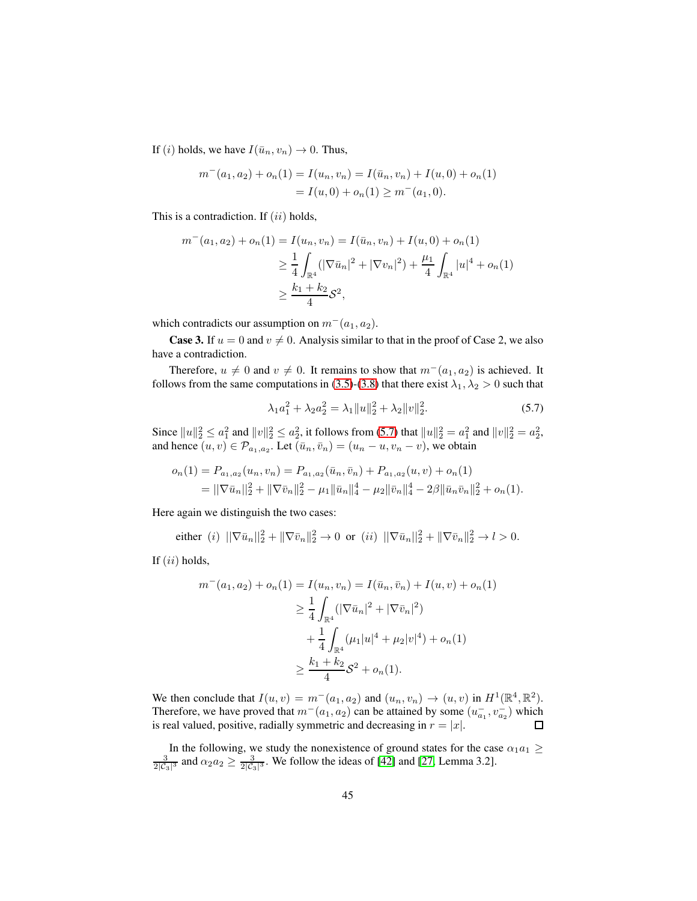If $(i)$ holds, we have $I(\bar{u}_n, v_n) \to 0$. Thus,

$$
\begin{aligned}
m^-(a_1, a_2) + o_n(1) = I(u_n, v_n) &= I(\bar{u}_n, v_n) + I(u, 0) + o_n(1) \\
&= I(u, 0) + o_n(1) \geq m^-(a_1, 0).
\end{aligned}
$$

This is a contradiction. If $(ii)$ holds,

$$
\begin{aligned}
m^-(a_1, a_2) + o_n(1) = I(u_n, v_n) &= I(\bar{u}_n, v_n) + I(u, 0) + o_n(1) \\
&\geq \frac{1}{4}\int_{\mathbb{R}^4} (|\nabla \bar{u}_n|^2 + |\nabla v_n|^2) + \frac{\mu_1}{4}\int_{\mathbb{R}^4} |u|^4 + o_n(1) \\
&\geq \frac{k_1 + k_2}{4}\mathcal{S}^2,
\end{aligned}
$$

which contradicts our assumption on $m^-(a_1, a_2)$.

**Case 3.** If $u = 0$ and $v \neq 0$. Analysis similar to that in the proof of Case 2, we also have a contradiction.

Therefore, $u \neq 0$ and $v \neq 0$. It remains to show that $m^-(a_1, a_2)$ is achieved. It follows from the same computations in (3.5)-(3.8) that there exist $\lambda_1, \lambda_2 > 0$ such that

$$
\lambda_1 a_1^2 + \lambda_2 a_2^2 = \lambda_1 \|u\|_2^2 + \lambda_2 \|v\|_2^2. \tag{5.7}
$$

Since $\|u\|_2^2 \leq a_1^2$ and $\|v\|_2^2 \leq a_2^2$, it follows from (5.7) that $\|u\|_2^2 = a_1^2$ and $\|v\|_2^2 = a_2^2$, and hence $(u, v) \in \mathcal{P}_{a_1, a_2}$. Let $(\bar{u}_n, \bar{v}_n) = (u_n - u, v_n - v)$, we obtain

$$
\begin{aligned}
o_n(1) &= P_{a_1, a_2}(u_n, v_n) = P_{a_1, a_2}(\bar{u}_n, \bar{v}_n) + P_{a_1, a_2}(u, v) + o_n(1) \\
&= ||\nabla \bar{u}_n||_2^2 + \|\nabla \bar{v}_n\|_2^2 - \mu_1 \|\bar{u}_n\|_4^4 - \mu_2 \|\bar{v}_n\|_4^4 - 2\beta \|\bar{u}_n \bar{v}_n\|_2^2 + o_n(1).
\end{aligned}
$$

Here again we distinguish the two cases:

$$
\text{either } (i)\ ||\nabla \bar{u}_n||_2^2 + \|\nabla \bar{v}_n\|_2^2 \to 0 \ \text{ or } \ (ii)\ ||\nabla \bar{u}_n||_2^2 + \|\nabla \bar{v}_n\|_2^2 \to l > 0.
$$

If $(ii)$ holds,

$$
\begin{aligned}
m^-(a_1, a_2) + o_n(1) = I(u_n, v_n) &= I(\bar{u}_n, \bar{v}_n) + I(u, v) + o_n(1) \\
&\geq \frac{1}{4}\int_{\mathbb{R}^4} (|\nabla \bar{u}_n|^2 + |\nabla \bar{v}_n|^2) \\
&\quad + \frac{1}{4}\int_{\mathbb{R}^4} (\mu_1 |u|^4 + \mu_2 |v|^4) + o_n(1) \\
&\geq \frac{k_1 + k_2}{4}\mathcal{S}^2 + o_n(1).
\end{aligned}
$$

We then conclude that $I(u, v) = m^-(a_1, a_2)$ and $(u_n, v_n) \to (u, v)$ in $H^1(\mathbb{R}^4, \mathbb{R}^2)$. Therefore, we have proved that $m^-(a_1, a_2)$ can be attained by some $(u_{a_1}^-, v_{a_2}^-)$ which is real valued, positive, radially symmetric and decreasing in $r = |x|$. □

In the following, we study the nonexistence of ground states for the case $\alpha_1 a_1 \geq \frac{3}{2|\mathcal{C}_3|^3}$ and $\alpha_2 a_2 \geq \frac{3}{2|\mathcal{C}_3|^3}$. We follow the ideas of [42] and [27, Lemma 3.2].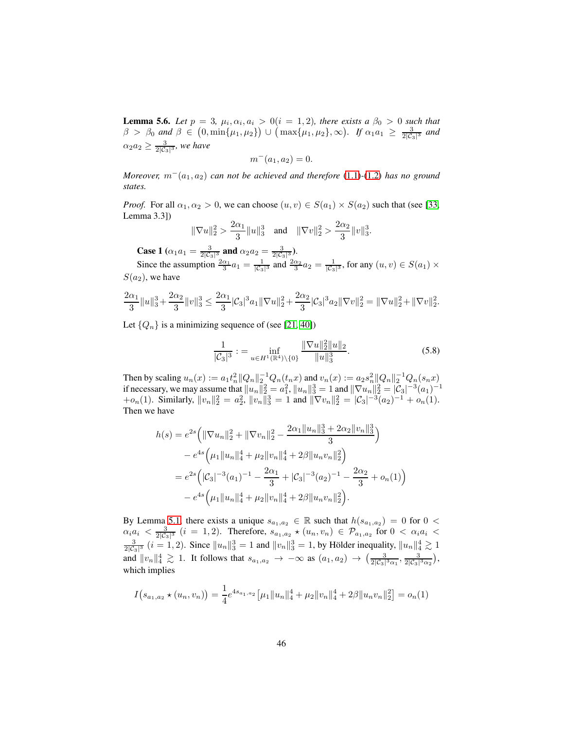**Lemma 5.6.** *Let $p = 3$, $\mu_i, \alpha_i, a_i > 0 (i = 1, 2)$, there exists a $\beta_0 > 0$ such that $\beta > \beta_0$ and $\beta \in \big(0, \min\{\mu_1, \mu_2\}\big) \cup \big(\max\{\mu_1, \mu_2\}, \infty\big)$. If $\alpha_1 a_1 \geq \frac{3}{2|\mathcal{C}_3|^3}$ and $\alpha_2 a_2 \geq \frac{3}{2|\mathcal{C}_3|^3}$, we have*

$$m^-(a_1, a_2) = 0.$$

*Moreover, $m^-(a_1, a_2)$ can not be achieved and therefore (1.1)-(1.2) has no ground states.*

*Proof.* For all $\alpha_1, \alpha_2 > 0$, we can choose $(u, v) \in S(a_1) \times S(a_2)$ such that (see [33, Lemma 3.3])

$$\|\nabla u\|_2^2 > \frac{2\alpha_1}{3}\|u\|_3^3 \quad \text{and} \quad \|\nabla v\|_2^2 > \frac{2\alpha_2}{3}\|v\|_3^3.$$

**Case 1 ($\alpha_1 a_1 = \frac{3}{2|\mathcal{C}_3|^3}$ and $\alpha_2 a_2 = \frac{3}{2|\mathcal{C}_3|^3}$).**

Since the assumption $\frac{2\alpha_1}{3}a_1 = \frac{1}{|\mathcal{C}_3|^3}$ and $\frac{2\alpha_2}{3}a_2 = \frac{1}{|\mathcal{C}_3|^3}$, for any $(u, v) \in S(a_1) \times S(a_2)$, we have

$$\frac{2\alpha_1}{3}\|u\|_3^3 + \frac{2\alpha_2}{3}\|v\|_3^3 \leq \frac{2\alpha_1}{3}|\mathcal{C}_3|^3 a_1\|\nabla u\|_2^2 + \frac{2\alpha_2}{3}|\mathcal{C}_3|^3 a_2\|\nabla v\|_2^2 = \|\nabla u\|_2^2 + \|\nabla v\|_2^2.$$

Let $\{Q_n\}$ is a minimizing sequence of (see [21, 40])

$$\frac{1}{|\mathcal{C}_3|^3} := \inf_{u \in H^1(\mathbb{R}^4)\setminus\{0\}} \frac{\|\nabla u\|_2^2\|u\|_2}{\|u\|_3^3}. \tag{5.8}$$

Then by scaling $u_n(x) := a_1 t_n^2\|Q_n\|_2^{-1}Q_n(t_n x)$ and $v_n(x) := a_2 s_n^2\|Q_n\|_2^{-1}Q_n(s_n x)$ if necessary, we may assume that $\|u_n\|_2^2 = a_1^2$, $\|u_n\|_3^3 = 1$ and $\|\nabla u_n\|_2^2 = |\mathcal{C}_3|^{-3}(a_1)^{-1} + o_n(1)$. Similarly, $\|v_n\|_2^2 = a_2^2$, $\|v_n\|_3^3 = 1$ and $\|\nabla v_n\|_2^2 = |\mathcal{C}_3|^{-3}(a_2)^{-1} + o_n(1)$. Then we have

$$\begin{aligned}
h(s) &= e^{2s}\Big(\|\nabla u_n\|_2^2 + \|\nabla v_n\|_2^2 - \frac{2\alpha_1\|u_n\|_3^3 + 2\alpha_2\|v_n\|_3^3}{3}\Big) \\
&\quad - e^{4s}\Big(\mu_1\|u_n\|_4^4 + \mu_2\|v_n\|_4^4 + 2\beta\|u_n v_n\|_2^2\Big) \\
&= e^{2s}\Big(|\mathcal{C}_3|^{-3}(a_1)^{-1} - \frac{2\alpha_1}{3} + |\mathcal{C}_3|^{-3}(a_2)^{-1} - \frac{2\alpha_2}{3} + o_n(1)\Big) \\
&\quad - e^{4s}\Big(\mu_1\|u_n\|_4^4 + \mu_2\|v_n\|_4^4 + 2\beta\|u_n v_n\|_2^2\Big).
\end{aligned}$$

By Lemma 5.1, there exists a unique $s_{a_1,a_2} \in \mathbb{R}$ such that $h(s_{a_1,a_2}) = 0$ for $0 < \alpha_i a_i < \frac{3}{2|\mathcal{C}_3|^3}$ $(i = 1, 2)$. Therefore, $s_{a_1,a_2} \star (u_n, v_n) \in \mathcal{P}_{a_1,a_2}$ for $0 < \alpha_i a_i < \frac{3}{2|\mathcal{C}_3|^3}$ $(i = 1, 2)$. Since $\|u_n\|_3^3 = 1$ and $\|v_n\|_3^3 = 1$, by Hölder inequality, $\|u_n\|_4^4 \gtrsim 1$ and $\|v_n\|_4^4 \gtrsim 1$. It follows that $s_{a_1,a_2} \to -\infty$ as $(a_1, a_2) \to \big(\frac{3}{2|\mathcal{C}_3|^3\alpha_1}, \frac{3}{2|\mathcal{C}_3|^3\alpha_2}\big)$, which implies

$$I\big(s_{a_1,a_2} \star (u_n, v_n)\big) = \frac{1}{4}e^{4s_{a_1,a_2}}\big[\mu_1\|u_n\|_4^4 + \mu_2\|v_n\|_4^4 + 2\beta\|u_n v_n\|_2^2\big] = o_n(1)$$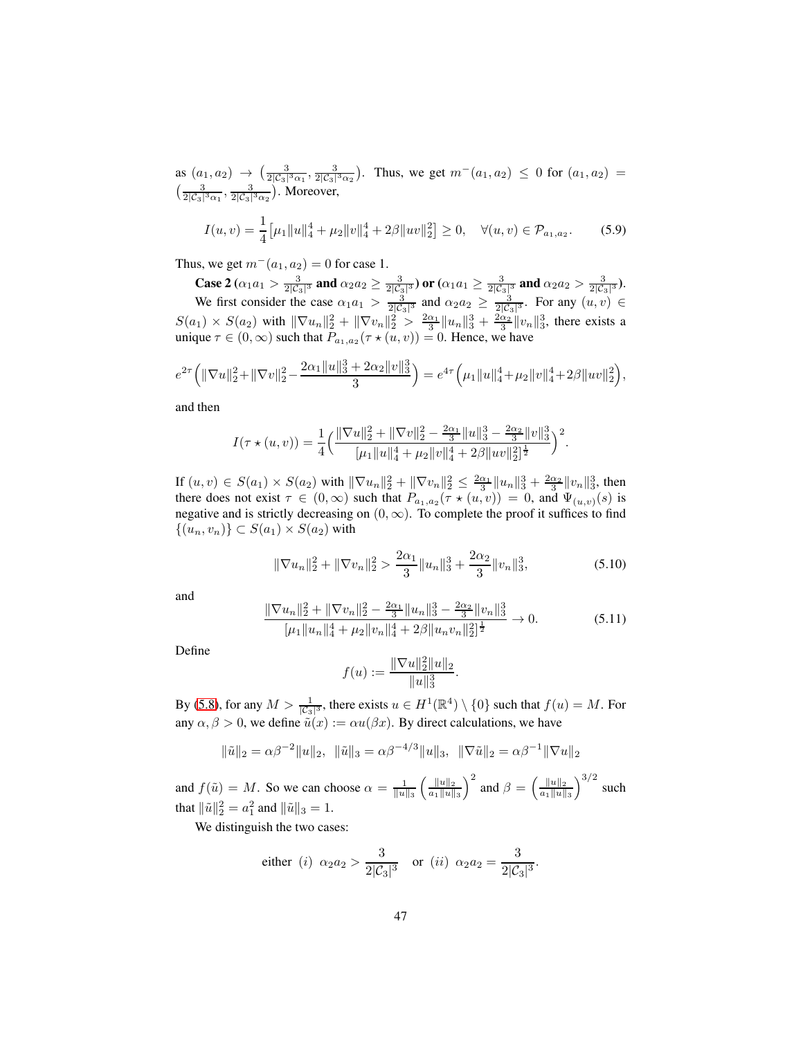as $(a_1, a_2) \to \left(\frac{3}{2|\mathcal{C}_3|^3\alpha_1}, \frac{3}{2|\mathcal{C}_3|^3\alpha_2}\right)$. Thus, we get $m^-(a_1, a_2) \le 0$ for $(a_1, a_2) = \left(\frac{3}{2|\mathcal{C}_3|^3\alpha_1}, \frac{3}{2|\mathcal{C}_3|^3\alpha_2}\right)$. Moreover,

$$I(u, v) = \frac{1}{4}\left[\mu_1\|u\|_4^4 + \mu_2\|v\|_4^4 + 2\beta\|uv\|_2^2\right] \ge 0, \quad \forall (u, v) \in \mathcal{P}_{a_1,a_2}. \tag{5.9}$$

Thus, we get $m^-(a_1, a_2) = 0$ for case 1.

**Case 2 ($\alpha_1 a_1 > \frac{3}{2|\mathcal{C}_3|^3}$ and $\alpha_2 a_2 \ge \frac{3}{2|\mathcal{C}_3|^3}$) or ($\alpha_1 a_1 \ge \frac{3}{2|\mathcal{C}_3|^3}$ and $\alpha_2 a_2 > \frac{3}{2|\mathcal{C}_3|^3}$).**

We first consider the case $\alpha_1 a_1 > \frac{3}{2|\mathcal{C}_3|^3}$ and $\alpha_2 a_2 \ge \frac{3}{2|\mathcal{C}_3|^3}$. For any $(u, v) \in S(a_1) \times S(a_2)$ with $\|\nabla u_n\|_2^2 + \|\nabla v_n\|_2^2 > \frac{2\alpha_1}{3}\|u_n\|_3^3 + \frac{2\alpha_2}{3}\|v_n\|_3^3$, there exists a unique $\tau \in (0, \infty)$ such that $P_{a_1,a_2}(\tau \star (u, v)) = 0$. Hence, we have

$$e^{2\tau}\Big(\|\nabla u\|_2^2 + \|\nabla v\|_2^2 - \frac{2\alpha_1\|u\|_3^3 + 2\alpha_2\|v\|_3^3}{3}\Big) = e^{4\tau}\Big(\mu_1\|u\|_4^4 + \mu_2\|v\|_4^4 + 2\beta\|uv\|_2^2\Big),$$

and then

$$I(\tau \star (u, v)) = \frac{1}{4}\Big(\frac{\|\nabla u\|_2^2 + \|\nabla v\|_2^2 - \frac{2\alpha_1}{3}\|u\|_3^3 - \frac{2\alpha_2}{3}\|v\|_3^3}{[\mu_1\|u\|_4^4 + \mu_2\|v\|_4^4 + 2\beta\|uv\|_2^2]^{\frac{1}{2}}}\Big)^2.$$

If $(u, v) \in S(a_1) \times S(a_2)$ with $\|\nabla u_n\|_2^2 + \|\nabla v_n\|_2^2 \le \frac{2\alpha_1}{3}\|u_n\|_3^3 + \frac{2\alpha_2}{3}\|v_n\|_3^3$, then there does not exist $\tau \in (0, \infty)$ such that $P_{a_1,a_2}(\tau \star (u, v)) = 0$, and $\Psi_{(u,v)}(s)$ is negative and is strictly decreasing on $(0, \infty)$. To complete the proof it suffices to find $\{(u_n, v_n)\} \subset S(a_1) \times S(a_2)$ with

$$\|\nabla u_n\|_2^2 + \|\nabla v_n\|_2^2 > \frac{2\alpha_1}{3}\|u_n\|_3^3 + \frac{2\alpha_2}{3}\|v_n\|_3^3, \tag{5.10}$$

and

$$\frac{\|\nabla u_n\|_2^2 + \|\nabla v_n\|_2^2 - \frac{2\alpha_1}{3}\|u_n\|_3^3 - \frac{2\alpha_2}{3}\|v_n\|_3^3}{[\mu_1\|u_n\|_4^4 + \mu_2\|v_n\|_4^4 + 2\beta\|u_n v_n\|_2^2]^{\frac{1}{2}}} \to 0. \tag{5.11}$$

Define

$$f(u) := \frac{\|\nabla u\|_2^2\|u\|_2}{\|u\|_3^3}.$$

By (5.8), for any $M > \frac{1}{|\mathcal{C}_3|^3}$, there exists $u \in H^1(\mathbb{R}^4) \setminus \{0\}$ such that $f(u) = M$. For any $\alpha, \beta > 0$, we define $\tilde{u}(x) := \alpha u(\beta x)$. By direct calculations, we have

$$\|\tilde{u}\|_2 = \alpha\beta^{-2}\|u\|_2, \;\; \|\tilde{u}\|_3 = \alpha\beta^{-4/3}\|u\|_3, \;\; \|\nabla\tilde{u}\|_2 = \alpha\beta^{-1}\|\nabla u\|_2$$

and $f(\tilde{u}) = M$. So we can choose $\alpha = \frac{1}{\|u\|_3}\left(\frac{\|u\|_2}{a_1\|u\|_3}\right)^2$ and $\beta = \left(\frac{\|u\|_2}{a_1\|u\|_3}\right)^{3/2}$ such that $\|\tilde{u}\|_2^2 = a_1^2$ and $\|\tilde{u}\|_3 = 1$.

We distinguish the two cases:

$$\text{either } (i)\;\; \alpha_2 a_2 > \frac{3}{2|\mathcal{C}_3|^3} \quad \text{or } (ii)\;\; \alpha_2 a_2 = \frac{3}{2|\mathcal{C}_3|^3}.$$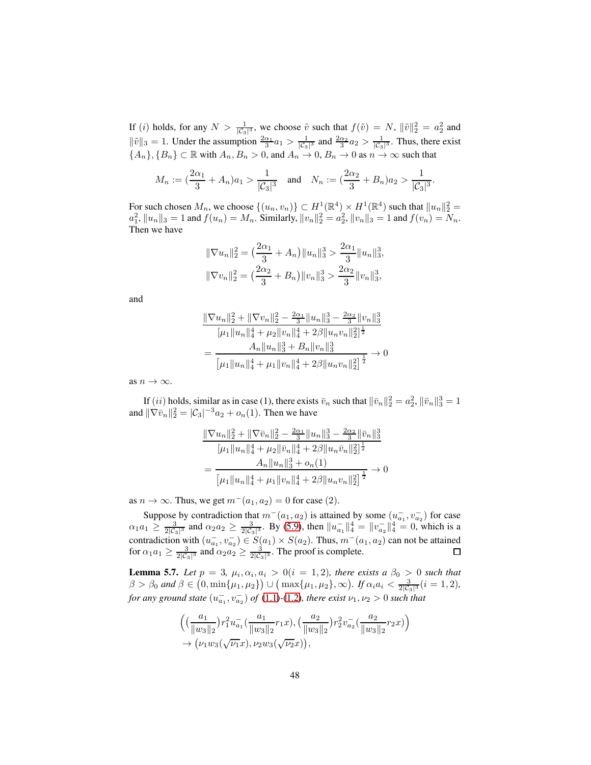If $(i)$ holds, for any $N > \frac{1}{|\mathcal{C}_3|^3}$, we choose $\tilde{v}$ such that $f(\tilde{v}) = N$, $\|\tilde{v}\|_2^2 = a_2^2$ and $\|\tilde{v}\|_3 = 1$. Under the assumption $\frac{2\alpha_1}{3}a_1 > \frac{1}{|\mathcal{C}_3|^3}$ and $\frac{2\alpha_2}{3}a_2 > \frac{1}{|\mathcal{C}_3|^3}$. Thus, there exist $\{A_n\}, \{B_n\} \subset \mathbb{R}$ with $A_n, B_n > 0$, and $A_n \to 0$, $B_n \to 0$ as $n \to \infty$ such that

$$M_n := (\frac{2\alpha_1}{3} + A_n)a_1 > \frac{1}{|\mathcal{C}_3|^3} \quad \text{and} \quad N_n := (\frac{2\alpha_2}{3} + B_n)a_2 > \frac{1}{|\mathcal{C}_3|^3}.$$

For such chosen $M_n$, we choose $\{(u_n, v_n)\} \subset H^1(\mathbb{R}^4) \times H^1(\mathbb{R}^4)$ such that $\|u_n\|_2^2 = a_1^2$, $\|u_n\|_3 = 1$ and $f(u_n) = M_n$. Similarly, $\|v_n\|_2^2 = a_2^2$, $\|v_n\|_3 = 1$ and $f(v_n) = N_n$. Then we have

$$\|\nabla u_n\|_2^2 = \big(\frac{2\alpha_1}{3} + A_n\big)\|u_n\|_3^3 > \frac{2\alpha_1}{3}\|u_n\|_3^3,$$
$$\|\nabla v_n\|_2^2 = \big(\frac{2\alpha_2}{3} + B_n\big)\|v_n\|_3^3 > \frac{2\alpha_2}{3}\|v_n\|_3^3,$$

and

$$\frac{\|\nabla u_n\|_2^2 + \|\nabla v_n\|_2^2 - \frac{2\alpha_1}{3}\|u_n\|_3^3 - \frac{2\alpha_2}{3}\|v_n\|_3^3}{[\mu_1\|u_n\|_4^4 + \mu_2\|v_n\|_4^4 + 2\beta\|u_nv_n\|_2^2]^{\frac{1}{2}}}$$
$$= \frac{A_n\|u_n\|_3^3 + B_n\|v_n\|_3^3}{\big[\mu_1\|u_n\|_4^4 + \mu_1\|v_n\|_4^4 + 2\beta\|u_nv_n\|_2^2\big]^{\frac{1}{2}}} \to 0$$

as $n \to \infty$.

If $(ii)$ holds, similar as in case (1), there exists $\bar{v}_n$ such that $\|\bar{v}_n\|_2^2 = a_2^2$, $\|\bar{v}_n\|_3^3 = 1$ and $\|\nabla\bar{v}_n\|_2^2 = |\mathcal{C}_3|^{-3}a_2 + o_n(1)$. Then we have

$$\frac{\|\nabla u_n\|_2^2 + \|\nabla \bar{v}_n\|_2^2 - \frac{2\alpha_1}{3}\|u_n\|_3^3 - \frac{2\alpha_2}{3}\|\bar{v}_n\|_3^3}{[\mu_1\|u_n\|_4^4 + \mu_2\|\bar{v}_n\|_4^4 + 2\beta\|u_n\bar{v}_n\|_2^2]^{\frac{1}{2}}}$$
$$= \frac{A_n\|u_n\|_3^3 + o_n(1)}{\big[\mu_1\|u_n\|_4^4 + \mu_1\|v_n\|_4^4 + 2\beta\|u_nv_n\|_2^2\big]^{\frac{1}{2}}} \to 0$$

as $n \to \infty$. Thus, we get $m^-(a_1, a_2) = 0$ for case (2).

Suppose by contradiction that $m^-(a_1, a_2)$ is attained by some $(u_{a_1}^-, v_{a_2}^-)$ for case $\alpha_1 a_1 \geq \frac{3}{2|\mathcal{C}_3|^3}$ and $\alpha_2 a_2 \geq \frac{3}{2|\mathcal{C}_3|^3}$. By (5.9), then $\|u_{a_1}^-\|_4^4 = \|v_{a_2}^-\|_4^4 = 0$, which is a contradiction with $(u_{a_1}^-, v_{a_2}^-) \in S(a_1) \times S(a_2)$. Thus, $m^-(a_1, a_2)$ can not be attained for $\alpha_1 a_1 \geq \frac{3}{2|\mathcal{C}_3|^3}$ and $\alpha_2 a_2 \geq \frac{3}{2|\mathcal{C}_3|^3}$. The proof is complete. □

**Lemma 5.7.** *Let $p = 3$, $\mu_i, \alpha_i, a_i > 0 (i = 1, 2)$, there exists a $\beta_0 > 0$ such that $\beta > \beta_0$ and $\beta \in \big(0, \min\{\mu_1, \mu_2\}\big) \cup \big(\max\{\mu_1, \mu_2\}, \infty\big)$. If $\alpha_i a_i < \frac{3}{2|\mathcal{C}_3|^3} (i = 1, 2)$, for any ground state $(u_{a_1}^-, v_{a_2}^-)$ of (1.1)-(1.2), there exist $\nu_1, \nu_2 > 0$ such that*

$$\Big(\big(\frac{a_1}{\|w_3\|_2}\big)r_1^2 u_{a_1}^-\big(\frac{a_1}{\|w_3\|_2}r_1 x\big), \big(\frac{a_2}{\|w_3\|_2}\big)r_2^2 v_{a_2}^-\big(\frac{a_2}{\|w_3\|_2}r_2 x\big)\Big)$$
$$\to \big(\nu_1 w_3(\sqrt{\nu_1}x), \nu_2 w_3(\sqrt{\nu_2}x)\big),$$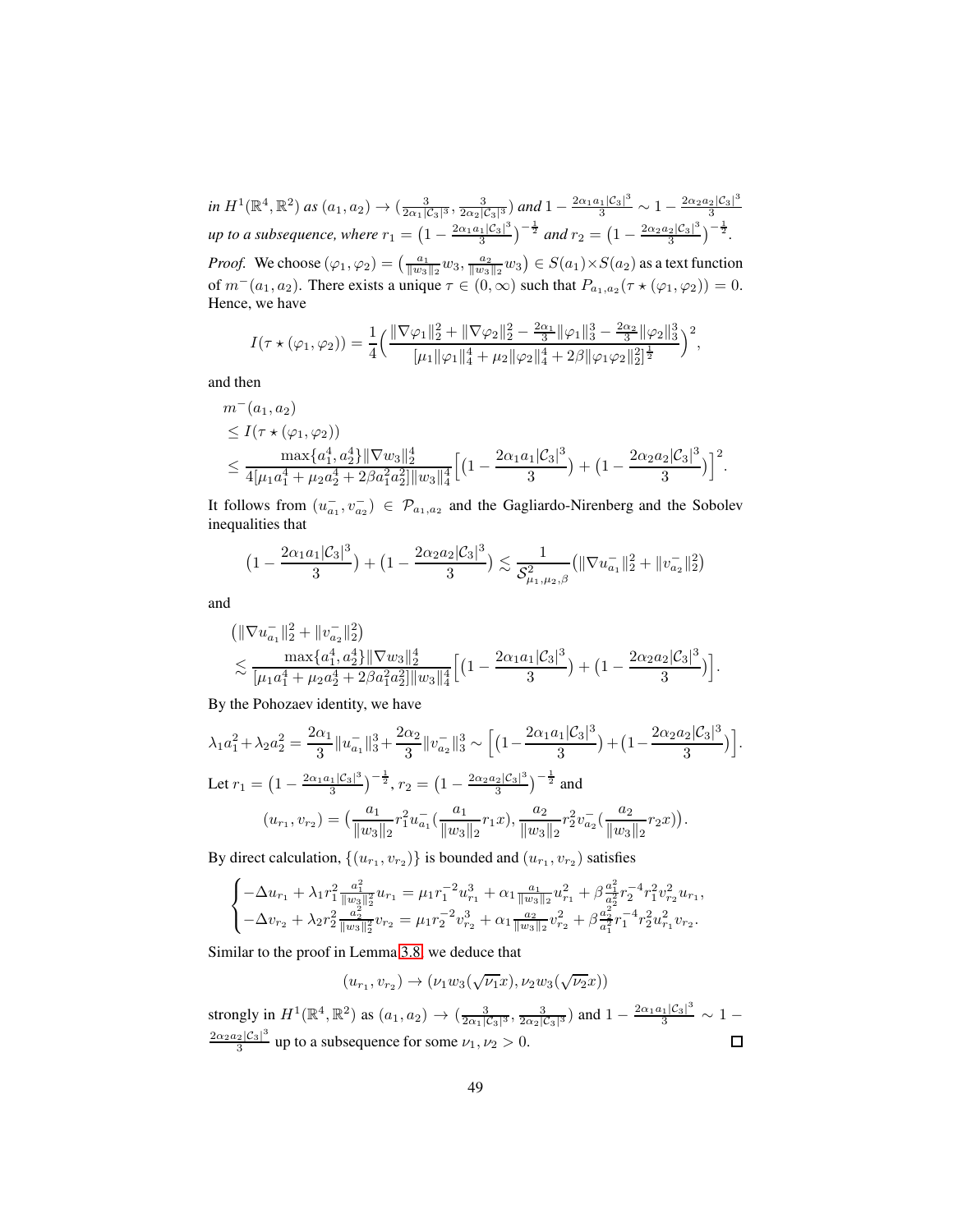*in $H^1(\mathbb{R}^4,\mathbb{R}^2)$ as $(a_1,a_2)\to(\frac{3}{2\alpha_1|\mathcal{C}_3|^3},\frac{3}{2\alpha_2|\mathcal{C}_3|^3})$ and $1-\frac{2\alpha_1 a_1|\mathcal{C}_3|^3}{3}\sim 1-\frac{2\alpha_2 a_2|\mathcal{C}_3|^3}{3}$ up to a subsequence, where $r_1=\big(1-\frac{2\alpha_1 a_1|\mathcal{C}_3|^3}{3}\big)^{-\frac{1}{2}}$ and $r_2=\big(1-\frac{2\alpha_2 a_2|\mathcal{C}_3|^3}{3}\big)^{-\frac{1}{2}}$.*

*Proof.* We choose $(\varphi_1,\varphi_2)=\big(\frac{a_1}{\|w_3\|_2}w_3,\frac{a_2}{\|w_3\|_2}w_3\big)\in S(a_1)\times S(a_2)$ as a text function of $m^-(a_1,a_2)$. There exists a unique $\tau\in(0,\infty)$ such that $P_{a_1,a_2}(\tau\star(\varphi_1,\varphi_2))=0$. Hence, we have

$$I(\tau\star(\varphi_1,\varphi_2))=\frac{1}{4}\Big(\frac{\|\nabla\varphi_1\|_2^2+\|\nabla\varphi_2\|_2^2-\frac{2\alpha_1}{3}\|\varphi_1\|_3^3-\frac{2\alpha_2}{3}\|\varphi_2\|_3^3}{[\mu_1\|\varphi_1\|_4^4+\mu_2\|\varphi_2\|_4^4+2\beta\|\varphi_1\varphi_2\|_2^2]^{\frac{1}{2}}}\Big)^2,$$

and then

$$\begin{aligned}
&m^-(a_1,a_2)\\
&\leq I(\tau\star(\varphi_1,\varphi_2))\\
&\leq\frac{\max\{a_1^4,a_2^4\}\|\nabla w_3\|_2^4}{4[\mu_1a_1^4+\mu_2a_2^4+2\beta a_1^2a_2^2]\|w_3\|_4^4}\Big[\big(1-\frac{2\alpha_1 a_1|\mathcal{C}_3|^3}{3}\big)+\big(1-\frac{2\alpha_2 a_2|\mathcal{C}_3|^3}{3}\big)\Big]^2.
\end{aligned}$$

It follows from $(u_{a_1}^-,v_{a_2}^-)\in\mathcal{P}_{a_1,a_2}$ and the Gagliardo-Nirenberg and the Sobolev inequalities that

$$\big(1-\frac{2\alpha_1 a_1|\mathcal{C}_3|^3}{3}\big)+\big(1-\frac{2\alpha_2 a_2|\mathcal{C}_3|^3}{3}\big)\lesssim\frac{1}{\mathcal{S}^2_{\mu_1,\mu_2,\beta}}\big(\|\nabla u_{a_1}^-\|_2^2+\|v_{a_2}^-\|_2^2\big)$$

and

$$\begin{aligned}
&\big(\|\nabla u_{a_1}^-\|_2^2+\|v_{a_2}^-\|_2^2\big)\\
&\lesssim\frac{\max\{a_1^4,a_2^4\}\|\nabla w_3\|_2^4}{[\mu_1a_1^4+\mu_2a_2^4+2\beta a_1^2a_2^2]\|w_3\|_4^4}\Big[\big(1-\frac{2\alpha_1 a_1|\mathcal{C}_3|^3}{3}\big)+\big(1-\frac{2\alpha_2 a_2|\mathcal{C}_3|^3}{3}\big)\Big].
\end{aligned}$$

By the Pohozaev identity, we have

$$\lambda_1a_1^2+\lambda_2a_2^2=\frac{2\alpha_1}{3}\|u_{a_1}^-\|_3^3+\frac{2\alpha_2}{3}\|v_{a_2}^-\|_3^3\sim\Big[\big(1-\frac{2\alpha_1 a_1|\mathcal{C}_3|^3}{3}\big)+\big(1-\frac{2\alpha_2 a_2|\mathcal{C}_3|^3}{3}\big)\Big].$$

Let $r_1=\big(1-\frac{2\alpha_1 a_1|\mathcal{C}_3|^3}{3}\big)^{-\frac{1}{2}}$, $r_2=\big(1-\frac{2\alpha_2 a_2|\mathcal{C}_3|^3}{3}\big)^{-\frac{1}{2}}$ and

$$(u_{r_1},v_{r_2})=\big(\frac{a_1}{\|w_3\|_2}r_1^2u_{a_1}^-(\frac{a_1}{\|w_3\|_2}r_1x),\frac{a_2}{\|w_3\|_2}r_2^2v_{a_2}^-(\frac{a_2}{\|w_3\|_2}r_2x)\big).$$

By direct calculation, $\{(u_{r_1},v_{r_2})\}$ is bounded and $(u_{r_1},v_{r_2})$ satisfies

$$\begin{cases}-\Delta u_{r_1}+\lambda_1r_1^2\frac{a_1^2}{\|w_3\|_2^2}u_{r_1}=\mu_1r_1^{-2}u_{r_1}^3+\alpha_1\frac{a_1}{\|w_3\|_2}u_{r_1}^2+\beta\frac{a_1^2}{a_2^2}r_2^{-4}r_1^2v_{r_2}^2u_{r_1},\\ -\Delta v_{r_2}+\lambda_2r_2^2\frac{a_2^2}{\|w_3\|_2^2}v_{r_2}=\mu_1r_2^{-2}v_{r_2}^3+\alpha_1\frac{a_2}{\|w_3\|_2}v_{r_2}^2+\beta\frac{a_2^2}{a_1^2}r_1^{-4}r_2^2u_{r_1}^2v_{r_2}.\end{cases}$$

Similar to the proof in Lemma 3.8, we deduce that

$$(u_{r_1},v_{r_2})\to(\nu_1w_3(\sqrt{\nu_1}x),\nu_2w_3(\sqrt{\nu_2}x))$$

strongly in $H^1(\mathbb{R}^4,\mathbb{R}^2)$ as $(a_1,a_2)\to(\frac{3}{2\alpha_1|\mathcal{C}_3|^3},\frac{3}{2\alpha_2|\mathcal{C}_3|^3})$ and $1-\frac{2\alpha_1 a_1|\mathcal{C}_3|^3}{3}\sim 1-\frac{2\alpha_2 a_2|\mathcal{C}_3|^3}{3}$ up to a subsequence for some $\nu_1,\nu_2>0$. □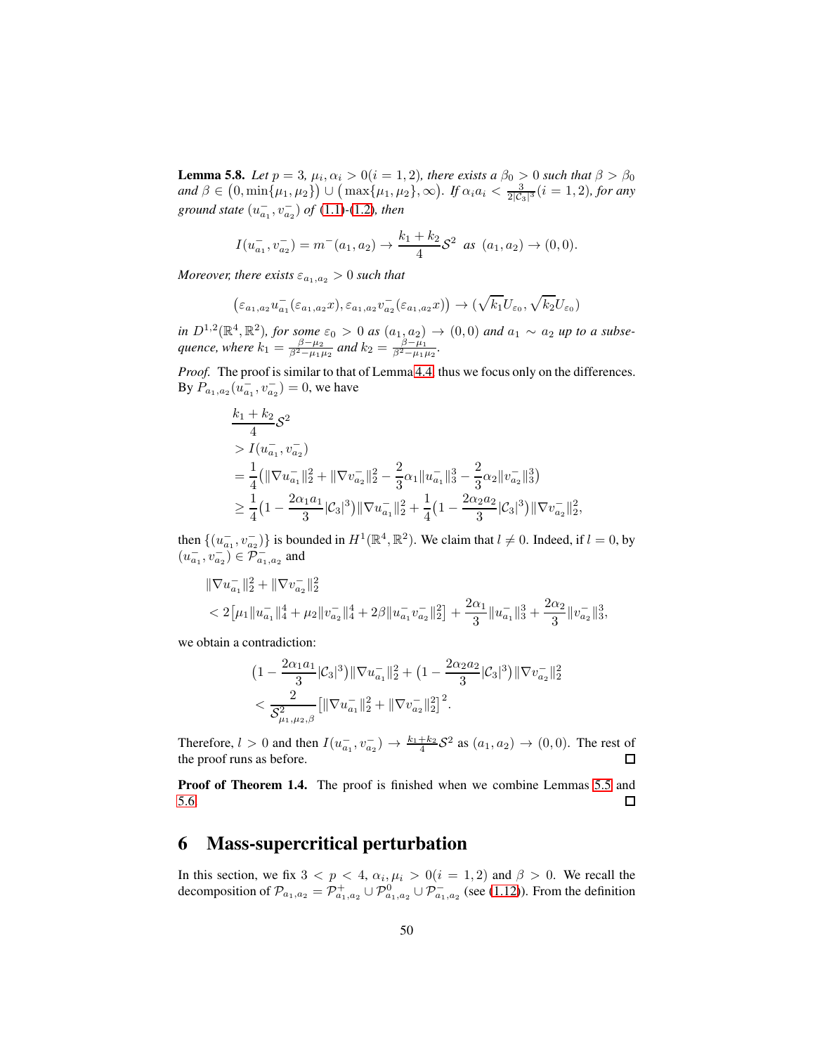**Lemma 5.8.** *Let $p = 3$, $\mu_i, \alpha_i > 0 (i = 1, 2)$, there exists a $\beta_0 > 0$ such that $\beta > \beta_0$ and $\beta \in \big(0, \min\{\mu_1, \mu_2\}\big) \cup \big(\max\{\mu_1, \mu_2\}, \infty\big)$. If $\alpha_i a_i < \frac{3}{2|\mathcal{C}_3|^3} (i = 1, 2)$, for any ground state $(u^-_{a_1}, v^-_{a_2})$ of (1.1)-(1.2), then*

$$I(u^-_{a_1}, v^-_{a_2}) = m^-(a_1, a_2) \to \frac{k_1 + k_2}{4}\mathcal{S}^2 \ \text{ as } \ (a_1, a_2) \to (0, 0).$$

*Moreover, there exists $\varepsilon_{a_1,a_2} > 0$ such that*

$$\big(\varepsilon_{a_1,a_2} u^-_{a_1}(\varepsilon_{a_1,a_2} x), \varepsilon_{a_1,a_2} v^-_{a_2}(\varepsilon_{a_1,a_2} x)\big) \to (\sqrt{k_1} U_{\varepsilon_0}, \sqrt{k_2} U_{\varepsilon_0})$$

*in $D^{1,2}(\mathbb{R}^4, \mathbb{R}^2)$, for some $\varepsilon_0 > 0$ as $(a_1, a_2) \to (0, 0)$ and $a_1 \sim a_2$ up to a subsequence, where $k_1 = \frac{\beta - \mu_2}{\beta^2 - \mu_1 \mu_2}$ and $k_2 = \frac{\beta - \mu_1}{\beta^2 - \mu_1 \mu_2}$.*

*Proof.* The proof is similar to that of Lemma 4.4, thus we focus only on the differences. By $P_{a_1,a_2}(u^-_{a_1}, v^-_{a_2}) = 0$, we have

$$\begin{aligned}
&\frac{k_1 + k_2}{4}\mathcal{S}^2 \\
&> I(u^-_{a_1}, v^-_{a_2}) \\
&= \frac{1}{4}\big(\|\nabla u^-_{a_1}\|_2^2 + \|\nabla v^-_{a_2}\|_2^2 - \frac{2}{3}\alpha_1 \|u^-_{a_1}\|_3^3 - \frac{2}{3}\alpha_2 \|v^-_{a_2}\|_3^3\big) \\
&\geq \frac{1}{4}\big(1 - \frac{2\alpha_1 a_1}{3}|\mathcal{C}_3|^3\big)\|\nabla u^-_{a_1}\|_2^2 + \frac{1}{4}\big(1 - \frac{2\alpha_2 a_2}{3}|\mathcal{C}_3|^3\big)\|\nabla v^-_{a_2}\|_2^2,
\end{aligned}$$

then $\{(u^-_{a_1}, v^-_{a_2})\}$ is bounded in $H^1(\mathbb{R}^4, \mathbb{R}^2)$. We claim that $l \neq 0$. Indeed, if $l = 0$, by $(u^-_{a_1}, v^-_{a_2}) \in \mathcal{P}^-_{a_1,a_2}$ and

$$\begin{aligned}
&\|\nabla u^-_{a_1}\|_2^2 + \|\nabla v^-_{a_2}\|_2^2 \\
&< 2\big[\mu_1 \|u^-_{a_1}\|_4^4 + \mu_2 \|v^-_{a_2}\|_4^4 + 2\beta \|u^-_{a_1} v^-_{a_2}\|_2^2\big] + \frac{2\alpha_1}{3}\|u^-_{a_1}\|_3^3 + \frac{2\alpha_2}{3}\|v^-_{a_2}\|_3^3,
\end{aligned}$$

we obtain a contradiction:

$$\begin{aligned}
&\big(1 - \frac{2\alpha_1 a_1}{3}|\mathcal{C}_3|^3\big)\|\nabla u^-_{a_1}\|_2^2 + \big(1 - \frac{2\alpha_2 a_2}{3}|\mathcal{C}_3|^3\big)\|\nabla v^-_{a_2}\|_2^2 \\
&< \frac{2}{\mathcal{S}^2_{\mu_1,\mu_2,\beta}}\big[\|\nabla u^-_{a_1}\|_2^2 + \|\nabla v^-_{a_2}\|_2^2\big]^2.
\end{aligned}$$

Therefore, $l > 0$ and then $I(u^-_{a_1}, v^-_{a_2}) \to \frac{k_1 + k_2}{4}\mathcal{S}^2$ as $(a_1, a_2) \to (0, 0)$. The rest of the proof runs as before. $\square$

**Proof of Theorem 1.4.** The proof is finished when we combine Lemmas 5.5 and 5.6. $\square$

# 6 Mass-supercritical perturbation

In this section, we fix $3 < p < 4$, $\alpha_i, \mu_i > 0 (i = 1, 2)$ and $\beta > 0$. We recall the decomposition of $\mathcal{P}_{a_1,a_2} = \mathcal{P}^+_{a_1,a_2} \cup \mathcal{P}^0_{a_1,a_2} \cup \mathcal{P}^-_{a_1,a_2}$ (see (1.12)). From the definition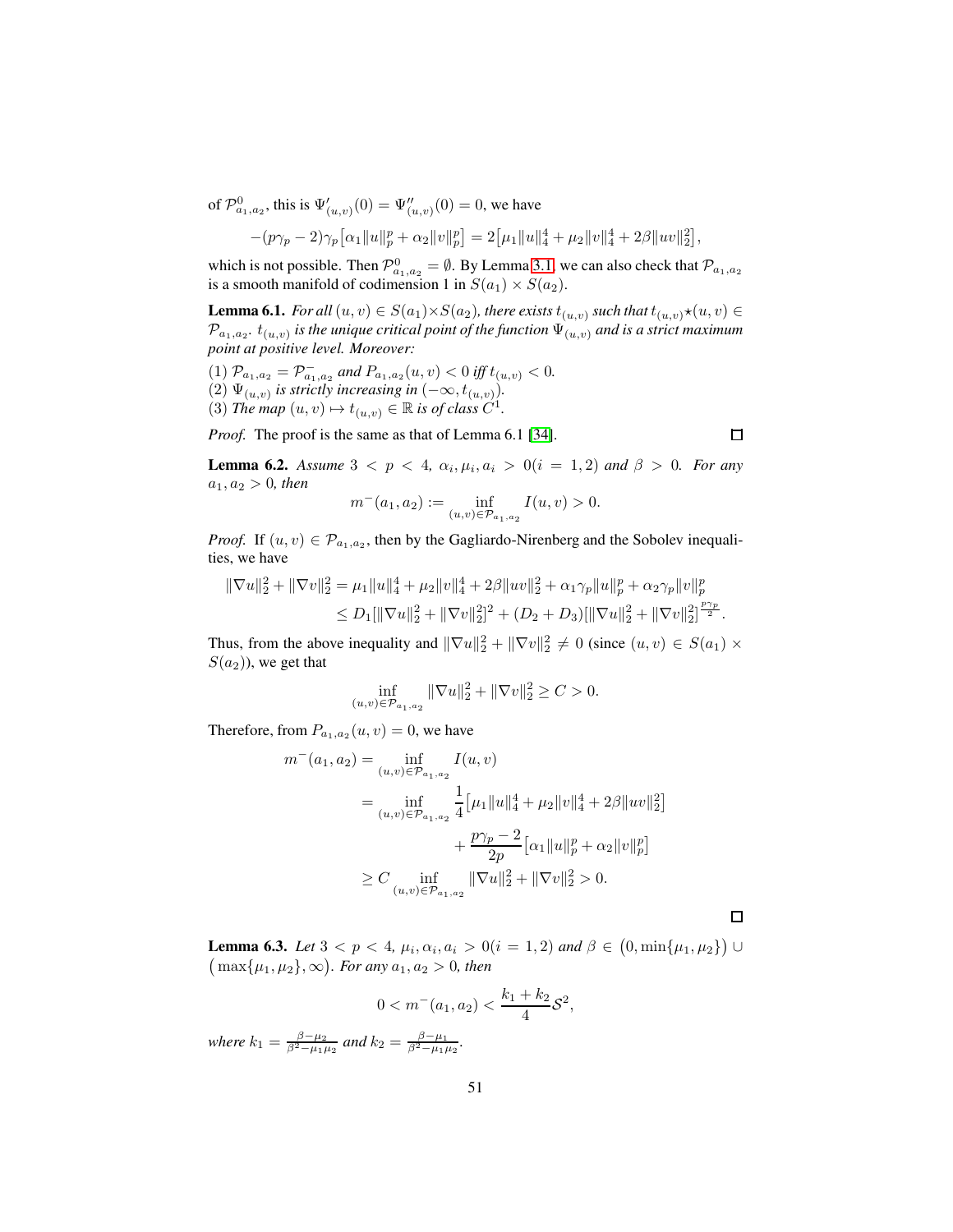of $\mathcal{P}^0_{a_1,a_2}$, this is $\Psi'_{(u,v)}(0) = \Psi''_{(u,v)}(0) = 0$, we have

$$-(p\gamma_p - 2)\gamma_p\big[\alpha_1\|u\|_p^p + \alpha_2\|v\|_p^p\big] = 2\big[\mu_1\|u\|_4^4 + \mu_2\|v\|_4^4 + 2\beta\|uv\|_2^2\big],$$

which is not possible. Then $\mathcal{P}^0_{a_1,a_2} = \emptyset$. By Lemma 3.1, we can also check that $\mathcal{P}_{a_1,a_2}$ is a smooth manifold of codimension 1 in $S(a_1)\times S(a_2)$.

**Lemma 6.1.** *For all $(u,v)\in S(a_1)\times S(a_2)$, there exists $t_{(u,v)}$ such that $t_{(u,v)}\star(u,v)\in\mathcal{P}_{a_1,a_2}$. $t_{(u,v)}$ is the unique critical point of the function $\Psi_{(u,v)}$ and is a strict maximum point at positive level. Moreover:*

*(1) $\mathcal{P}_{a_1,a_2} = \mathcal{P}^-_{a_1,a_2}$ and $P_{a_1,a_2}(u,v) < 0$ iff $t_{(u,v)} < 0$.*
*(2) $\Psi_{(u,v)}$ is strictly increasing in $(-\infty, t_{(u,v)})$.*
*(3) The map $(u,v)\mapsto t_{(u,v)}\in\mathbb{R}$ is of class $C^1$.*

*Proof.* The proof is the same as that of Lemma 6.1 [34]. □

**Lemma 6.2.** *Assume $3 < p < 4$, $\alpha_i, \mu_i, a_i > 0 (i = 1,2)$ and $\beta > 0$. For any $a_1, a_2 > 0$, then*

$$m^-(a_1,a_2) := \inf_{(u,v)\in\mathcal{P}_{a_1,a_2}} I(u,v) > 0.$$

*Proof.* If $(u,v)\in\mathcal{P}_{a_1,a_2}$, then by the Gagliardo-Nirenberg and the Sobolev inequalities, we have

$$\begin{aligned}\|\nabla u\|_2^2 + \|\nabla v\|_2^2 &= \mu_1\|u\|_4^4 + \mu_2\|v\|_4^4 + 2\beta\|uv\|_2^2 + \alpha_1\gamma_p\|u\|_p^p + \alpha_2\gamma_p\|v\|_p^p\\ &\le D_1[\|\nabla u\|_2^2 + \|\nabla v\|_2^2]^2 + (D_2 + D_3)[\|\nabla u\|_2^2 + \|\nabla v\|_2^2]^{\frac{p\gamma_p}{2}}.\end{aligned}$$

Thus, from the above inequality and $\|\nabla u\|_2^2 + \|\nabla v\|_2^2 \neq 0$ (since $(u,v)\in S(a_1)\times S(a_2)$), we get that

$$\inf_{(u,v)\in\mathcal{P}_{a_1,a_2}} \|\nabla u\|_2^2 + \|\nabla v\|_2^2 \ge C > 0.$$

Therefore, from $P_{a_1,a_2}(u,v) = 0$, we have

$$\begin{aligned}m^-(a_1,a_2) &= \inf_{(u,v)\in\mathcal{P}_{a_1,a_2}} I(u,v)\\ &= \inf_{(u,v)\in\mathcal{P}_{a_1,a_2}} \frac{1}{4}\big[\mu_1\|u\|_4^4 + \mu_2\|v\|_4^4 + 2\beta\|uv\|_2^2\big]\\ &\qquad\qquad + \frac{p\gamma_p - 2}{2p}\big[\alpha_1\|u\|_p^p + \alpha_2\|v\|_p^p\big]\\ &\ge C\inf_{(u,v)\in\mathcal{P}_{a_1,a_2}} \|\nabla u\|_2^2 + \|\nabla v\|_2^2 > 0.\end{aligned}$$

□

**Lemma 6.3.** *Let $3 < p < 4$, $\mu_i, \alpha_i, a_i > 0 (i = 1,2)$ and $\beta\in\big(0,\min\{\mu_1,\mu_2\}\big)\cup\big(\max\{\mu_1,\mu_2\},\infty\big)$. For any $a_1, a_2 > 0$, then*

$$0 < m^-(a_1,a_2) < \frac{k_1 + k_2}{4}\mathcal{S}^2,$$

*where $k_1 = \frac{\beta-\mu_2}{\beta^2-\mu_1\mu_2}$ and $k_2 = \frac{\beta-\mu_1}{\beta^2-\mu_1\mu_2}$.*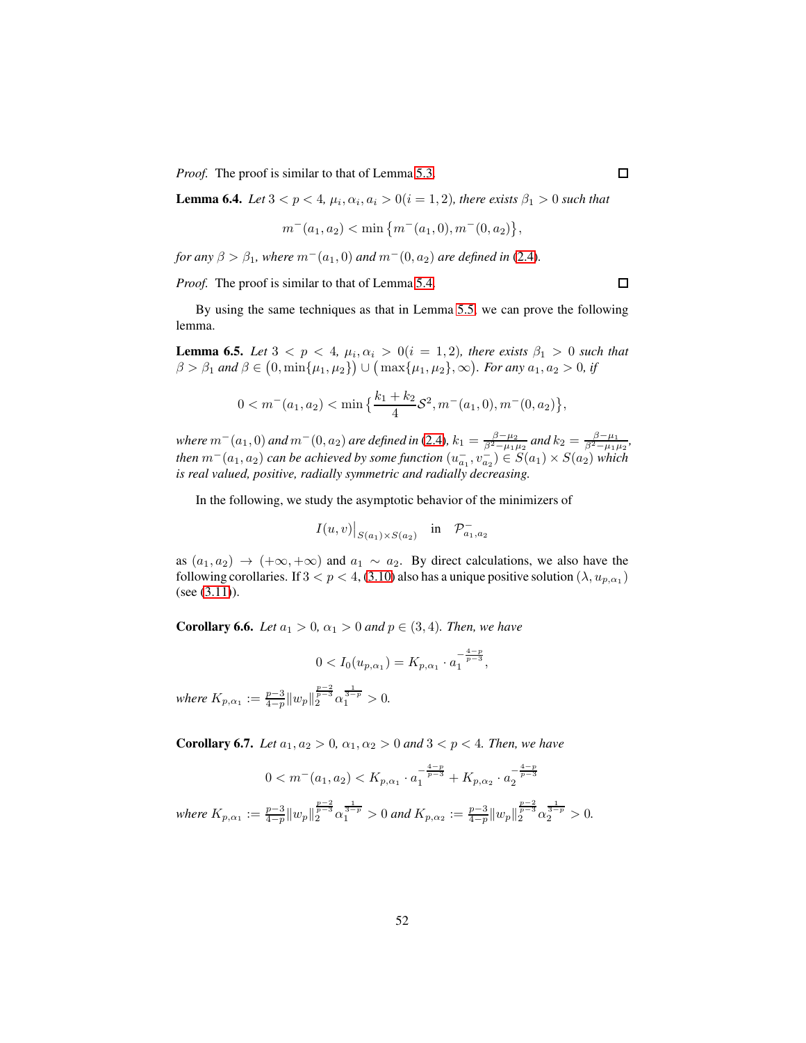*Proof.* The proof is similar to that of Lemma 5.3. □

**Lemma 6.4.** *Let $3 < p < 4$, $\mu_i, \alpha_i, a_i > 0 (i = 1, 2)$, there exists $\beta_1 > 0$ such that*

$$m^-(a_1, a_2) < \min\{m^-(a_1, 0), m^-(0, a_2)\},$$

*for any $\beta > \beta_1$, where $m^-(a_1, 0)$ and $m^-(0, a_2)$ are defined in (2.4).*

*Proof.* The proof is similar to that of Lemma 5.4. □

By using the same techniques as that in Lemma 5.5, we can prove the following lemma.

**Lemma 6.5.** *Let $3 < p < 4$, $\mu_i, \alpha_i > 0 (i = 1, 2)$, there exists $\beta_1 > 0$ such that $\beta > \beta_1$ and $\beta \in \big(0, \min\{\mu_1, \mu_2\}\big) \cup \big(\max\{\mu_1, \mu_2\}, \infty\big)$. For any $a_1, a_2 > 0$, if*

$$0 < m^-(a_1, a_2) < \min\Big\{\frac{k_1 + k_2}{4}\mathcal{S}^2, m^-(a_1, 0), m^-(0, a_2)\Big\},$$

*where $m^-(a_1, 0)$ and $m^-(0, a_2)$ are defined in (2.4), $k_1 = \frac{\beta - \mu_2}{\beta^2 - \mu_1\mu_2}$ and $k_2 = \frac{\beta - \mu_1}{\beta^2 - \mu_1\mu_2}$, then $m^-(a_1, a_2)$ can be achieved by some function $(u^-_{a_1}, v^-_{a_2}) \in S(a_1) \times S(a_2)$ which is real valued, positive, radially symmetric and radially decreasing.*

In the following, we study the asymptotic behavior of the minimizers of

$$I(u, v)\big|_{S(a_1)\times S(a_2)} \quad \text{in} \quad \mathcal{P}^-_{a_1,a_2}$$

as $(a_1, a_2) \to (+\infty, +\infty)$ and $a_1 \sim a_2$. By direct calculations, we also have the following corollaries. If $3 < p < 4$, (3.10) also has a unique positive solution $(\lambda, u_{p,\alpha_1})$ (see (3.11)).

**Corollary 6.6.** *Let $a_1 > 0$, $\alpha_1 > 0$ and $p \in (3, 4)$. Then, we have*

$$0 < I_0(u_{p,\alpha_1}) = K_{p,\alpha_1} \cdot a_1^{-\frac{4-p}{p-3}},$$

*where $K_{p,\alpha_1} := \frac{p-3}{4-p}\|w_p\|_2^{\frac{p-2}{p-3}}\alpha_1^{\frac{1}{3-p}} > 0$.*

**Corollary 6.7.** *Let $a_1, a_2 > 0$, $\alpha_1, \alpha_2 > 0$ and $3 < p < 4$. Then, we have*

$$0 < m^-(a_1, a_2) < K_{p,\alpha_1} \cdot a_1^{-\frac{4-p}{p-3}} + K_{p,\alpha_2} \cdot a_2^{-\frac{4-p}{p-3}}$$

*where $K_{p,\alpha_1} := \frac{p-3}{4-p}\|w_p\|_2^{\frac{p-2}{p-3}}\alpha_1^{\frac{1}{3-p}} > 0$ and $K_{p,\alpha_2} := \frac{p-3}{4-p}\|w_p\|_2^{\frac{p-2}{p-3}}\alpha_2^{\frac{1}{3-p}} > 0$.*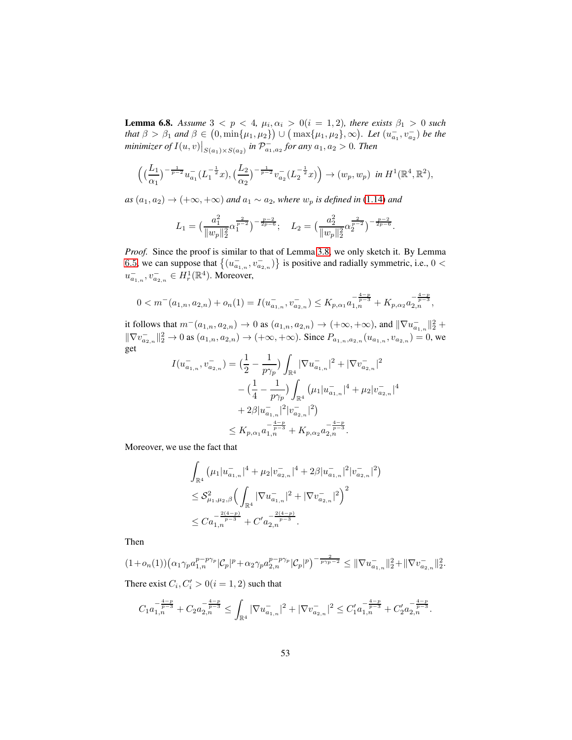**Lemma 6.8.** *Assume $3 < p < 4$, $\mu_i, \alpha_i > 0 (i = 1, 2)$, there exists $\beta_1 > 0$ such that $\beta > \beta_1$ and $\beta \in \big(0, \min\{\mu_1, \mu_2\}\big) \cup \big(\max\{\mu_1, \mu_2\}, \infty\big)$. Let $(u^-_{a_1}, v^-_{a_2})$ be the minimizer of $I(u, v)\big|_{S(a_1)\times S(a_2)}$ in $\mathcal{P}^-_{a_1,a_2}$ for any $a_1, a_2 > 0$. Then*

$$\Big( \big(\frac{L_1}{\alpha_1}\big)^{-\frac{1}{p-2}} u^-_{a_1}(L_1^{-\frac{1}{2}} x), \big(\frac{L_2}{\alpha_2}\big)^{-\frac{1}{p-2}} v^-_{a_2}(L_2^{-\frac{1}{2}} x) \Big) \to (w_p, w_p) \ \text{ in } H^1(\mathbb{R}^4, \mathbb{R}^2),$$

*as $(a_1, a_2) \to (+\infty, +\infty)$ and $a_1 \sim a_2$, where $w_p$ is defined in (1.14) and*

$$L_1 = \big(\frac{a_1^2}{\|w_p\|_2^2} \alpha_1^{\frac{2}{p-2}}\big)^{-\frac{p-2}{2p-6}}; \quad L_2 = \big(\frac{a_2^2}{\|w_p\|_2^2} \alpha_2^{\frac{2}{p-2}}\big)^{-\frac{p-2}{2p-6}}.$$

*Proof.* Since the proof is similar to that of Lemma 3.8, we only sketch it. By Lemma 6.5, we can suppose that $\big\{(u^-_{a_{1,n}}, v^-_{a_{2,n}})\big\}$ is positive and radially symmetric, i.e., $0 < u^-_{a_{1,n}}, v^-_{a_{2,n}} \in H^1_r(\mathbb{R}^4)$. Moreover,

$$0 < m^-(a_{1,n}, a_{2,n}) + o_n(1) = I(u^-_{a_{1,n}}, v^-_{a_{2,n}}) \le K_{p,\alpha_1} a_{1,n}^{-\frac{4-p}{p-3}} + K_{p,\alpha_2} a_{2,n}^{-\frac{4-p}{p-3}},$$

it follows that $m^-(a_{1,n}, a_{2,n}) \to 0$ as $(a_{1,n}, a_{2,n}) \to (+\infty, +\infty)$, and $\|\nabla u^-_{a_{1,n}}\|_2^2 + \|\nabla v^-_{a_{2,n}}\|_2^2 \to 0$ as $(a_{1,n}, a_{2,n}) \to (+\infty, +\infty)$. Since $P_{a_{1,n}, a_{2,n}}(u_{a_{1,n}}, v_{a_{2,n}}) = 0$, we get

$$\begin{aligned} I(u^-_{a_{1,n}}, v^-_{a_{2,n}}) = &\big(\frac{1}{2} - \frac{1}{p\gamma_p}\big) \int_{\mathbb{R}^4} |\nabla u^-_{a_{1,n}}|^2 + |\nabla v^-_{a_{2,n}}|^2 \\ &- \big(\frac{1}{4} - \frac{1}{p\gamma_p}\big) \int_{\mathbb{R}^4} \big(\mu_1 |u^-_{a_{1,n}}|^4 + \mu_2 |v^-_{a_{2,n}}|^4 \\ &+ 2\beta |u^-_{a_{1,n}}|^2 |v^-_{a_{2,n}}|^2\big) \\ \le\ & K_{p,\alpha_1} a_{1,n}^{-\frac{4-p}{p-3}} + K_{p,\alpha_2} a_{2,n}^{-\frac{4-p}{p-3}}. \end{aligned}$$

Moreover, we use the fact that

$$\begin{aligned} &\int_{\mathbb{R}^4} \big(\mu_1 |u^-_{a_{1,n}}|^4 + \mu_2 |v^-_{a_{2,n}}|^4 + 2\beta |u^-_{a_{1,n}}|^2 |v^-_{a_{2,n}}|^2\big) \\ &\le \mathcal{S}^2_{\mu_1,\mu_2,\beta} \Big( \int_{\mathbb{R}^4} |\nabla u^-_{a_{1,n}}|^2 + |\nabla v^-_{a_{2,n}}|^2 \Big)^2 \\ &\le C a_{1,n}^{-\frac{2(4-p)}{p-3}} + C' a_{2,n}^{-\frac{2(4-p)}{p-3}}. \end{aligned}$$

Then

$$(1 + o_n(1)) \big(\alpha_1 \gamma_p a_{1,n}^{p-p\gamma_p} |\mathcal{C}_p|^p + \alpha_2 \gamma_p a_{2,n}^{p-p\gamma_p} |\mathcal{C}_p|^p\big)^{-\frac{2}{p\gamma_p - 2}} \le \|\nabla u^-_{a_{1,n}}\|_2^2 + \|\nabla v^-_{a_{2,n}}\|_2^2.$$

There exist $C_i, C_i' > 0 (i = 1, 2)$ such that

$$C_1 a_{1,n}^{-\frac{4-p}{p-3}} + C_2 a_{2,n}^{-\frac{4-p}{p-3}} \le \int_{\mathbb{R}^4} |\nabla u^-_{a_{1,n}}|^2 + |\nabla v^-_{a_{2,n}}|^2 \le C_1' a_{1,n}^{-\frac{4-p}{p-3}} + C_2' a_{2,n}^{-\frac{4-p}{p-3}}.$$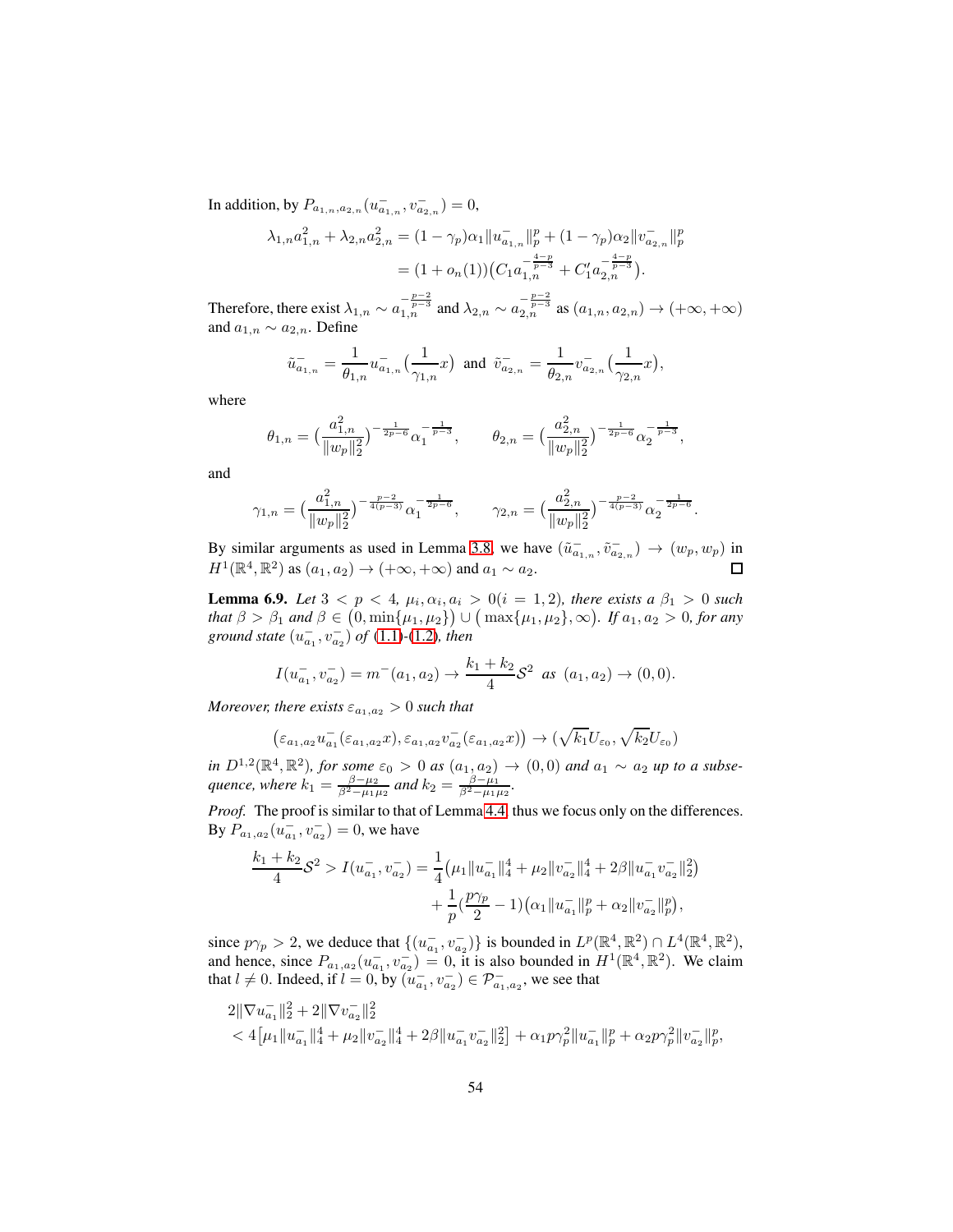In addition, by $P_{a_{1,n},a_{2,n}}(u^-_{a_{1,n}}, v^-_{a_{2,n}}) = 0$,

$$
\begin{aligned}
\lambda_{1,n} a_{1,n}^2 + \lambda_{2,n} a_{2,n}^2 &= (1-\gamma_p)\alpha_1 \|u^-_{a_{1,n}}\|_p^p + (1-\gamma_p)\alpha_2 \|v^-_{a_{2,n}}\|_p^p \\
&= (1+o_n(1))\big(C_1 a_{1,n}^{-\frac{4-p}{p-3}} + C_1' a_{2,n}^{-\frac{4-p}{p-3}}\big).
\end{aligned}
$$

Therefore, there exist $\lambda_{1,n} \sim a_{1,n}^{-\frac{p-2}{p-3}}$ and $\lambda_{2,n} \sim a_{2,n}^{-\frac{p-2}{p-3}}$ as $(a_{1,n}, a_{2,n}) \to (+\infty, +\infty)$ and $a_{1,n} \sim a_{2,n}$. Define

$$
\tilde{u}^-_{a_{1,n}} = \frac{1}{\theta_{1,n}} u^-_{a_{1,n}}\big(\frac{1}{\gamma_{1,n}} x\big) \ \text{ and } \ \tilde{v}^-_{a_{2,n}} = \frac{1}{\theta_{2,n}} v^-_{a_{2,n}}\big(\frac{1}{\gamma_{2,n}} x\big),
$$

where

$$
\theta_{1,n} = \big(\frac{a_{1,n}^2}{\|w_p\|_2^2}\big)^{-\frac{1}{2p-6}} \alpha_1^{-\frac{1}{p-3}}, \qquad \theta_{2,n} = \big(\frac{a_{2,n}^2}{\|w_p\|_2^2}\big)^{-\frac{1}{2p-6}} \alpha_2^{-\frac{1}{p-3}},
$$

and

$$
\gamma_{1,n} = \big(\frac{a_{1,n}^2}{\|w_p\|_2^2}\big)^{-\frac{p-2}{4(p-3)}} \alpha_1^{-\frac{1}{2p-6}}, \qquad \gamma_{2,n} = \big(\frac{a_{2,n}^2}{\|w_p\|_2^2}\big)^{-\frac{p-2}{4(p-3)}} \alpha_2^{-\frac{1}{2p-6}}.
$$

By similar arguments as used in Lemma 3.8, we have $(\tilde{u}^-_{a_{1,n}}, \tilde{v}^-_{a_{2,n}}) \to (w_p, w_p)$ in $H^1(\mathbb{R}^4, \mathbb{R}^2)$ as $(a_1, a_2) \to (+\infty, +\infty)$ and $a_1 \sim a_2$. □

**Lemma 6.9.** *Let $3 < p < 4$, $\mu_i, \alpha_i, a_i > 0 (i = 1, 2)$, there exists a $\beta_1 > 0$ such that $\beta > \beta_1$ and $\beta \in \big(0, \min\{\mu_1, \mu_2\}\big) \cup \big(\max\{\mu_1, \mu_2\}, \infty\big)$. If $a_1, a_2 > 0$, for any ground state $(u^-_{a_1}, v^-_{a_2})$ of (1.1)-(1.2), then*

$$
I(u^-_{a_1}, v^-_{a_2}) = m^-(a_1, a_2) \to \frac{k_1 + k_2}{4}\mathcal{S}^2 \ \text{ as } \ (a_1, a_2) \to (0, 0).
$$

*Moreover, there exists $\varepsilon_{a_1,a_2} > 0$ such that*

$$
\big(\varepsilon_{a_1,a_2} u^-_{a_1}(\varepsilon_{a_1,a_2} x), \varepsilon_{a_1,a_2} v^-_{a_2}(\varepsilon_{a_1,a_2} x)\big) \to (\sqrt{k_1} U_{\varepsilon_0}, \sqrt{k_2} U_{\varepsilon_0})
$$

*in $D^{1,2}(\mathbb{R}^4, \mathbb{R}^2)$, for some $\varepsilon_0 > 0$ as $(a_1, a_2) \to (0, 0)$ and $a_1 \sim a_2$ up to a subsequence, where $k_1 = \frac{\beta - \mu_2}{\beta^2 - \mu_1\mu_2}$ and $k_2 = \frac{\beta - \mu_1}{\beta^2 - \mu_1\mu_2}$.*

*Proof.* The proof is similar to that of Lemma 4.4, thus we focus only on the differences. By $P_{a_1,a_2}(u^-_{a_1}, v^-_{a_2}) = 0$, we have

$$
\begin{aligned}
\frac{k_1 + k_2}{4}\mathcal{S}^2 > I(u^-_{a_1}, v^-_{a_2}) &= \frac{1}{4}\big(\mu_1 \|u^-_{a_1}\|_4^4 + \mu_2 \|v^-_{a_2}\|_4^4 + 2\beta \|u^-_{a_1} v^-_{a_2}\|_2^2\big) \\
&\quad + \frac{1}{p}\big(\frac{p\gamma_p}{2} - 1\big)\big(\alpha_1 \|u^-_{a_1}\|_p^p + \alpha_2 \|v^-_{a_2}\|_p^p\big),
\end{aligned}
$$

since $p\gamma_p > 2$, we deduce that $\{(u^-_{a_1}, v^-_{a_2})\}$ is bounded in $L^p(\mathbb{R}^4, \mathbb{R}^2) \cap L^4(\mathbb{R}^4, \mathbb{R}^2)$, and hence, since $P_{a_1,a_2}(u^-_{a_1}, v^-_{a_2}) = 0$, it is also bounded in $H^1(\mathbb{R}^4, \mathbb{R}^2)$. We claim that $l \neq 0$. Indeed, if $l = 0$, by $(u^-_{a_1}, v^-_{a_2}) \in \mathcal{P}^-_{a_1,a_2}$, we see that

$$
\begin{aligned}
&2\|\nabla u^-_{a_1}\|_2^2 + 2\|\nabla v^-_{a_2}\|_2^2 \\
&< 4\big[\mu_1 \|u^-_{a_1}\|_4^4 + \mu_2 \|v^-_{a_2}\|_4^4 + 2\beta \|u^-_{a_1} v^-_{a_2}\|_2^2\big] + \alpha_1 p\gamma_p^2 \|u^-_{a_1}\|_p^p + \alpha_2 p\gamma_p^2 \|v^-_{a_2}\|_p^p,
\end{aligned}
$$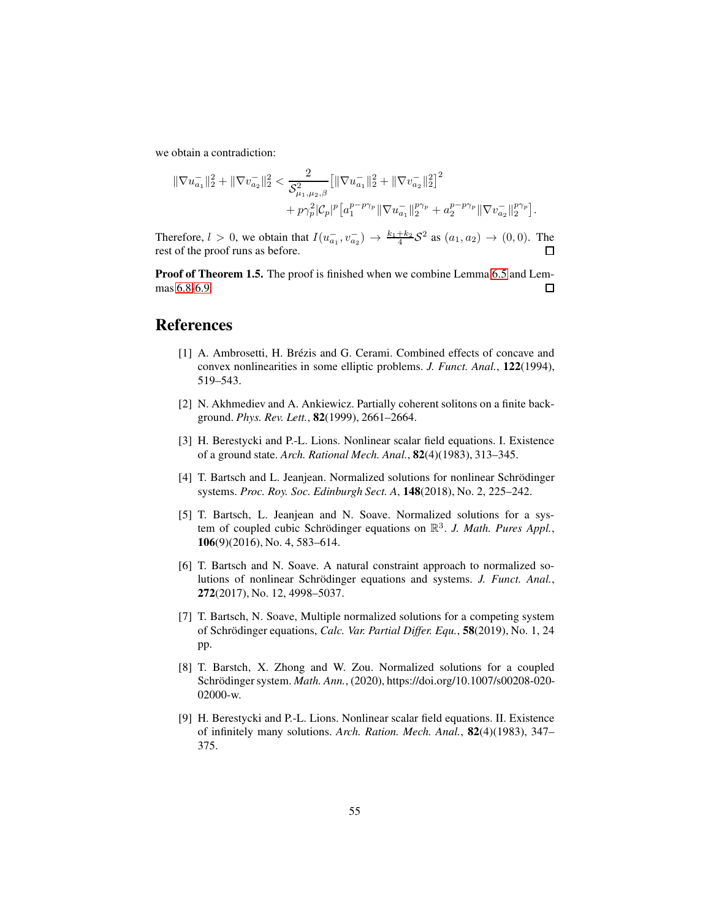we obtain a contradiction:

$$
\begin{aligned}
\|\nabla u_{a_1}^-\|_2^2 + \|\nabla v_{a_2}^-\|_2^2 < &\frac{2}{\mathcal{S}_{\mu_1,\mu_2,\beta}^2}\big[\|\nabla u_{a_1}^-\|_2^2 + \|\nabla v_{a_2}^-\|_2^2\big]^2 \\
&+ p\gamma_p^2|\mathcal{C}_p|^p\big[a_1^{p-p\gamma_p}\|\nabla u_{a_1}^-\|_2^{p\gamma_p} + a_2^{p-p\gamma_p}\|\nabla v_{a_2}^-\|_2^{p\gamma_p}\big].
\end{aligned}
$$

Therefore, $l > 0$, we obtain that $I(u_{a_1}^-, v_{a_2}^-) \to \frac{k_1+k_2}{4}\mathcal{S}^2$ as $(a_1, a_2) \to (0, 0)$. The rest of the proof runs as before. □

**Proof of Theorem 1.5.** The proof is finished when we combine Lemma 6.5 and Lemmas 6.8-6.9. □

# References

[1] A. Ambrosetti, H. Brézis and G. Cerami. Combined effects of concave and convex nonlinearities in some elliptic problems. *J. Funct. Anal.*, **122**(1994), 519–543.

[2] N. Akhmediev and A. Ankiewicz. Partially coherent solitons on a finite background. *Phys. Rev. Lett.*, **82**(1999), 2661–2664.

[3] H. Berestycki and P.-L. Lions. Nonlinear scalar field equations. I. Existence of a ground state. *Arch. Rational Mech. Anal.*, **82**(4)(1983), 313–345.

[4] T. Bartsch and L. Jeanjean. Normalized solutions for nonlinear Schrödinger systems. *Proc. Roy. Soc. Edinburgh Sect. A*, **148**(2018), No. 2, 225–242.

[5] T. Bartsch, L. Jeanjean and N. Soave. Normalized solutions for a system of coupled cubic Schrödinger equations on $\mathbb{R}^3$. *J. Math. Pures Appl.*, **106**(9)(2016), No. 4, 583–614.

[6] T. Bartsch and N. Soave. A natural constraint approach to normalized solutions of nonlinear Schrödinger equations and systems. *J. Funct. Anal.*, **272**(2017), No. 12, 4998–5037.

[7] T. Bartsch, N. Soave, Multiple normalized solutions for a competing system of Schrödinger equations, *Calc. Var. Partial Differ. Equ.*, **58**(2019), No. 1, 24 pp.

[8] T. Barstch, X. Zhong and W. Zou. Normalized solutions for a coupled Schrödinger system. *Math. Ann.*, (2020), https://doi.org/10.1007/s00208-020-02000-w.

[9] H. Berestycki and P.-L. Lions. Nonlinear scalar field equations. II. Existence of infinitely many solutions. *Arch. Ration. Mech. Anal.*, **82**(4)(1983), 347–375.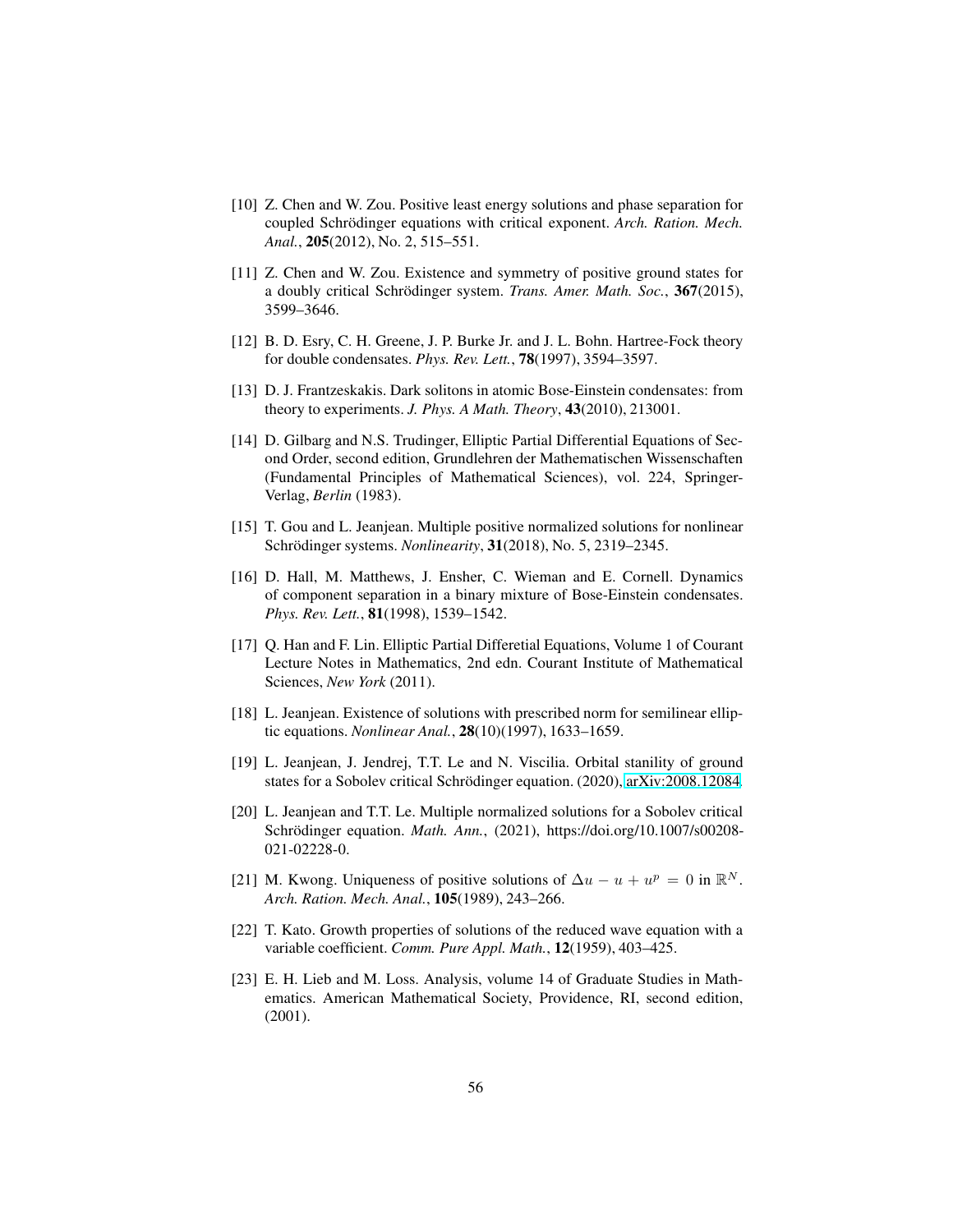[10] Z. Chen and W. Zou. Positive least energy solutions and phase separation for coupled Schrödinger equations with critical exponent. *Arch. Ration. Mech. Anal.*, **205**(2012), No. 2, 515–551.

[11] Z. Chen and W. Zou. Existence and symmetry of positive ground states for a doubly critical Schrödinger system. *Trans. Amer. Math. Soc.*, **367**(2015), 3599–3646.

[12] B. D. Esry, C. H. Greene, J. P. Burke Jr. and J. L. Bohn. Hartree-Fock theory for double condensates. *Phys. Rev. Lett.*, **78**(1997), 3594–3597.

[13] D. J. Frantzeskakis. Dark solitons in atomic Bose-Einstein condensates: from theory to experiments. *J. Phys. A Math. Theory*, **43**(2010), 213001.

[14] D. Gilbarg and N.S. Trudinger, Elliptic Partial Differential Equations of Second Order, second edition, Grundlehren der Mathematischen Wissenschaften (Fundamental Principles of Mathematical Sciences), vol. 224, Springer-Verlag, *Berlin* (1983).

[15] T. Gou and L. Jeanjean. Multiple positive normalized solutions for nonlinear Schrödinger systems. *Nonlinearity*, **31**(2018), No. 5, 2319–2345.

[16] D. Hall, M. Matthews, J. Ensher, C. Wieman and E. Cornell. Dynamics of component separation in a binary mixture of Bose-Einstein condensates. *Phys. Rev. Lett.*, **81**(1998), 1539–1542.

[17] Q. Han and F. Lin. Elliptic Partial Differetial Equations, Volume 1 of Courant Lecture Notes in Mathematics, 2nd edn. Courant Institute of Mathematical Sciences, *New York* (2011).

[18] L. Jeanjean. Existence of solutions with prescribed norm for semilinear elliptic equations. *Nonlinear Anal.*, **28**(10)(1997), 1633–1659.

[19] L. Jeanjean, J. Jendrej, T.T. Le and N. Viscilia. Orbital stanility of ground states for a Sobolev critical Schrödinger equation. (2020), arXiv:2008.12084.

[20] L. Jeanjean and T.T. Le. Multiple normalized solutions for a Sobolev critical Schrödinger equation. *Math. Ann.*, (2021), https://doi.org/10.1007/s00208-021-02228-0.

[21] M. Kwong. Uniqueness of positive solutions of $\Delta u - u + u^p = 0$ in $\mathbb{R}^N$. *Arch. Ration. Mech. Anal.*, **105**(1989), 243–266.

[22] T. Kato. Growth properties of solutions of the reduced wave equation with a variable coefficient. *Comm. Pure Appl. Math.*, **12**(1959), 403–425.

[23] E. H. Lieb and M. Loss. Analysis, volume 14 of Graduate Studies in Mathematics. American Mathematical Society, Providence, RI, second edition, (2001).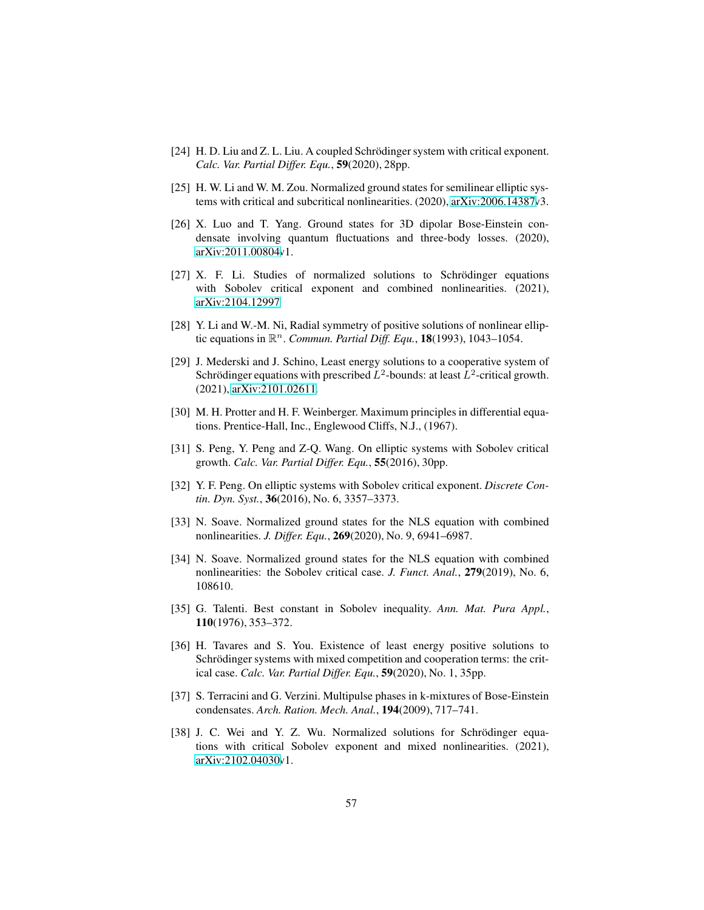[24] H. D. Liu and Z. L. Liu. A coupled Schrödinger system with critical exponent. *Calc. Var. Partial Differ. Equ.*, **59**(2020), 28pp.

[25] H. W. Li and W. M. Zou. Normalized ground states for semilinear elliptic systems with critical and subcritical nonlinearities. (2020), arXiv:2006.14387v3.

[26] X. Luo and T. Yang. Ground states for 3D dipolar Bose-Einstein condensate involving quantum fluctuations and three-body losses. (2020), arXiv:2011.00804v1.

[27] X. F. Li. Studies of normalized solutions to Schrödinger equations with Sobolev critical exponent and combined nonlinearities. (2021), arXiv:2104.12997.

[28] Y. Li and W.-M. Ni, Radial symmetry of positive solutions of nonlinear elliptic equations in $\mathbb{R}^n$. *Commun. Partial Diff. Equ.*, **18**(1993), 1043–1054.

[29] J. Mederski and J. Schino, Least energy solutions to a cooperative system of Schrödinger equations with prescribed $L^2$-bounds: at least $L^2$-critical growth. (2021), arXiv:2101.02611.

[30] M. H. Protter and H. F. Weinberger. Maximum principles in differential equations. Prentice-Hall, Inc., Englewood Cliffs, N.J., (1967).

[31] S. Peng, Y. Peng and Z-Q. Wang. On elliptic systems with Sobolev critical growth. *Calc. Var. Partial Differ. Equ.*, **55**(2016), 30pp.

[32] Y. F. Peng. On elliptic systems with Sobolev critical exponent. *Discrete Contin. Dyn. Syst.*, **36**(2016), No. 6, 3357–3373.

[33] N. Soave. Normalized ground states for the NLS equation with combined nonlinearities. *J. Differ. Equ.*, **269**(2020), No. 9, 6941–6987.

[34] N. Soave. Normalized ground states for the NLS equation with combined nonlinearities: the Sobolev critical case. *J. Funct. Anal.*, **279**(2019), No. 6, 108610.

[35] G. Talenti. Best constant in Sobolev inequality. *Ann. Mat. Pura Appl.*, **110**(1976), 353–372.

[36] H. Tavares and S. You. Existence of least energy positive solutions to Schrödinger systems with mixed competition and cooperation terms: the critical case. *Calc. Var. Partial Differ. Equ.*, **59**(2020), No. 1, 35pp.

[37] S. Terracini and G. Verzini. Multipulse phases in k-mixtures of Bose-Einstein condensates. *Arch. Ration. Mech. Anal.*, **194**(2009), 717–741.

[38] J. C. Wei and Y. Z. Wu. Normalized solutions for Schrödinger equations with critical Sobolev exponent and mixed nonlinearities. (2021), arXiv:2102.04030v1.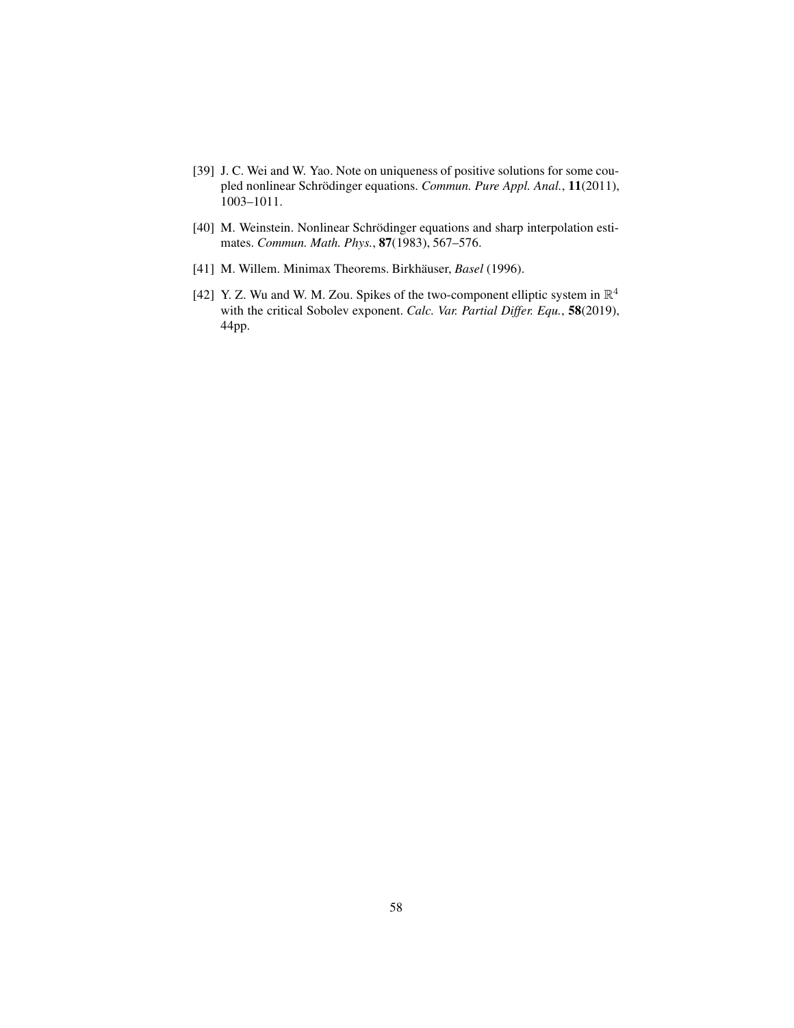[39] J. C. Wei and W. Yao. Note on uniqueness of positive solutions for some coupled nonlinear Schrödinger equations. *Commun. Pure Appl. Anal.*, **11**(2011), 1003–1011.

[40] M. Weinstein. Nonlinear Schrödinger equations and sharp interpolation estimates. *Commun. Math. Phys.*, **87**(1983), 567–576.

[41] M. Willem. Minimax Theorems. Birkhäuser, *Basel* (1996).

[42] Y. Z. Wu and W. M. Zou. Spikes of the two-component elliptic system in $\mathbb{R}^4$ with the critical Sobolev exponent. *Calc. Var. Partial Differ. Equ.*, **58**(2019), 44pp.